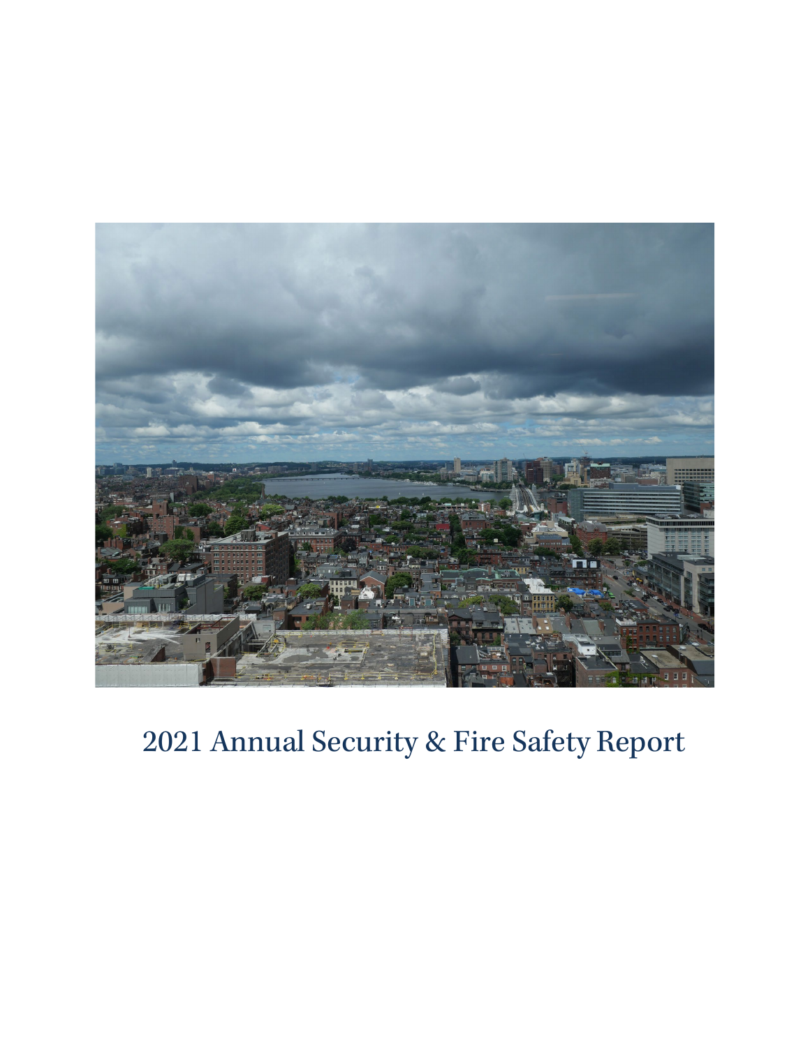# 2021 Annual Security & Fire Safety Report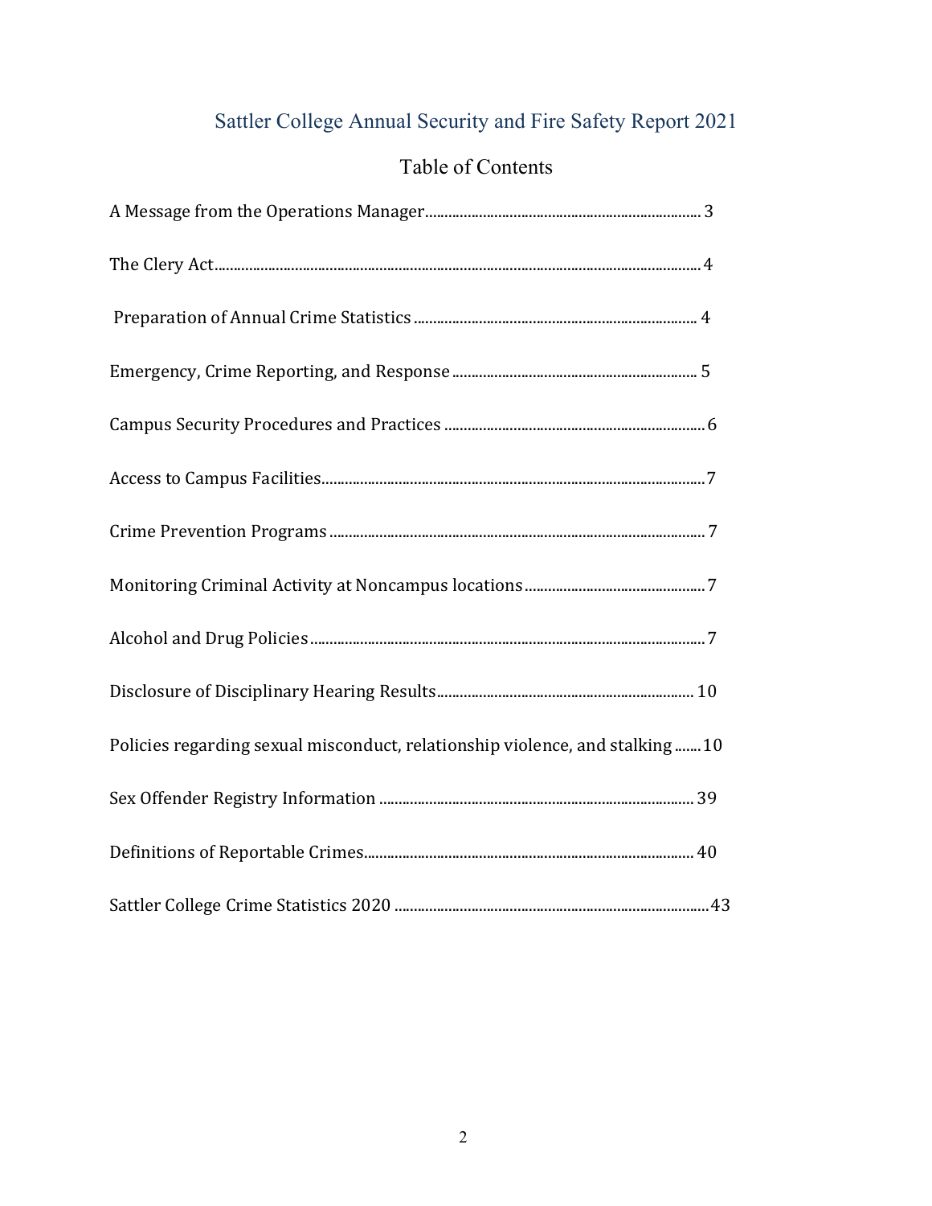# Sattler College Annual Security and Fire Safety Report 2021

## Table of Contents

A Message from the Operations Manager........................................................................ 3

The Clery Act.............................................................................................................................4

Preparation of Annual Crime Statistics ........................................................................... 4

Emergency, Crime Reporting, and Response ................................................................. 5

Campus Security Procedures and Practices ..................................................................... 6

Access to Campus Facilities.......................................................................................................7

Crime Prevention Programs .................................................................................................... 7

Monitoring Criminal Activity at Noncampus locations ................................................ 7

Alcohol and Drug Policies ........................................................................................................ 7

Disclosure of Disciplinary Hearing Results..................................................................... 10

Policies regarding sexual misconduct, relationship violence, and stalking .......10

Sex Offender Registry Information .................................................................................. 39

Definitions of Reportable Crimes....................................................................................... 40

Sattler College Crime Statistics 2020 ..................................................................................43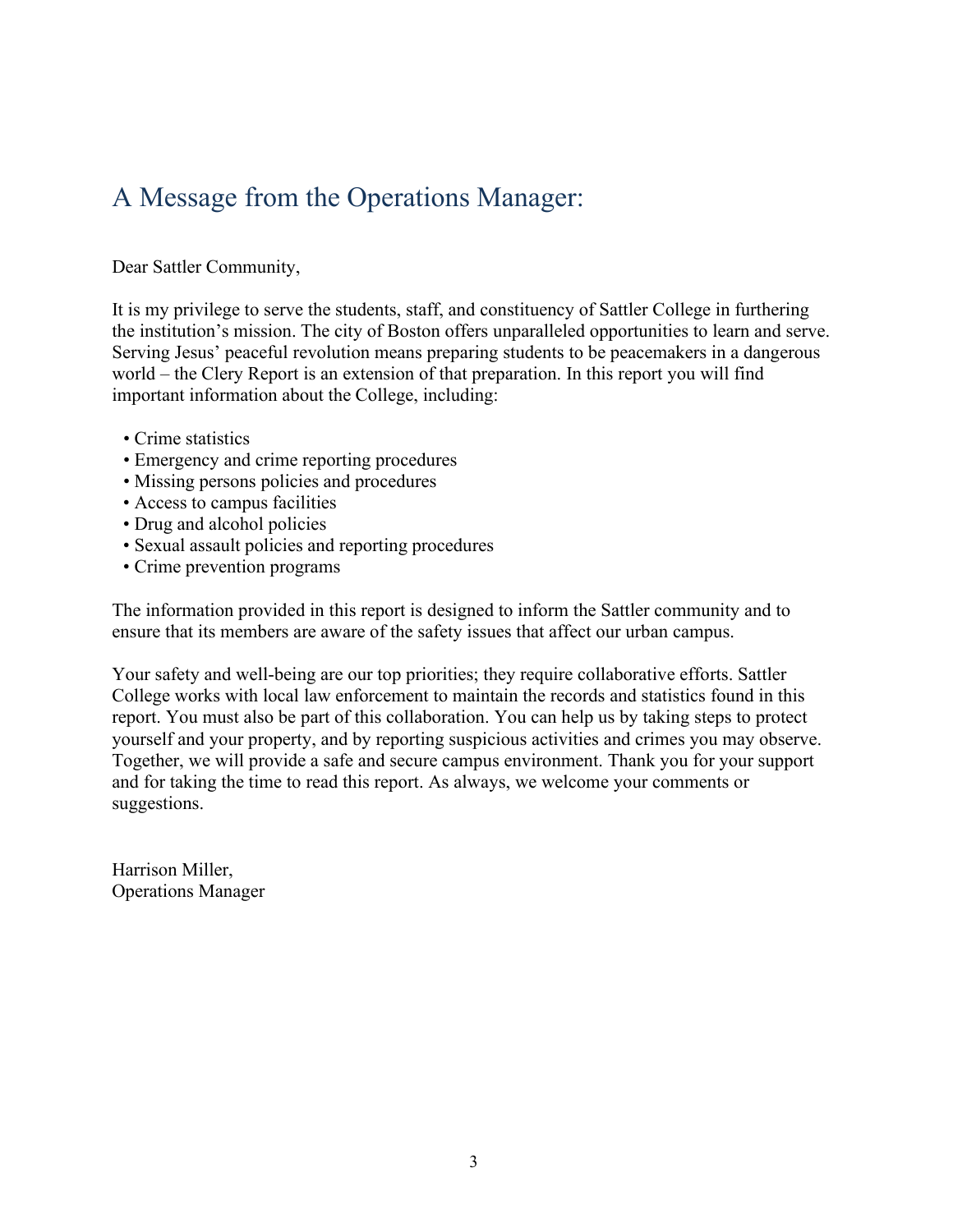# A Message from the Operations Manager:

Dear Sattler Community,

It is my privilege to serve the students, staff, and constituency of Sattler College in furthering the institution's mission. The city of Boston offers unparalleled opportunities to learn and serve. Serving Jesus' peaceful revolution means preparing students to be peacemakers in a dangerous world – the Clery Report is an extension of that preparation. In this report you will find important information about the College, including:

- Crime statistics
- Emergency and crime reporting procedures
- Missing persons policies and procedures
- Access to campus facilities
- Drug and alcohol policies
- Sexual assault policies and reporting procedures
- Crime prevention programs

The information provided in this report is designed to inform the Sattler community and to ensure that its members are aware of the safety issues that affect our urban campus.

Your safety and well-being are our top priorities; they require collaborative efforts. Sattler College works with local law enforcement to maintain the records and statistics found in this report. You must also be part of this collaboration. You can help us by taking steps to protect yourself and your property, and by reporting suspicious activities and crimes you may observe. Together, we will provide a safe and secure campus environment. Thank you for your support and for taking the time to read this report. As always, we welcome your comments or suggestions.

Harrison Miller,
Operations Manager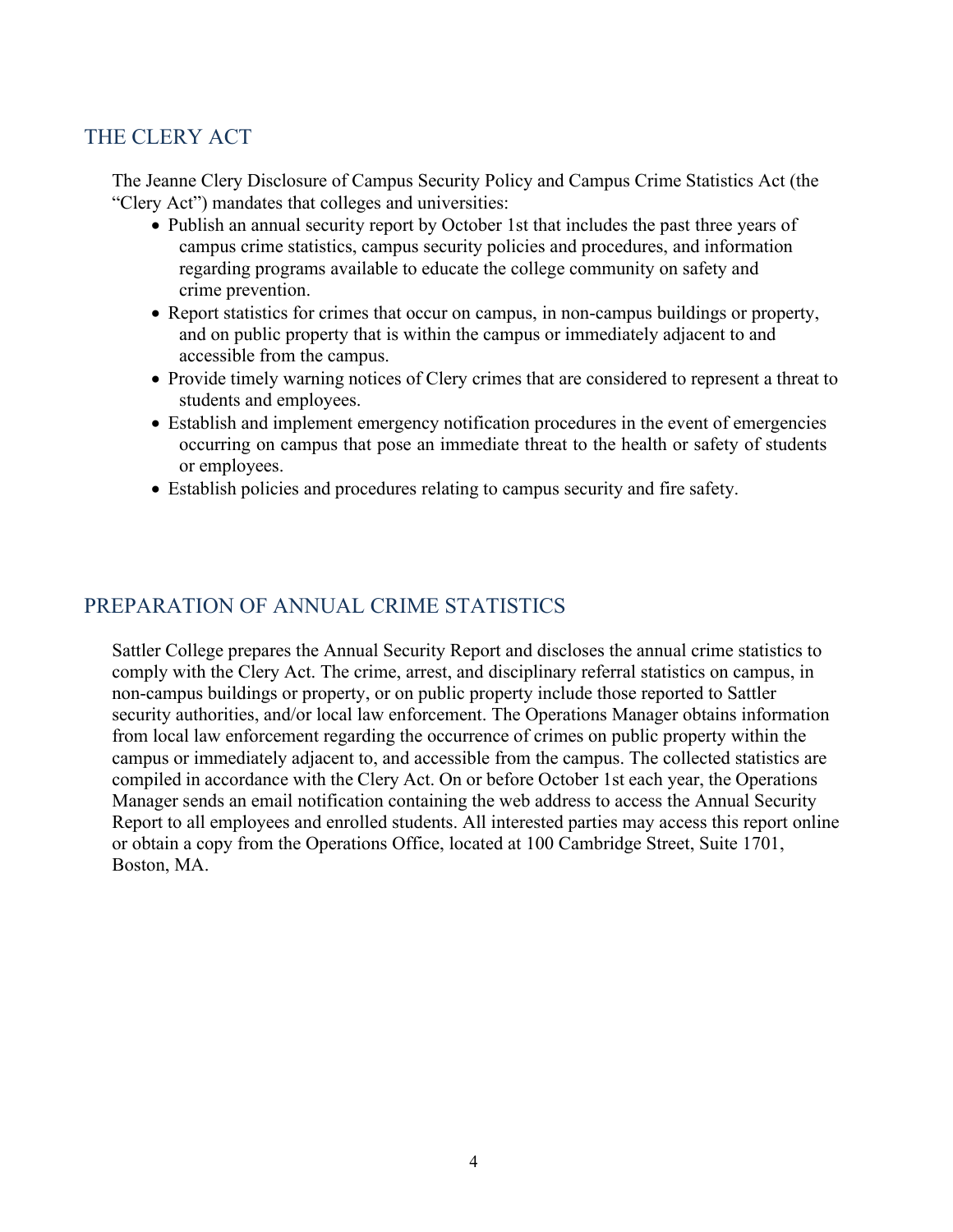## THE CLERY ACT

The Jeanne Clery Disclosure of Campus Security Policy and Campus Crime Statistics Act (the "Clery Act") mandates that colleges and universities:

- Publish an annual security report by October 1st that includes the past three years of campus crime statistics, campus security policies and procedures, and information regarding programs available to educate the college community on safety and crime prevention.
- Report statistics for crimes that occur on campus, in non-campus buildings or property, and on public property that is within the campus or immediately adjacent to and accessible from the campus.
- Provide timely warning notices of Clery crimes that are considered to represent a threat to students and employees.
- Establish and implement emergency notification procedures in the event of emergencies occurring on campus that pose an immediate threat to the health or safety of students or employees.
- Establish policies and procedures relating to campus security and fire safety.

## PREPARATION OF ANNUAL CRIME STATISTICS

Sattler College prepares the Annual Security Report and discloses the annual crime statistics to comply with the Clery Act. The crime, arrest, and disciplinary referral statistics on campus, in non-campus buildings or property, or on public property include those reported to Sattler security authorities, and/or local law enforcement. The Operations Manager obtains information from local law enforcement regarding the occurrence of crimes on public property within the campus or immediately adjacent to, and accessible from the campus. The collected statistics are compiled in accordance with the Clery Act. On or before October 1st each year, the Operations Manager sends an email notification containing the web address to access the Annual Security Report to all employees and enrolled students. All interested parties may access this report online or obtain a copy from the Operations Office, located at 100 Cambridge Street, Suite 1701, Boston, MA.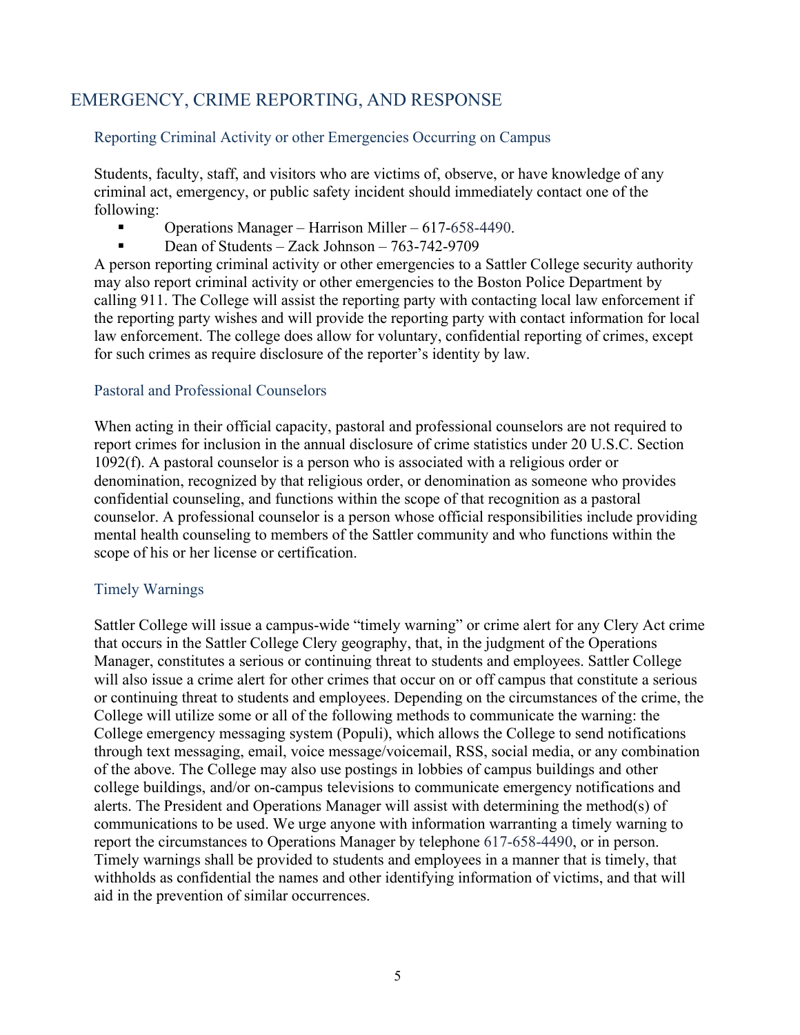## EMERGENCY, CRIME REPORTING, AND RESPONSE

### Reporting Criminal Activity or other Emergencies Occurring on Campus

Students, faculty, staff, and visitors who are victims of, observe, or have knowledge of any criminal act, emergency, or public safety incident should immediately contact one of the following:

- Operations Manager – Harrison Miller – 617-658-4490.
- Dean of Students – Zack Johnson – 763-742-9709

A person reporting criminal activity or other emergencies to a Sattler College security authority may also report criminal activity or other emergencies to the Boston Police Department by calling 911. The College will assist the reporting party with contacting local law enforcement if the reporting party wishes and will provide the reporting party with contact information for local law enforcement. The college does allow for voluntary, confidential reporting of crimes, except for such crimes as require disclosure of the reporter's identity by law.

### Pastoral and Professional Counselors

When acting in their official capacity, pastoral and professional counselors are not required to report crimes for inclusion in the annual disclosure of crime statistics under 20 U.S.C. Section 1092(f). A pastoral counselor is a person who is associated with a religious order or denomination, recognized by that religious order, or denomination as someone who provides confidential counseling, and functions within the scope of that recognition as a pastoral counselor. A professional counselor is a person whose official responsibilities include providing mental health counseling to members of the Sattler community and who functions within the scope of his or her license or certification.

### Timely Warnings

Sattler College will issue a campus-wide "timely warning" or crime alert for any Clery Act crime that occurs in the Sattler College Clery geography, that, in the judgment of the Operations Manager, constitutes a serious or continuing threat to students and employees. Sattler College will also issue a crime alert for other crimes that occur on or off campus that constitute a serious or continuing threat to students and employees. Depending on the circumstances of the crime, the College will utilize some or all of the following methods to communicate the warning: the College emergency messaging system (Populi), which allows the College to send notifications through text messaging, email, voice message/voicemail, RSS, social media, or any combination of the above. The College may also use postings in lobbies of campus buildings and other college buildings, and/or on-campus televisions to communicate emergency notifications and alerts. The President and Operations Manager will assist with determining the method(s) of communications to be used. We urge anyone with information warranting a timely warning to report the circumstances to Operations Manager by telephone 617-658-4490, or in person. Timely warnings shall be provided to students and employees in a manner that is timely, that withholds as confidential the names and other identifying information of victims, and that will aid in the prevention of similar occurrences.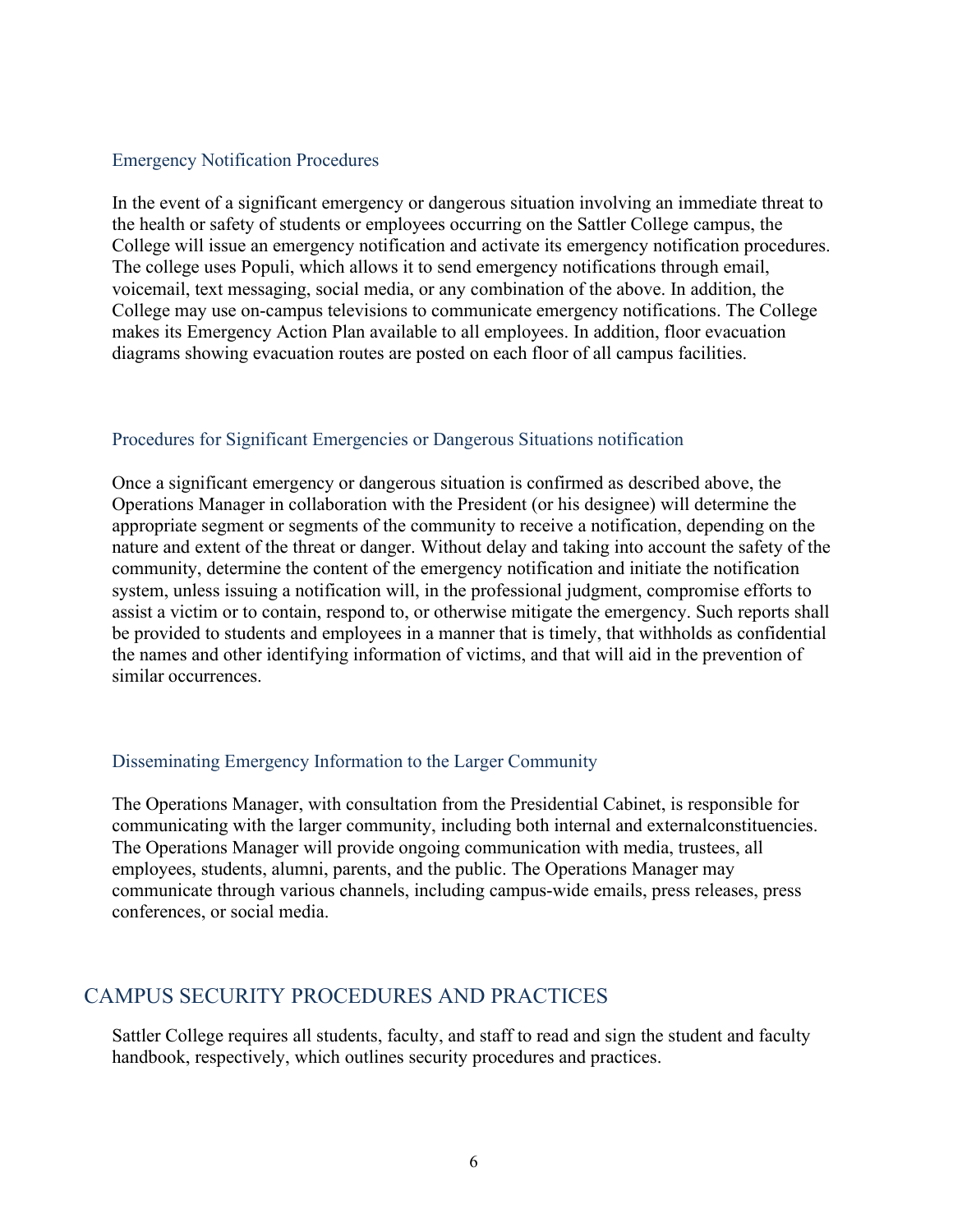### Emergency Notification Procedures

In the event of a significant emergency or dangerous situation involving an immediate threat to the health or safety of students or employees occurring on the Sattler College campus, the College will issue an emergency notification and activate its emergency notification procedures. The college uses Populi, which allows it to send emergency notifications through email, voicemail, text messaging, social media, or any combination of the above. In addition, the College may use on-campus televisions to communicate emergency notifications. The College makes its Emergency Action Plan available to all employees. In addition, floor evacuation diagrams showing evacuation routes are posted on each floor of all campus facilities.

### Procedures for Significant Emergencies or Dangerous Situations notification

Once a significant emergency or dangerous situation is confirmed as described above, the Operations Manager in collaboration with the President (or his designee) will determine the appropriate segment or segments of the community to receive a notification, depending on the nature and extent of the threat or danger. Without delay and taking into account the safety of the community, determine the content of the emergency notification and initiate the notification system, unless issuing a notification will, in the professional judgment, compromise efforts to assist a victim or to contain, respond to, or otherwise mitigate the emergency. Such reports shall be provided to students and employees in a manner that is timely, that withholds as confidential the names and other identifying information of victims, and that will aid in the prevention of similar occurrences.

### Disseminating Emergency Information to the Larger Community

The Operations Manager, with consultation from the Presidential Cabinet, is responsible for communicating with the larger community, including both internal and externalconstituencies. The Operations Manager will provide ongoing communication with media, trustees, all employees, students, alumni, parents, and the public. The Operations Manager may communicate through various channels, including campus-wide emails, press releases, press conferences, or social media.

## CAMPUS SECURITY PROCEDURES AND PRACTICES

Sattler College requires all students, faculty, and staff to read and sign the student and faculty handbook, respectively, which outlines security procedures and practices.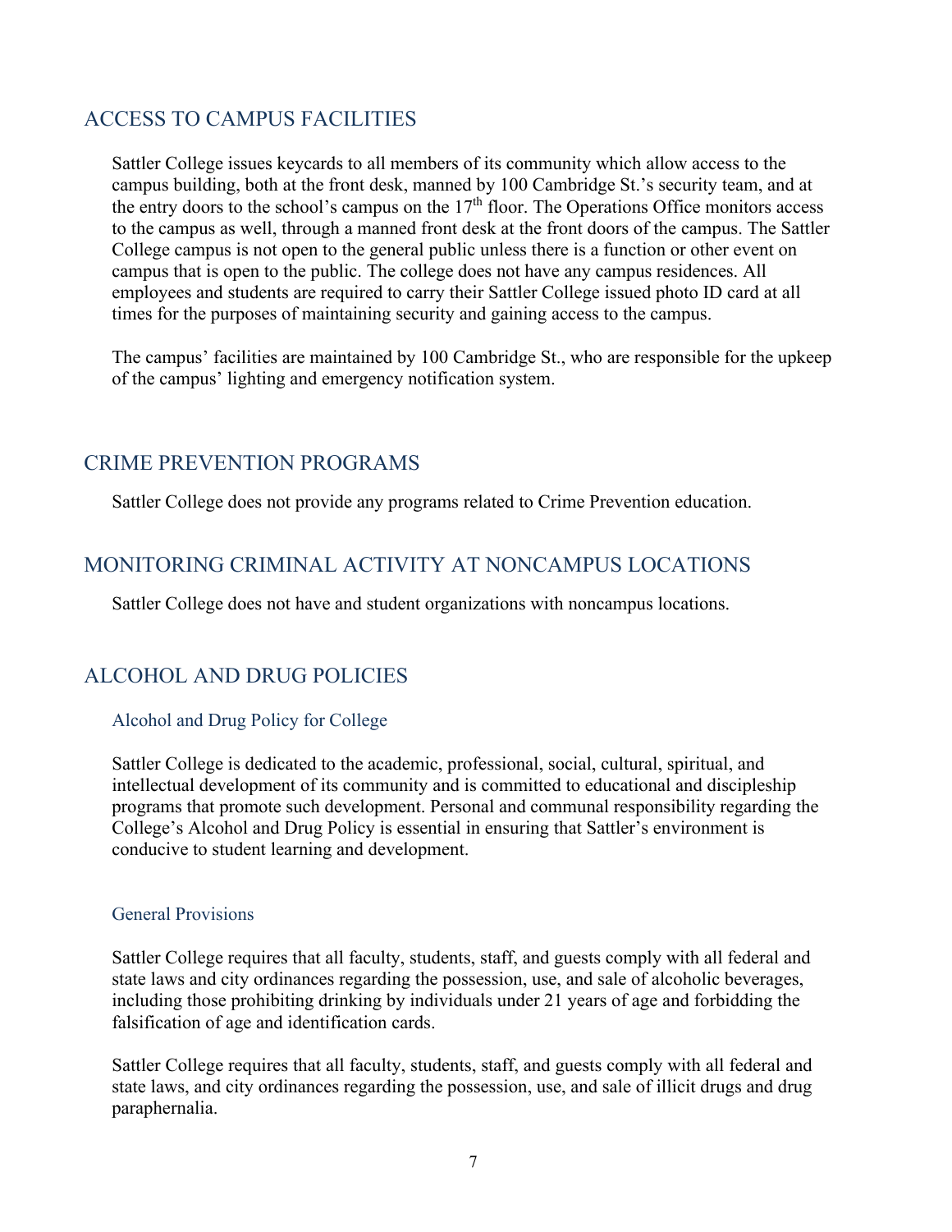## ACCESS TO CAMPUS FACILITIES

Sattler College issues keycards to all members of its community which allow access to the campus building, both at the front desk, manned by 100 Cambridge St.'s security team, and at the entry doors to the school's campus on the 17th floor. The Operations Office monitors access to the campus as well, through a manned front desk at the front doors of the campus. The Sattler College campus is not open to the general public unless there is a function or other event on campus that is open to the public. The college does not have any campus residences. All employees and students are required to carry their Sattler College issued photo ID card at all times for the purposes of maintaining security and gaining access to the campus.

The campus' facilities are maintained by 100 Cambridge St., who are responsible for the upkeep of the campus' lighting and emergency notification system.

## CRIME PREVENTION PROGRAMS

Sattler College does not provide any programs related to Crime Prevention education.

## MONITORING CRIMINAL ACTIVITY AT NONCAMPUS LOCATIONS

Sattler College does not have and student organizations with noncampus locations.

## ALCOHOL AND DRUG POLICIES

### Alcohol and Drug Policy for College

Sattler College is dedicated to the academic, professional, social, cultural, spiritual, and intellectual development of its community and is committed to educational and discipleship programs that promote such development. Personal and communal responsibility regarding the College's Alcohol and Drug Policy is essential in ensuring that Sattler's environment is conducive to student learning and development.

### General Provisions

Sattler College requires that all faculty, students, staff, and guests comply with all federal and state laws and city ordinances regarding the possession, use, and sale of alcoholic beverages, including those prohibiting drinking by individuals under 21 years of age and forbidding the falsification of age and identification cards.

Sattler College requires that all faculty, students, staff, and guests comply with all federal and state laws, and city ordinances regarding the possession, use, and sale of illicit drugs and drug paraphernalia.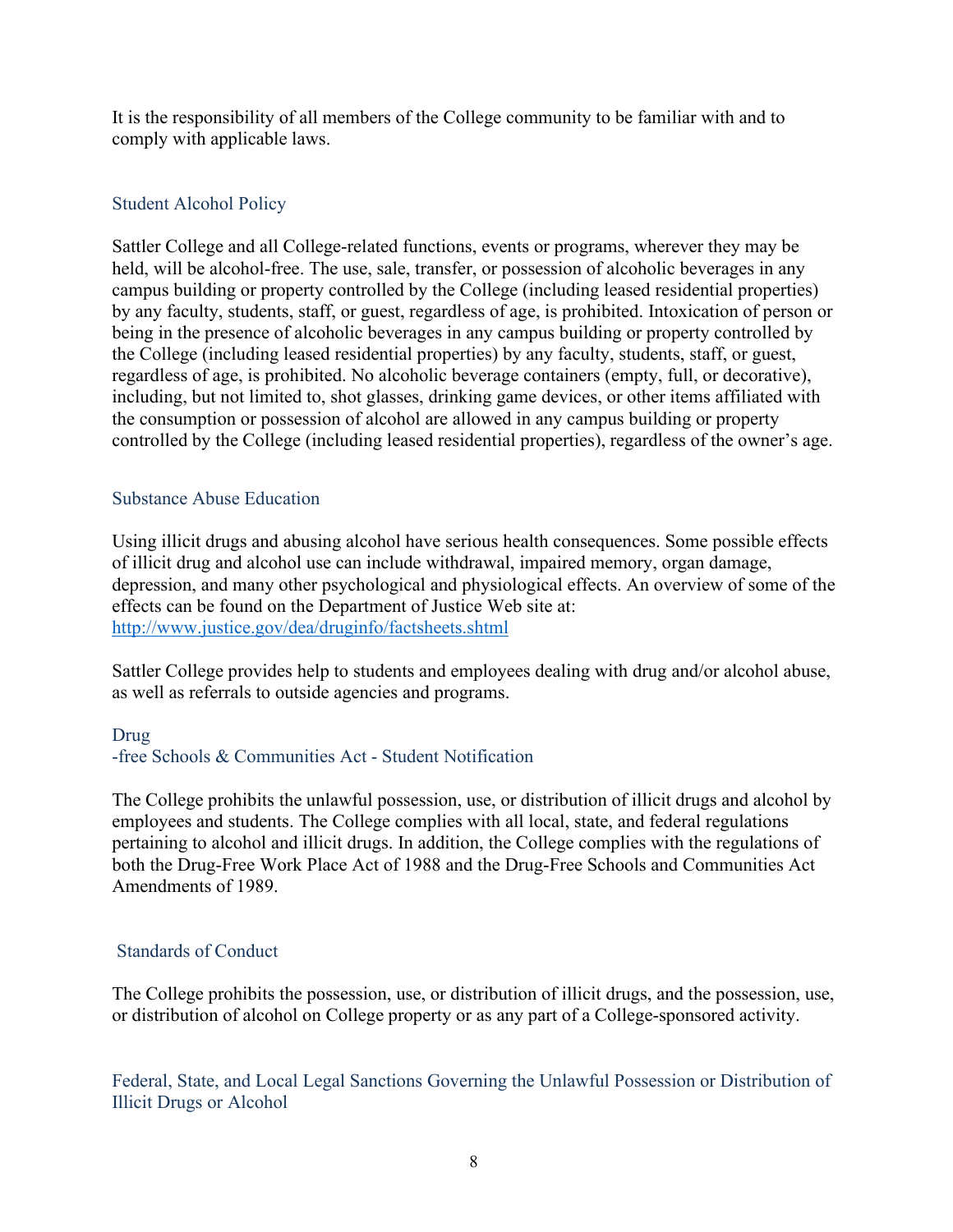It is the responsibility of all members of the College community to be familiar with and to comply with applicable laws.

## Student Alcohol Policy

Sattler College and all College-related functions, events or programs, wherever they may be held, will be alcohol-free. The use, sale, transfer, or possession of alcoholic beverages in any campus building or property controlled by the College (including leased residential properties) by any faculty, students, staff, or guest, regardless of age, is prohibited. Intoxication of person or being in the presence of alcoholic beverages in any campus building or property controlled by the College (including leased residential properties) by any faculty, students, staff, or guest, regardless of age, is prohibited. No alcoholic beverage containers (empty, full, or decorative), including, but not limited to, shot glasses, drinking game devices, or other items affiliated with the consumption or possession of alcohol are allowed in any campus building or property controlled by the College (including leased residential properties), regardless of the owner's age.

## Substance Abuse Education

Using illicit drugs and abusing alcohol have serious health consequences. Some possible effects of illicit drug and alcohol use can include withdrawal, impaired memory, organ damage, depression, and many other psychological and physiological effects. An overview of some of the effects can be found on the Department of Justice Web site at: [http://www.justice.gov/dea/druginfo/factsheets.shtml](http://www.justice.gov/dea/druginfo/factsheets.shtml)

Sattler College provides help to students and employees dealing with drug and/or alcohol abuse, as well as referrals to outside agencies and programs.

## Drug-free Schools & Communities Act - Student Notification

The College prohibits the unlawful possession, use, or distribution of illicit drugs and alcohol by employees and students. The College complies with all local, state, and federal regulations pertaining to alcohol and illicit drugs. In addition, the College complies with the regulations of both the Drug-Free Work Place Act of 1988 and the Drug-Free Schools and Communities Act Amendments of 1989.

## Standards of Conduct

The College prohibits the possession, use, or distribution of illicit drugs, and the possession, use, or distribution of alcohol on College property or as any part of a College-sponsored activity.

## Federal, State, and Local Legal Sanctions Governing the Unlawful Possession or Distribution of Illicit Drugs or Alcohol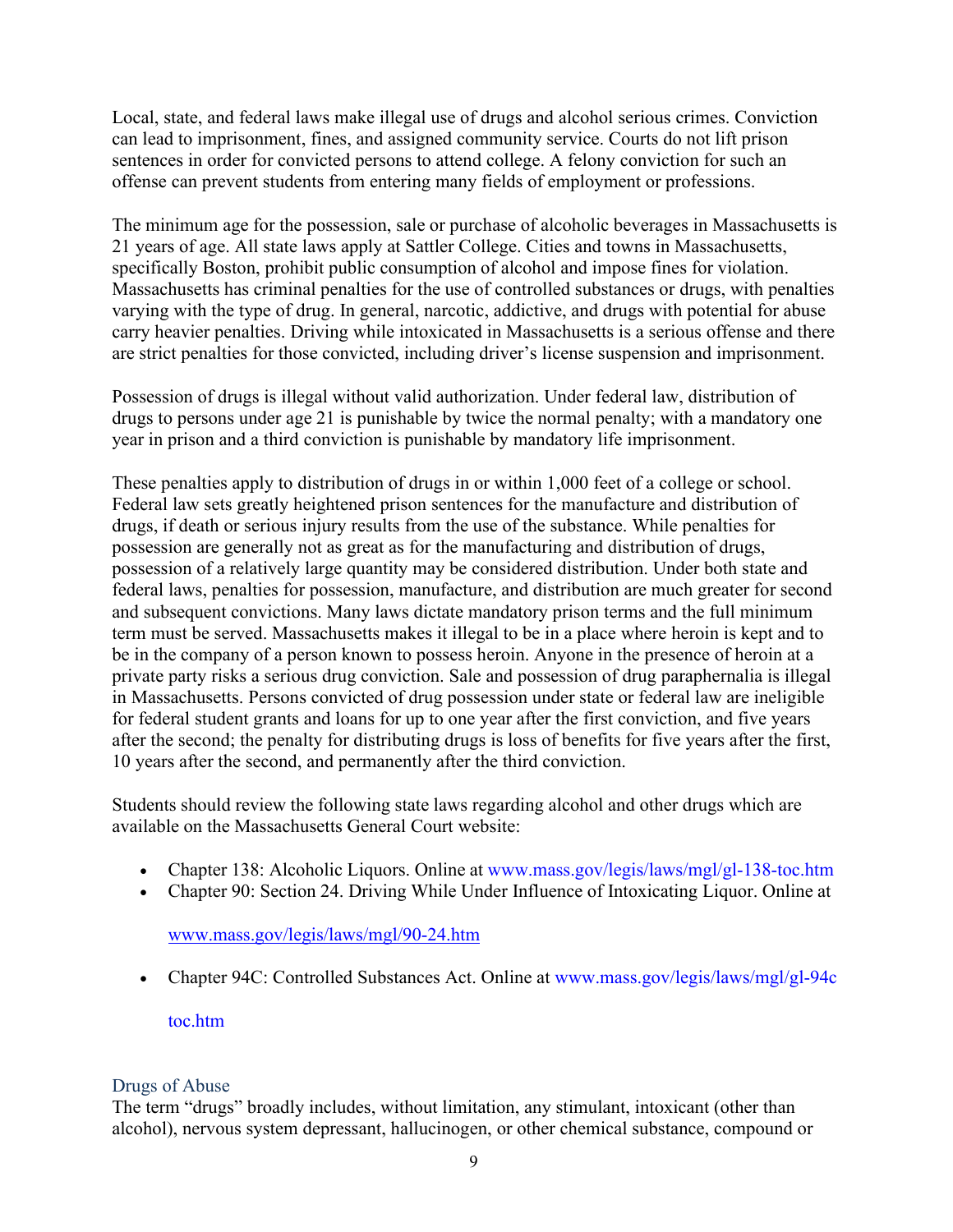Local, state, and federal laws make illegal use of drugs and alcohol serious crimes. Conviction can lead to imprisonment, fines, and assigned community service. Courts do not lift prison sentences in order for convicted persons to attend college. A felony conviction for such an offense can prevent students from entering many fields of employment or professions.

The minimum age for the possession, sale or purchase of alcoholic beverages in Massachusetts is 21 years of age. All state laws apply at Sattler College. Cities and towns in Massachusetts, specifically Boston, prohibit public consumption of alcohol and impose fines for violation. Massachusetts has criminal penalties for the use of controlled substances or drugs, with penalties varying with the type of drug. In general, narcotic, addictive, and drugs with potential for abuse carry heavier penalties. Driving while intoxicated in Massachusetts is a serious offense and there are strict penalties for those convicted, including driver's license suspension and imprisonment.

Possession of drugs is illegal without valid authorization. Under federal law, distribution of drugs to persons under age 21 is punishable by twice the normal penalty; with a mandatory one year in prison and a third conviction is punishable by mandatory life imprisonment.

These penalties apply to distribution of drugs in or within 1,000 feet of a college or school. Federal law sets greatly heightened prison sentences for the manufacture and distribution of drugs, if death or serious injury results from the use of the substance. While penalties for possession are generally not as great as for the manufacturing and distribution of drugs, possession of a relatively large quantity may be considered distribution. Under both state and federal laws, penalties for possession, manufacture, and distribution are much greater for second and subsequent convictions. Many laws dictate mandatory prison terms and the full minimum term must be served. Massachusetts makes it illegal to be in a place where heroin is kept and to be in the company of a person known to possess heroin. Anyone in the presence of heroin at a private party risks a serious drug conviction. Sale and possession of drug paraphernalia is illegal in Massachusetts. Persons convicted of drug possession under state or federal law are ineligible for federal student grants and loans for up to one year after the first conviction, and five years after the second; the penalty for distributing drugs is loss of benefits for five years after the first, 10 years after the second, and permanently after the third conviction.

Students should review the following state laws regarding alcohol and other drugs which are available on the Massachusetts General Court website:

- Chapter 138: Alcoholic Liquors. Online at www.mass.gov/legis/laws/mgl/gl-138-toc.htm
- Chapter 90: Section 24. Driving While Under Influence of Intoxicating Liquor. Online at www.mass.gov/legis/laws/mgl/90-24.htm
- Chapter 94C: Controlled Substances Act. Online at www.mass.gov/legis/laws/mgl/gl-94c toc.htm

### Drugs of Abuse

The term "drugs" broadly includes, without limitation, any stimulant, intoxicant (other than alcohol), nervous system depressant, hallucinogen, or other chemical substance, compound or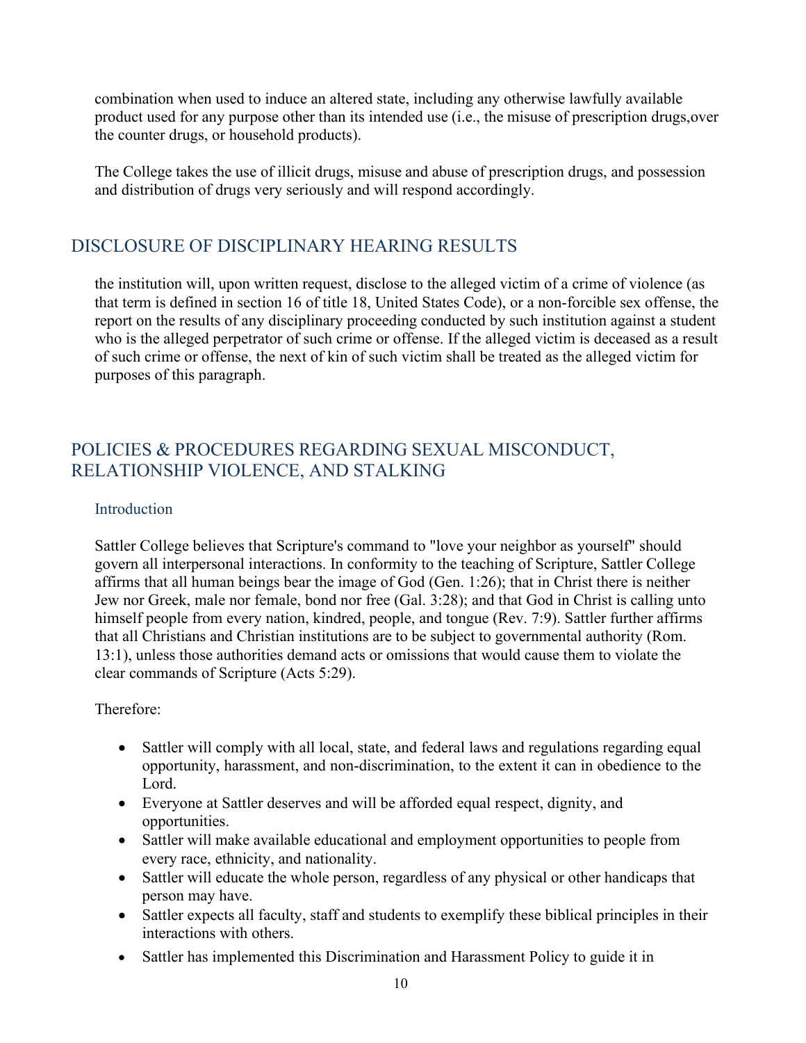combination when used to induce an altered state, including any otherwise lawfully available product used for any purpose other than its intended use (i.e., the misuse of prescription drugs,over the counter drugs, or household products).

The College takes the use of illicit drugs, misuse and abuse of prescription drugs, and possession and distribution of drugs very seriously and will respond accordingly.

## DISCLOSURE OF DISCIPLINARY HEARING RESULTS

the institution will, upon written request, disclose to the alleged victim of a crime of violence (as that term is defined in section 16 of title 18, United States Code), or a non-forcible sex offense, the report on the results of any disciplinary proceeding conducted by such institution against a student who is the alleged perpetrator of such crime or offense. If the alleged victim is deceased as a result of such crime or offense, the next of kin of such victim shall be treated as the alleged victim for purposes of this paragraph.

## POLICIES & PROCEDURES REGARDING SEXUAL MISCONDUCT, RELATIONSHIP VIOLENCE, AND STALKING

### Introduction

Sattler College believes that Scripture's command to "love your neighbor as yourself" should govern all interpersonal interactions. In conformity to the teaching of Scripture, Sattler College affirms that all human beings bear the image of God (Gen. 1:26); that in Christ there is neither Jew nor Greek, male nor female, bond nor free (Gal. 3:28); and that God in Christ is calling unto himself people from every nation, kindred, people, and tongue (Rev. 7:9). Sattler further affirms that all Christians and Christian institutions are to be subject to governmental authority (Rom. 13:1), unless those authorities demand acts or omissions that would cause them to violate the clear commands of Scripture (Acts 5:29).

Therefore:

- Sattler will comply with all local, state, and federal laws and regulations regarding equal opportunity, harassment, and non-discrimination, to the extent it can in obedience to the Lord.
- Everyone at Sattler deserves and will be afforded equal respect, dignity, and opportunities.
- Sattler will make available educational and employment opportunities to people from every race, ethnicity, and nationality.
- Sattler will educate the whole person, regardless of any physical or other handicaps that person may have.
- Sattler expects all faculty, staff and students to exemplify these biblical principles in their interactions with others.
- Sattler has implemented this Discrimination and Harassment Policy to guide it in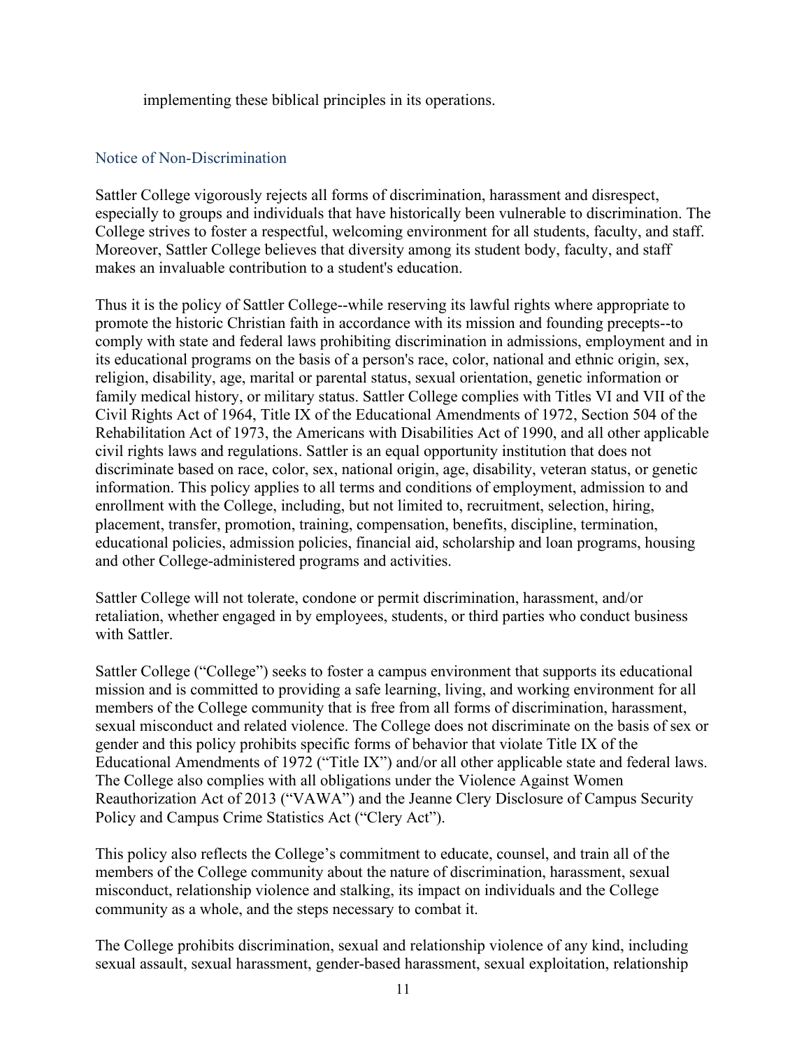implementing these biblical principles in its operations.

## Notice of Non-Discrimination

Sattler College vigorously rejects all forms of discrimination, harassment and disrespect, especially to groups and individuals that have historically been vulnerable to discrimination. The College strives to foster a respectful, welcoming environment for all students, faculty, and staff. Moreover, Sattler College believes that diversity among its student body, faculty, and staff makes an invaluable contribution to a student's education.

Thus it is the policy of Sattler College--while reserving its lawful rights where appropriate to promote the historic Christian faith in accordance with its mission and founding precepts--to comply with state and federal laws prohibiting discrimination in admissions, employment and in its educational programs on the basis of a person's race, color, national and ethnic origin, sex, religion, disability, age, marital or parental status, sexual orientation, genetic information or family medical history, or military status. Sattler College complies with Titles VI and VII of the Civil Rights Act of 1964, Title IX of the Educational Amendments of 1972, Section 504 of the Rehabilitation Act of 1973, the Americans with Disabilities Act of 1990, and all other applicable civil rights laws and regulations. Sattler is an equal opportunity institution that does not discriminate based on race, color, sex, national origin, age, disability, veteran status, or genetic information. This policy applies to all terms and conditions of employment, admission to and enrollment with the College, including, but not limited to, recruitment, selection, hiring, placement, transfer, promotion, training, compensation, benefits, discipline, termination, educational policies, admission policies, financial aid, scholarship and loan programs, housing and other College-administered programs and activities.

Sattler College will not tolerate, condone or permit discrimination, harassment, and/or retaliation, whether engaged in by employees, students, or third parties who conduct business with Sattler.

Sattler College ("College") seeks to foster a campus environment that supports its educational mission and is committed to providing a safe learning, living, and working environment for all members of the College community that is free from all forms of discrimination, harassment, sexual misconduct and related violence. The College does not discriminate on the basis of sex or gender and this policy prohibits specific forms of behavior that violate Title IX of the Educational Amendments of 1972 ("Title IX") and/or all other applicable state and federal laws. The College also complies with all obligations under the Violence Against Women Reauthorization Act of 2013 ("VAWA") and the Jeanne Clery Disclosure of Campus Security Policy and Campus Crime Statistics Act ("Clery Act").

This policy also reflects the College's commitment to educate, counsel, and train all of the members of the College community about the nature of discrimination, harassment, sexual misconduct, relationship violence and stalking, its impact on individuals and the College community as a whole, and the steps necessary to combat it.

The College prohibits discrimination, sexual and relationship violence of any kind, including sexual assault, sexual harassment, gender-based harassment, sexual exploitation, relationship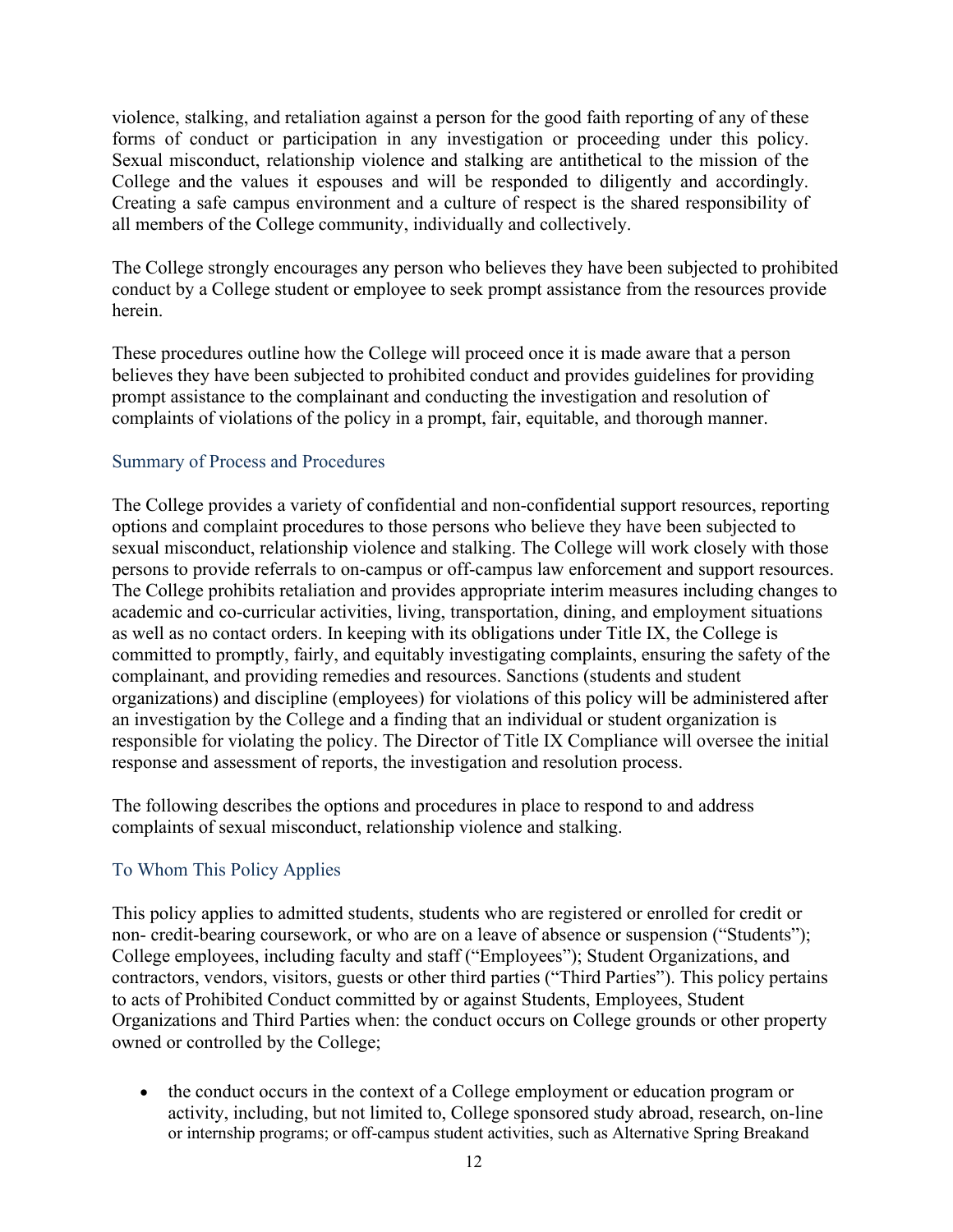violence, stalking, and retaliation against a person for the good faith reporting of any of these forms of conduct or participation in any investigation or proceeding under this policy. Sexual misconduct, relationship violence and stalking are antithetical to the mission of the College and the values it espouses and will be responded to diligently and accordingly. Creating a safe campus environment and a culture of respect is the shared responsibility of all members of the College community, individually and collectively.

The College strongly encourages any person who believes they have been subjected to prohibited conduct by a College student or employee to seek prompt assistance from the resources provide herein.

These procedures outline how the College will proceed once it is made aware that a person believes they have been subjected to prohibited conduct and provides guidelines for providing prompt assistance to the complainant and conducting the investigation and resolution of complaints of violations of the policy in a prompt, fair, equitable, and thorough manner.

## Summary of Process and Procedures

The College provides a variety of confidential and non-confidential support resources, reporting options and complaint procedures to those persons who believe they have been subjected to sexual misconduct, relationship violence and stalking. The College will work closely with those persons to provide referrals to on-campus or off-campus law enforcement and support resources. The College prohibits retaliation and provides appropriate interim measures including changes to academic and co-curricular activities, living, transportation, dining, and employment situations as well as no contact orders. In keeping with its obligations under Title IX, the College is committed to promptly, fairly, and equitably investigating complaints, ensuring the safety of the complainant, and providing remedies and resources. Sanctions (students and student organizations) and discipline (employees) for violations of this policy will be administered after an investigation by the College and a finding that an individual or student organization is responsible for violating the policy. The Director of Title IX Compliance will oversee the initial response and assessment of reports, the investigation and resolution process.

The following describes the options and procedures in place to respond to and address complaints of sexual misconduct, relationship violence and stalking.

## To Whom This Policy Applies

This policy applies to admitted students, students who are registered or enrolled for credit or non- credit-bearing coursework, or who are on a leave of absence or suspension ("Students"); College employees, including faculty and staff ("Employees"); Student Organizations, and contractors, vendors, visitors, guests or other third parties ("Third Parties"). This policy pertains to acts of Prohibited Conduct committed by or against Students, Employees, Student Organizations and Third Parties when: the conduct occurs on College grounds or other property owned or controlled by the College;

- the conduct occurs in the context of a College employment or education program or activity, including, but not limited to, College sponsored study abroad, research, on-line or internship programs; or off-campus student activities, such as Alternative Spring Breakand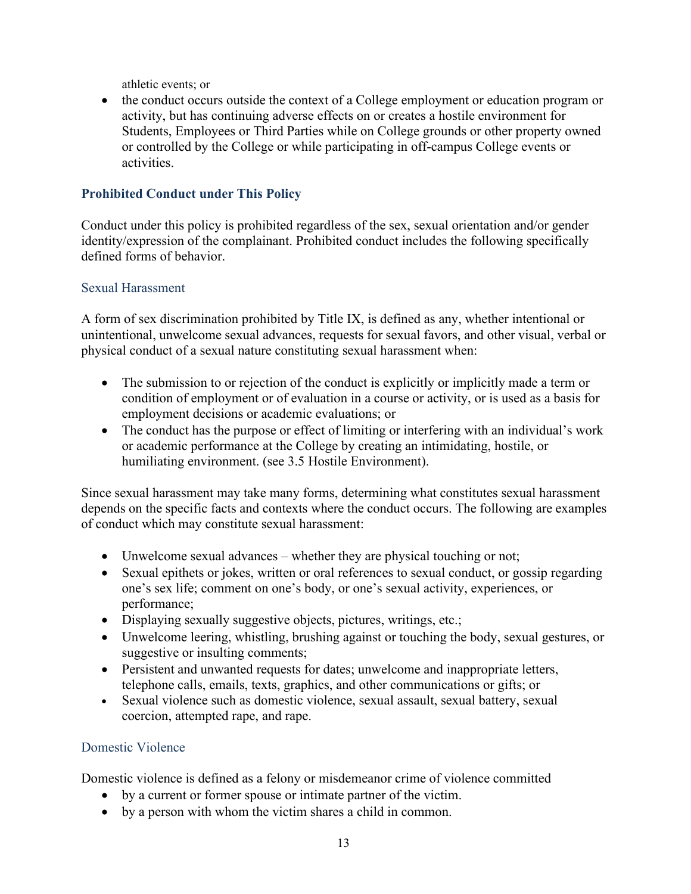athletic events; or

- the conduct occurs outside the context of a College employment or education program or activity, but has continuing adverse effects on or creates a hostile environment for Students, Employees or Third Parties while on College grounds or other property owned or controlled by the College or while participating in off-campus College events or activities.

## Prohibited Conduct under This Policy

Conduct under this policy is prohibited regardless of the sex, sexual orientation and/or gender identity/expression of the complainant. Prohibited conduct includes the following specifically defined forms of behavior.

### Sexual Harassment

A form of sex discrimination prohibited by Title IX, is defined as any, whether intentional or unintentional, unwelcome sexual advances, requests for sexual favors, and other visual, verbal or physical conduct of a sexual nature constituting sexual harassment when:

- The submission to or rejection of the conduct is explicitly or implicitly made a term or condition of employment or of evaluation in a course or activity, or is used as a basis for employment decisions or academic evaluations; or
- The conduct has the purpose or effect of limiting or interfering with an individual's work or academic performance at the College by creating an intimidating, hostile, or humiliating environment. (see 3.5 Hostile Environment).

Since sexual harassment may take many forms, determining what constitutes sexual harassment depends on the specific facts and contexts where the conduct occurs. The following are examples of conduct which may constitute sexual harassment:

- Unwelcome sexual advances – whether they are physical touching or not;
- Sexual epithets or jokes, written or oral references to sexual conduct, or gossip regarding one's sex life; comment on one's body, or one's sexual activity, experiences, or performance;
- Displaying sexually suggestive objects, pictures, writings, etc.;
- Unwelcome leering, whistling, brushing against or touching the body, sexual gestures, or suggestive or insulting comments;
- Persistent and unwanted requests for dates; unwelcome and inappropriate letters, telephone calls, emails, texts, graphics, and other communications or gifts; or
- Sexual violence such as domestic violence, sexual assault, sexual battery, sexual coercion, attempted rape, and rape.

### Domestic Violence

Domestic violence is defined as a felony or misdemeanor crime of violence committed

- by a current or former spouse or intimate partner of the victim.
- by a person with whom the victim shares a child in common.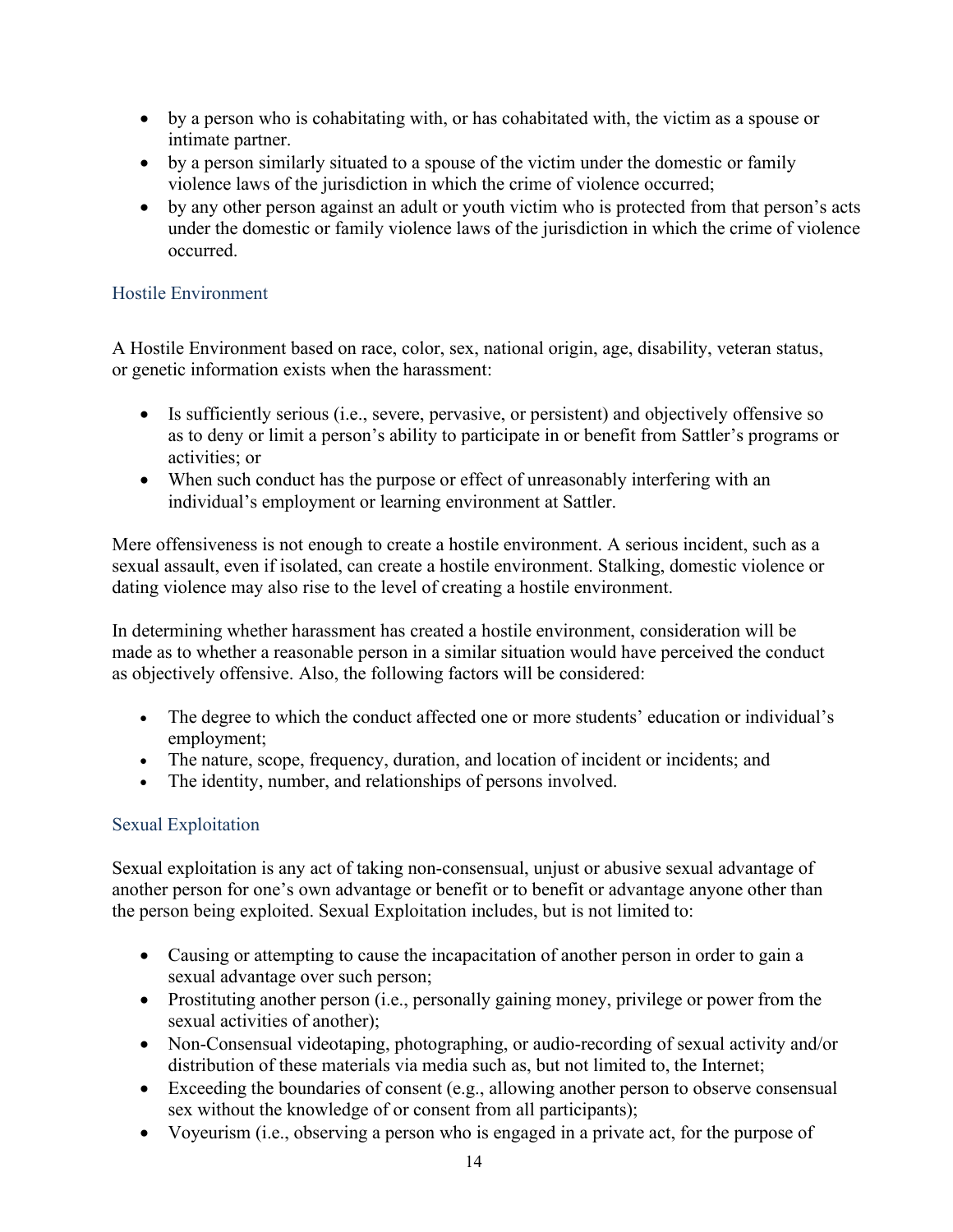- by a person who is cohabitating with, or has cohabitated with, the victim as a spouse or intimate partner.
- by a person similarly situated to a spouse of the victim under the domestic or family violence laws of the jurisdiction in which the crime of violence occurred;
- by any other person against an adult or youth victim who is protected from that person's acts under the domestic or family violence laws of the jurisdiction in which the crime of violence occurred.

### Hostile Environment

A Hostile Environment based on race, color, sex, national origin, age, disability, veteran status, or genetic information exists when the harassment:

- Is sufficiently serious (i.e., severe, pervasive, or persistent) and objectively offensive so as to deny or limit a person's ability to participate in or benefit from Sattler's programs or activities; or
- When such conduct has the purpose or effect of unreasonably interfering with an individual's employment or learning environment at Sattler.

Mere offensiveness is not enough to create a hostile environment. A serious incident, such as a sexual assault, even if isolated, can create a hostile environment. Stalking, domestic violence or dating violence may also rise to the level of creating a hostile environment.

In determining whether harassment has created a hostile environment, consideration will be made as to whether a reasonable person in a similar situation would have perceived the conduct as objectively offensive. Also, the following factors will be considered:

- The degree to which the conduct affected one or more students' education or individual's employment;
- The nature, scope, frequency, duration, and location of incident or incidents; and
- The identity, number, and relationships of persons involved.

### Sexual Exploitation

Sexual exploitation is any act of taking non-consensual, unjust or abusive sexual advantage of another person for one's own advantage or benefit or to benefit or advantage anyone other than the person being exploited. Sexual Exploitation includes, but is not limited to:

- Causing or attempting to cause the incapacitation of another person in order to gain a sexual advantage over such person;
- Prostituting another person (i.e., personally gaining money, privilege or power from the sexual activities of another);
- Non-Consensual videotaping, photographing, or audio-recording of sexual activity and/or distribution of these materials via media such as, but not limited to, the Internet;
- Exceeding the boundaries of consent (e.g., allowing another person to observe consensual sex without the knowledge of or consent from all participants);
- Voyeurism (i.e., observing a person who is engaged in a private act, for the purpose of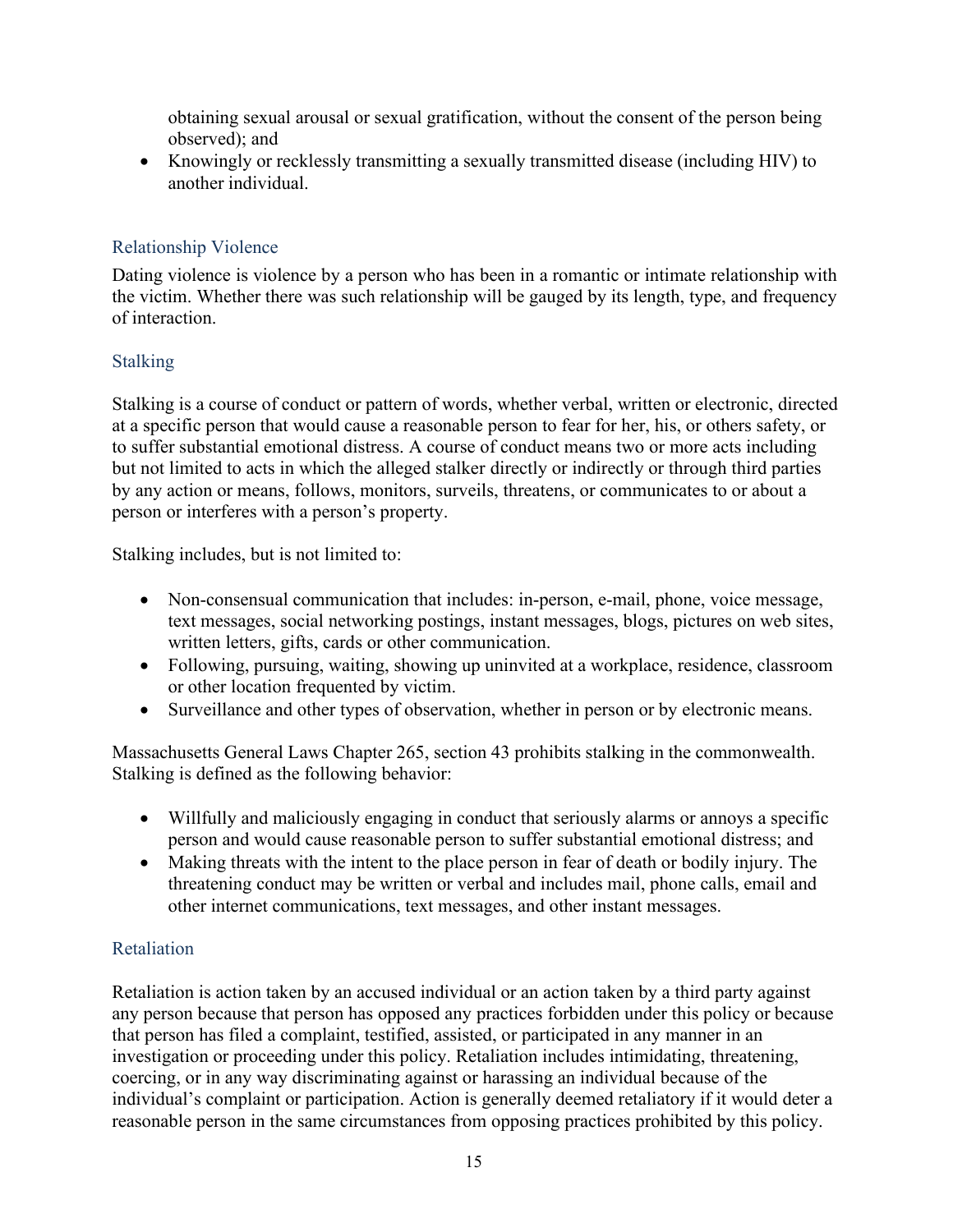obtaining sexual arousal or sexual gratification, without the consent of the person being observed); and

- Knowingly or recklessly transmitting a sexually transmitted disease (including HIV) to another individual.

### Relationship Violence

Dating violence is violence by a person who has been in a romantic or intimate relationship with the victim. Whether there was such relationship will be gauged by its length, type, and frequency of interaction.

### Stalking

Stalking is a course of conduct or pattern of words, whether verbal, written or electronic, directed at a specific person that would cause a reasonable person to fear for her, his, or others safety, or to suffer substantial emotional distress. A course of conduct means two or more acts including but not limited to acts in which the alleged stalker directly or indirectly or through third parties by any action or means, follows, monitors, surveils, threatens, or communicates to or about a person or interferes with a person's property.

Stalking includes, but is not limited to:

- Non-consensual communication that includes: in-person, e-mail, phone, voice message, text messages, social networking postings, instant messages, blogs, pictures on web sites, written letters, gifts, cards or other communication.
- Following, pursuing, waiting, showing up uninvited at a workplace, residence, classroom or other location frequented by victim.
- Surveillance and other types of observation, whether in person or by electronic means.

Massachusetts General Laws Chapter 265, section 43 prohibits stalking in the commonwealth. Stalking is defined as the following behavior:

- Willfully and maliciously engaging in conduct that seriously alarms or annoys a specific person and would cause reasonable person to suffer substantial emotional distress; and
- Making threats with the intent to the place person in fear of death or bodily injury. The threatening conduct may be written or verbal and includes mail, phone calls, email and other internet communications, text messages, and other instant messages.

### Retaliation

Retaliation is action taken by an accused individual or an action taken by a third party against any person because that person has opposed any practices forbidden under this policy or because that person has filed a complaint, testified, assisted, or participated in any manner in an investigation or proceeding under this policy. Retaliation includes intimidating, threatening, coercing, or in any way discriminating against or harassing an individual because of the individual's complaint or participation. Action is generally deemed retaliatory if it would deter a reasonable person in the same circumstances from opposing practices prohibited by this policy.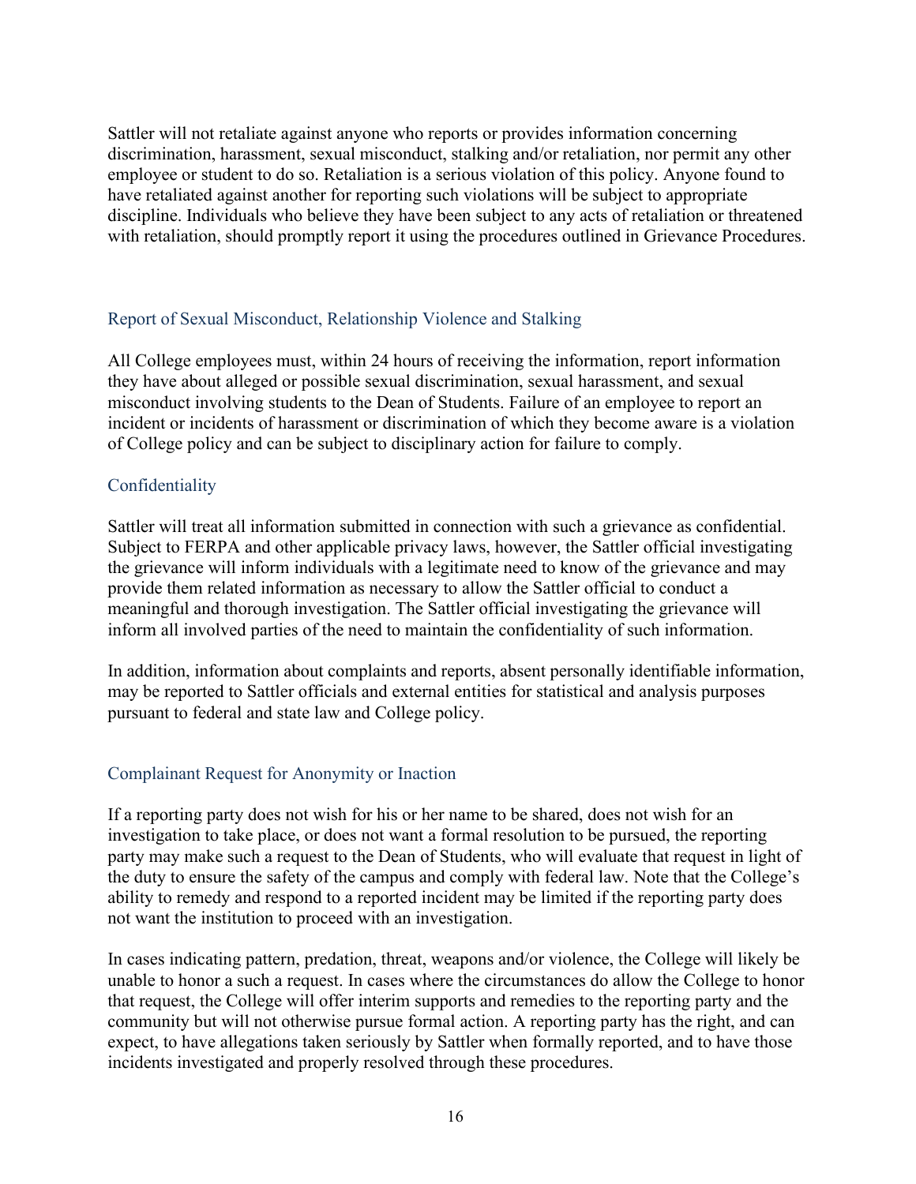Sattler will not retaliate against anyone who reports or provides information concerning discrimination, harassment, sexual misconduct, stalking and/or retaliation, nor permit any other employee or student to do so. Retaliation is a serious violation of this policy. Anyone found to have retaliated against another for reporting such violations will be subject to appropriate discipline. Individuals who believe they have been subject to any acts of retaliation or threatened with retaliation, should promptly report it using the procedures outlined in Grievance Procedures.

### Report of Sexual Misconduct, Relationship Violence and Stalking

All College employees must, within 24 hours of receiving the information, report information they have about alleged or possible sexual discrimination, sexual harassment, and sexual misconduct involving students to the Dean of Students. Failure of an employee to report an incident or incidents of harassment or discrimination of which they become aware is a violation of College policy and can be subject to disciplinary action for failure to comply.

### Confidentiality

Sattler will treat all information submitted in connection with such a grievance as confidential. Subject to FERPA and other applicable privacy laws, however, the Sattler official investigating the grievance will inform individuals with a legitimate need to know of the grievance and may provide them related information as necessary to allow the Sattler official to conduct a meaningful and thorough investigation. The Sattler official investigating the grievance will inform all involved parties of the need to maintain the confidentiality of such information.

In addition, information about complaints and reports, absent personally identifiable information, may be reported to Sattler officials and external entities for statistical and analysis purposes pursuant to federal and state law and College policy.

### Complainant Request for Anonymity or Inaction

If a reporting party does not wish for his or her name to be shared, does not wish for an investigation to take place, or does not want a formal resolution to be pursued, the reporting party may make such a request to the Dean of Students, who will evaluate that request in light of the duty to ensure the safety of the campus and comply with federal law. Note that the College's ability to remedy and respond to a reported incident may be limited if the reporting party does not want the institution to proceed with an investigation.

In cases indicating pattern, predation, threat, weapons and/or violence, the College will likely be unable to honor a such a request. In cases where the circumstances do allow the College to honor that request, the College will offer interim supports and remedies to the reporting party and the community but will not otherwise pursue formal action. A reporting party has the right, and can expect, to have allegations taken seriously by Sattler when formally reported, and to have those incidents investigated and properly resolved through these procedures.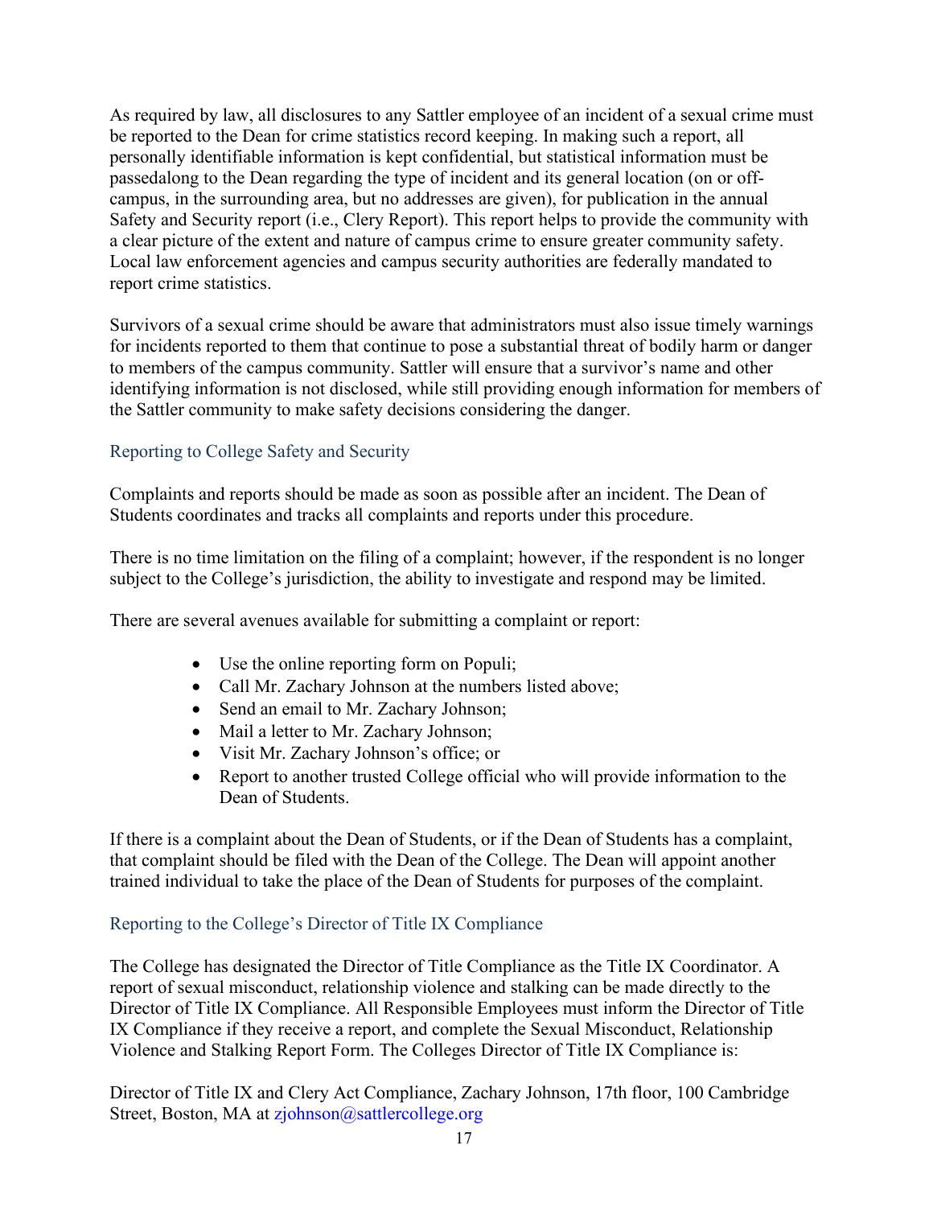As required by law, all disclosures to any Sattler employee of an incident of a sexual crime must be reported to the Dean for crime statistics record keeping. In making such a report, all personally identifiable information is kept confidential, but statistical information must be passedalong to the Dean regarding the type of incident and its general location (on or off-campus, in the surrounding area, but no addresses are given), for publication in the annual Safety and Security report (i.e., Clery Report). This report helps to provide the community with a clear picture of the extent and nature of campus crime to ensure greater community safety. Local law enforcement agencies and campus security authorities are federally mandated to report crime statistics.

Survivors of a sexual crime should be aware that administrators must also issue timely warnings for incidents reported to them that continue to pose a substantial threat of bodily harm or danger to members of the campus community. Sattler will ensure that a survivor's name and other identifying information is not disclosed, while still providing enough information for members of the Sattler community to make safety decisions considering the danger.

### Reporting to College Safety and Security

Complaints and reports should be made as soon as possible after an incident. The Dean of Students coordinates and tracks all complaints and reports under this procedure.

There is no time limitation on the filing of a complaint; however, if the respondent is no longer subject to the College's jurisdiction, the ability to investigate and respond may be limited.

There are several avenues available for submitting a complaint or report:

- Use the online reporting form on Populi;
- Call Mr. Zachary Johnson at the numbers listed above;
- Send an email to Mr. Zachary Johnson;
- Mail a letter to Mr. Zachary Johnson;
- Visit Mr. Zachary Johnson's office; or
- Report to another trusted College official who will provide information to the Dean of Students.

If there is a complaint about the Dean of Students, or if the Dean of Students has a complaint, that complaint should be filed with the Dean of the College. The Dean will appoint another trained individual to take the place of the Dean of Students for purposes of the complaint.

### Reporting to the College's Director of Title IX Compliance

The College has designated the Director of Title Compliance as the Title IX Coordinator. A report of sexual misconduct, relationship violence and stalking can be made directly to the Director of Title IX Compliance. All Responsible Employees must inform the Director of Title IX Compliance if they receive a report, and complete the Sexual Misconduct, Relationship Violence and Stalking Report Form. The Colleges Director of Title IX Compliance is:

Director of Title IX and Clery Act Compliance, Zachary Johnson, 17th floor, 100 Cambridge Street, Boston, MA at zjohnson@sattlercollege.org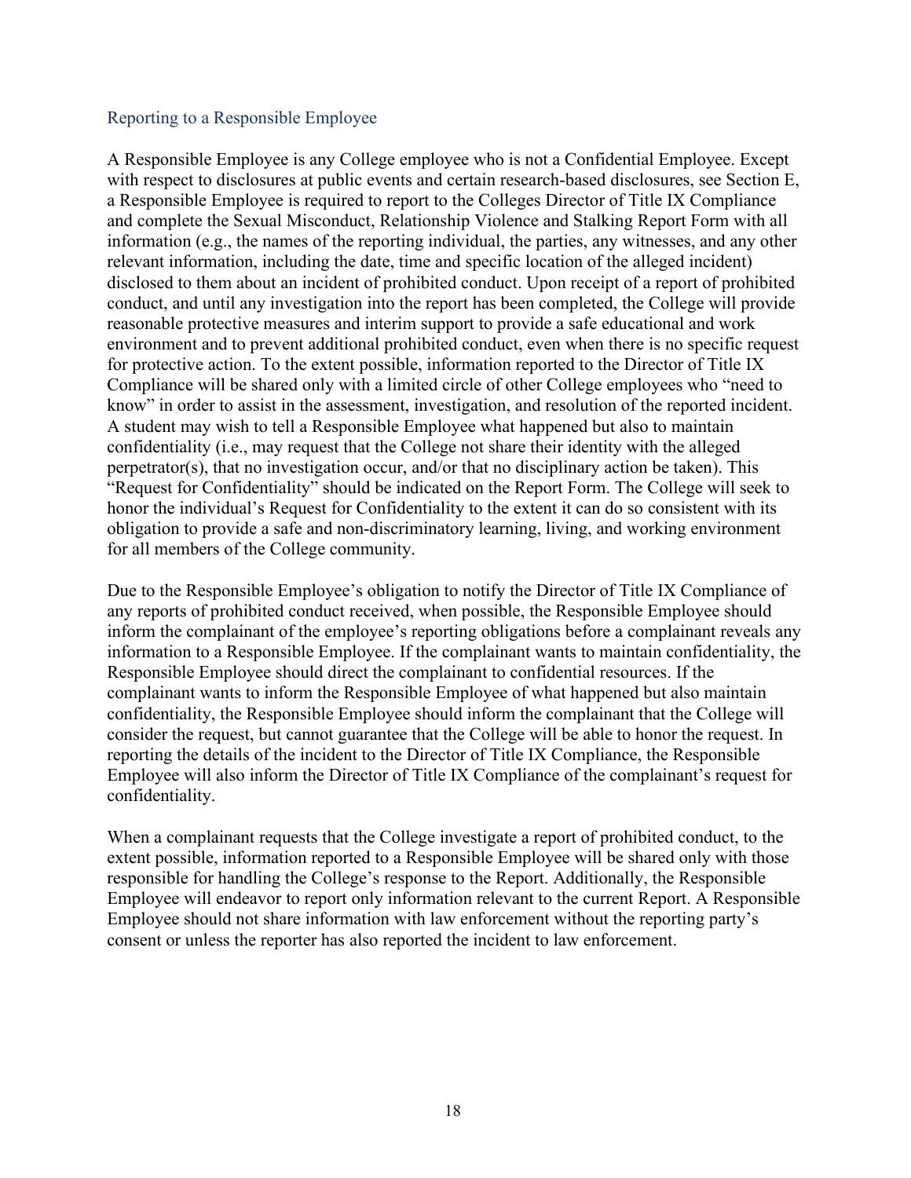## Reporting to a Responsible Employee

A Responsible Employee is any College employee who is not a Confidential Employee. Except with respect to disclosures at public events and certain research-based disclosures, see Section E, a Responsible Employee is required to report to the Colleges Director of Title IX Compliance and complete the Sexual Misconduct, Relationship Violence and Stalking Report Form with all information (e.g., the names of the reporting individual, the parties, any witnesses, and any other relevant information, including the date, time and specific location of the alleged incident) disclosed to them about an incident of prohibited conduct. Upon receipt of a report of prohibited conduct, and until any investigation into the report has been completed, the College will provide reasonable protective measures and interim support to provide a safe educational and work environment and to prevent additional prohibited conduct, even when there is no specific request for protective action. To the extent possible, information reported to the Director of Title IX Compliance will be shared only with a limited circle of other College employees who "need to know" in order to assist in the assessment, investigation, and resolution of the reported incident. A student may wish to tell a Responsible Employee what happened but also to maintain confidentiality (i.e., may request that the College not share their identity with the alleged perpetrator(s), that no investigation occur, and/or that no disciplinary action be taken). This "Request for Confidentiality" should be indicated on the Report Form. The College will seek to honor the individual's Request for Confidentiality to the extent it can do so consistent with its obligation to provide a safe and non-discriminatory learning, living, and working environment for all members of the College community.

Due to the Responsible Employee's obligation to notify the Director of Title IX Compliance of any reports of prohibited conduct received, when possible, the Responsible Employee should inform the complainant of the employee's reporting obligations before a complainant reveals any information to a Responsible Employee. If the complainant wants to maintain confidentiality, the Responsible Employee should direct the complainant to confidential resources. If the complainant wants to inform the Responsible Employee of what happened but also maintain confidentiality, the Responsible Employee should inform the complainant that the College will consider the request, but cannot guarantee that the College will be able to honor the request. In reporting the details of the incident to the Director of Title IX Compliance, the Responsible Employee will also inform the Director of Title IX Compliance of the complainant's request for confidentiality.

When a complainant requests that the College investigate a report of prohibited conduct, to the extent possible, information reported to a Responsible Employee will be shared only with those responsible for handling the College's response to the Report. Additionally, the Responsible Employee will endeavor to report only information relevant to the current Report. A Responsible Employee should not share information with law enforcement without the reporting party's consent or unless the reporter has also reported the incident to law enforcement.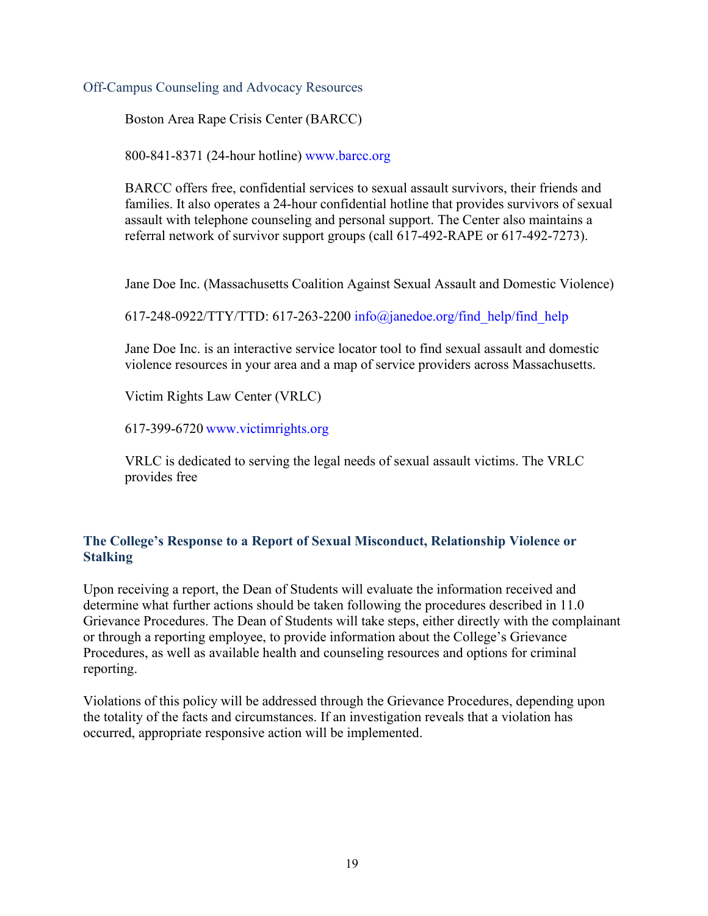### Off-Campus Counseling and Advocacy Resources

Boston Area Rape Crisis Center (BARCC)

800-841-8371 (24-hour hotline) www.barcc.org

BARCC offers free, confidential services to sexual assault survivors, their friends and families. It also operates a 24-hour confidential hotline that provides survivors of sexual assault with telephone counseling and personal support. The Center also maintains a referral network of survivor support groups (call 617-492-RAPE or 617-492-7273).

Jane Doe Inc. (Massachusetts Coalition Against Sexual Assault and Domestic Violence)

617-248-0922/TTY/TTD: 617-263-2200 info@janedoe.org/find_help/find_help

Jane Doe Inc. is an interactive service locator tool to find sexual assault and domestic violence resources in your area and a map of service providers across Massachusetts.

Victim Rights Law Center (VRLC)

617-399-6720 www.victimrights.org

VRLC is dedicated to serving the legal needs of sexual assault victims. The VRLC provides free

## The College's Response to a Report of Sexual Misconduct, Relationship Violence or Stalking

Upon receiving a report, the Dean of Students will evaluate the information received and determine what further actions should be taken following the procedures described in 11.0 Grievance Procedures. The Dean of Students will take steps, either directly with the complainant or through a reporting employee, to provide information about the College's Grievance Procedures, as well as available health and counseling resources and options for criminal reporting.

Violations of this policy will be addressed through the Grievance Procedures, depending upon the totality of the facts and circumstances. If an investigation reveals that a violation has occurred, appropriate responsive action will be implemented.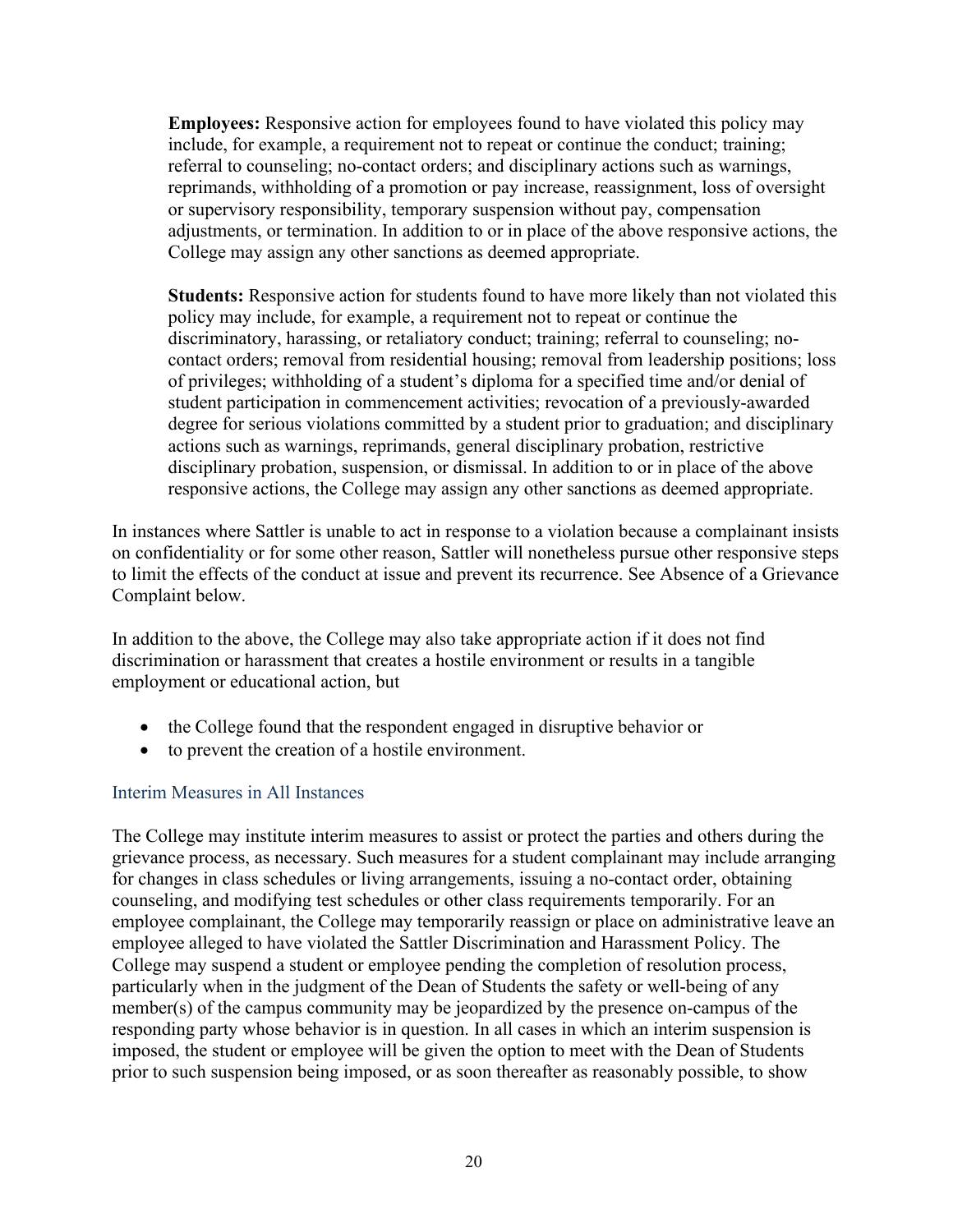**Employees:** Responsive action for employees found to have violated this policy may include, for example, a requirement not to repeat or continue the conduct; training; referral to counseling; no-contact orders; and disciplinary actions such as warnings, reprimands, withholding of a promotion or pay increase, reassignment, loss of oversight or supervisory responsibility, temporary suspension without pay, compensation adjustments, or termination. In addition to or in place of the above responsive actions, the College may assign any other sanctions as deemed appropriate.

**Students:** Responsive action for students found to have more likely than not violated this policy may include, for example, a requirement not to repeat or continue the discriminatory, harassing, or retaliatory conduct; training; referral to counseling; no-contact orders; removal from residential housing; removal from leadership positions; loss of privileges; withholding of a student's diploma for a specified time and/or denial of student participation in commencement activities; revocation of a previously-awarded degree for serious violations committed by a student prior to graduation; and disciplinary actions such as warnings, reprimands, general disciplinary probation, restrictive disciplinary probation, suspension, or dismissal. In addition to or in place of the above responsive actions, the College may assign any other sanctions as deemed appropriate.

In instances where Sattler is unable to act in response to a violation because a complainant insists on confidentiality or for some other reason, Sattler will nonetheless pursue other responsive steps to limit the effects of the conduct at issue and prevent its recurrence. See Absence of a Grievance Complaint below.

In addition to the above, the College may also take appropriate action if it does not find discrimination or harassment that creates a hostile environment or results in a tangible employment or educational action, but

- the College found that the respondent engaged in disruptive behavior or
- to prevent the creation of a hostile environment.

### Interim Measures in All Instances

The College may institute interim measures to assist or protect the parties and others during the grievance process, as necessary. Such measures for a student complainant may include arranging for changes in class schedules or living arrangements, issuing a no-contact order, obtaining counseling, and modifying test schedules or other class requirements temporarily. For an employee complainant, the College may temporarily reassign or place on administrative leave an employee alleged to have violated the Sattler Discrimination and Harassment Policy. The College may suspend a student or employee pending the completion of resolution process, particularly when in the judgment of the Dean of Students the safety or well-being of any member(s) of the campus community may be jeopardized by the presence on-campus of the responding party whose behavior is in question. In all cases in which an interim suspension is imposed, the student or employee will be given the option to meet with the Dean of Students prior to such suspension being imposed, or as soon thereafter as reasonably possible, to show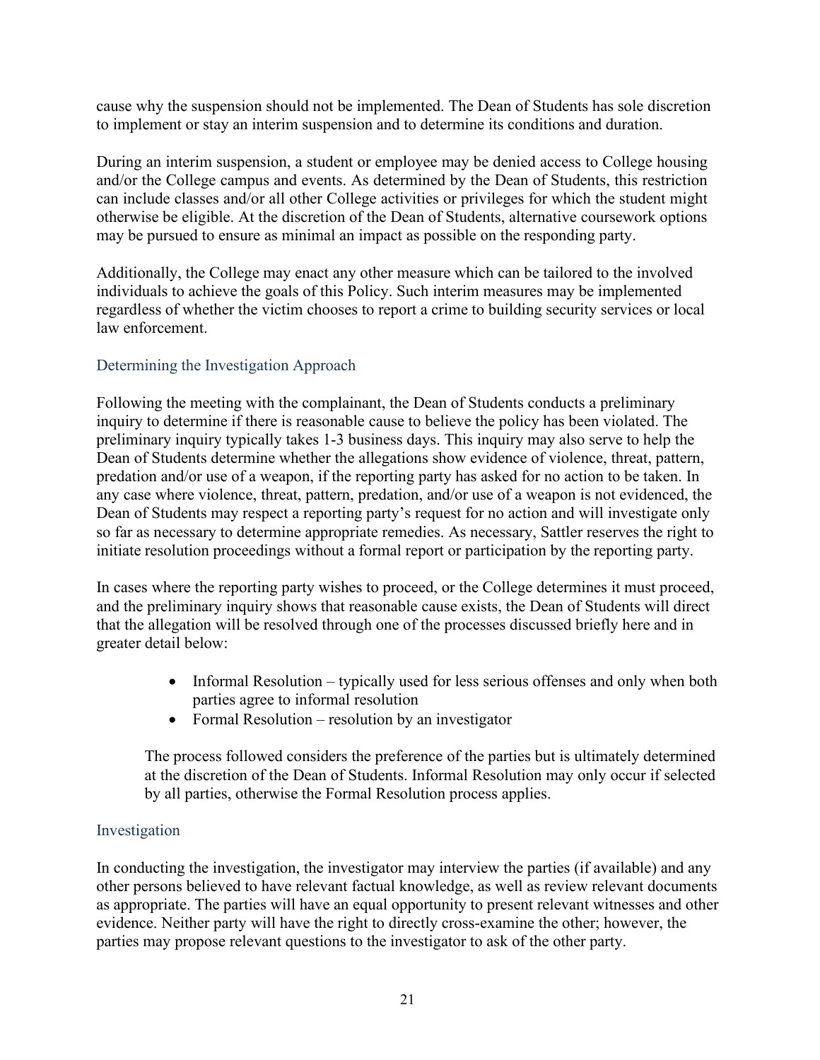cause why the suspension should not be implemented. The Dean of Students has sole discretion to implement or stay an interim suspension and to determine its conditions and duration.

During an interim suspension, a student or employee may be denied access to College housing and/or the College campus and events. As determined by the Dean of Students, this restriction can include classes and/or all other College activities or privileges for which the student might otherwise be eligible. At the discretion of the Dean of Students, alternative coursework options may be pursued to ensure as minimal an impact as possible on the responding party.

Additionally, the College may enact any other measure which can be tailored to the involved individuals to achieve the goals of this Policy. Such interim measures may be implemented regardless of whether the victim chooses to report a crime to building security services or local law enforcement.

### Determining the Investigation Approach

Following the meeting with the complainant, the Dean of Students conducts a preliminary inquiry to determine if there is reasonable cause to believe the policy has been violated. The preliminary inquiry typically takes 1-3 business days. This inquiry may also serve to help the Dean of Students determine whether the allegations show evidence of violence, threat, pattern, predation and/or use of a weapon, if the reporting party has asked for no action to be taken. In any case where violence, threat, pattern, predation, and/or use of a weapon is not evidenced, the Dean of Students may respect a reporting party's request for no action and will investigate only so far as necessary to determine appropriate remedies. As necessary, Sattler reserves the right to initiate resolution proceedings without a formal report or participation by the reporting party.

In cases where the reporting party wishes to proceed, or the College determines it must proceed, and the preliminary inquiry shows that reasonable cause exists, the Dean of Students will direct that the allegation will be resolved through one of the processes discussed briefly here and in greater detail below:

- Informal Resolution – typically used for less serious offenses and only when both parties agree to informal resolution
- Formal Resolution – resolution by an investigator

The process followed considers the preference of the parties but is ultimately determined at the discretion of the Dean of Students. Informal Resolution may only occur if selected by all parties, otherwise the Formal Resolution process applies.

### Investigation

In conducting the investigation, the investigator may interview the parties (if available) and any other persons believed to have relevant factual knowledge, as well as review relevant documents as appropriate. The parties will have an equal opportunity to present relevant witnesses and other evidence. Neither party will have the right to directly cross-examine the other; however, the parties may propose relevant questions to the investigator to ask of the other party.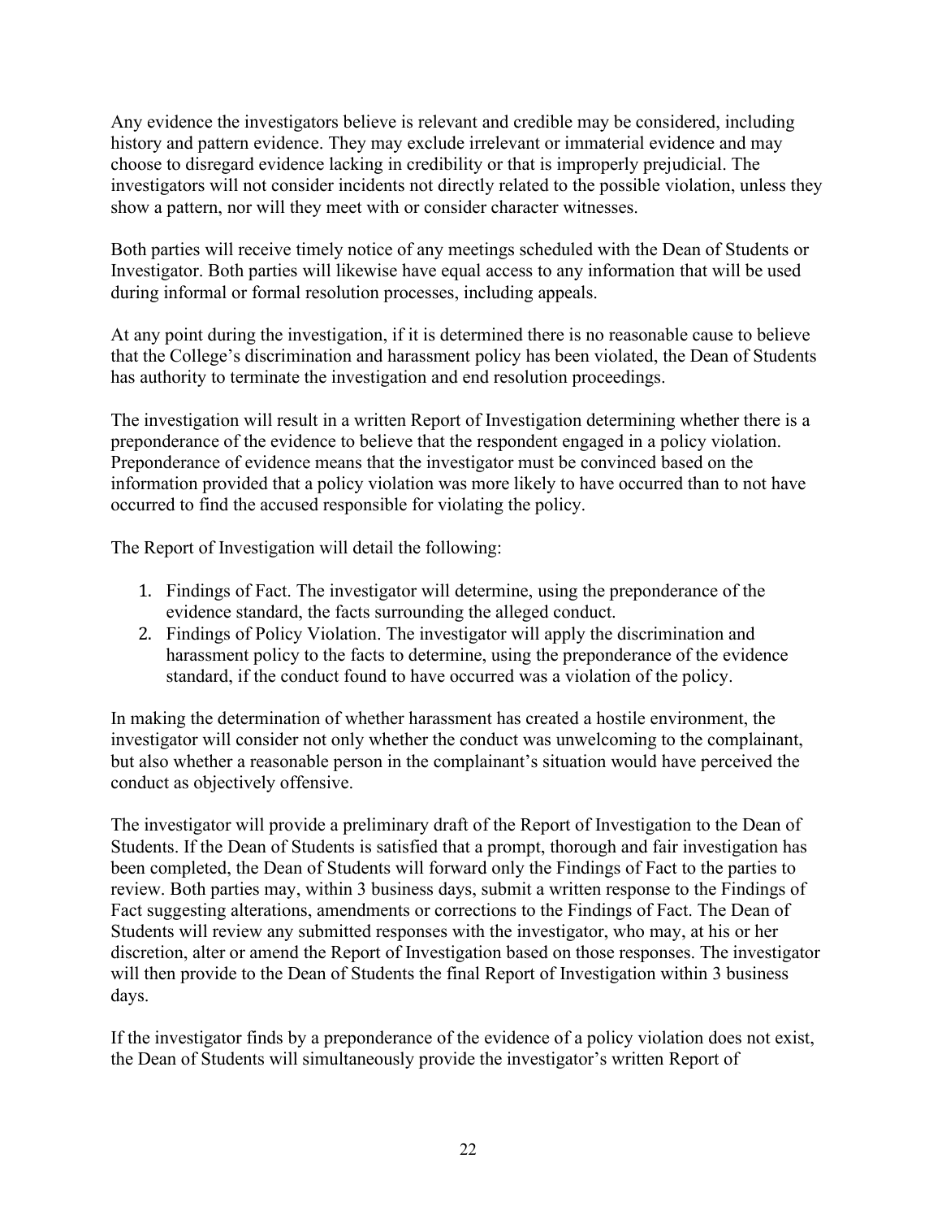Any evidence the investigators believe is relevant and credible may be considered, including history and pattern evidence. They may exclude irrelevant or immaterial evidence and may choose to disregard evidence lacking in credibility or that is improperly prejudicial. The investigators will not consider incidents not directly related to the possible violation, unless they show a pattern, nor will they meet with or consider character witnesses.

Both parties will receive timely notice of any meetings scheduled with the Dean of Students or Investigator. Both parties will likewise have equal access to any information that will be used during informal or formal resolution processes, including appeals.

At any point during the investigation, if it is determined there is no reasonable cause to believe that the College's discrimination and harassment policy has been violated, the Dean of Students has authority to terminate the investigation and end resolution proceedings.

The investigation will result in a written Report of Investigation determining whether there is a preponderance of the evidence to believe that the respondent engaged in a policy violation. Preponderance of evidence means that the investigator must be convinced based on the information provided that a policy violation was more likely to have occurred than to not have occurred to find the accused responsible for violating the policy.

The Report of Investigation will detail the following:

1. Findings of Fact. The investigator will determine, using the preponderance of the evidence standard, the facts surrounding the alleged conduct.
2. Findings of Policy Violation. The investigator will apply the discrimination and harassment policy to the facts to determine, using the preponderance of the evidence standard, if the conduct found to have occurred was a violation of the policy.

In making the determination of whether harassment has created a hostile environment, the investigator will consider not only whether the conduct was unwelcoming to the complainant, but also whether a reasonable person in the complainant's situation would have perceived the conduct as objectively offensive.

The investigator will provide a preliminary draft of the Report of Investigation to the Dean of Students. If the Dean of Students is satisfied that a prompt, thorough and fair investigation has been completed, the Dean of Students will forward only the Findings of Fact to the parties to review. Both parties may, within 3 business days, submit a written response to the Findings of Fact suggesting alterations, amendments or corrections to the Findings of Fact. The Dean of Students will review any submitted responses with the investigator, who may, at his or her discretion, alter or amend the Report of Investigation based on those responses. The investigator will then provide to the Dean of Students the final Report of Investigation within 3 business days.

If the investigator finds by a preponderance of the evidence of a policy violation does not exist, the Dean of Students will simultaneously provide the investigator's written Report of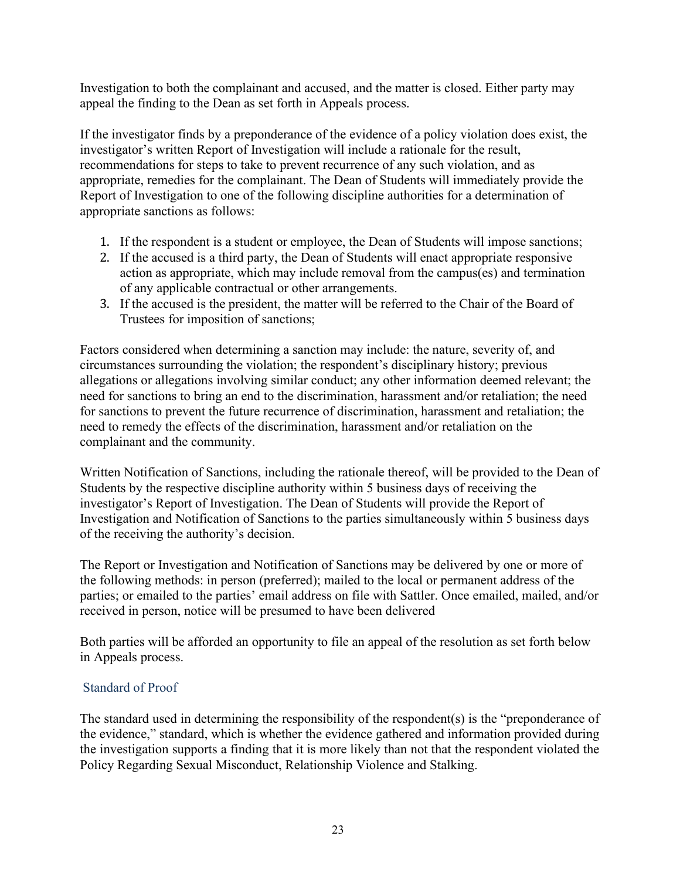Investigation to both the complainant and accused, and the matter is closed. Either party may appeal the finding to the Dean as set forth in Appeals process.

If the investigator finds by a preponderance of the evidence of a policy violation does exist, the investigator's written Report of Investigation will include a rationale for the result, recommendations for steps to take to prevent recurrence of any such violation, and as appropriate, remedies for the complainant. The Dean of Students will immediately provide the Report of Investigation to one of the following discipline authorities for a determination of appropriate sanctions as follows:

1. If the respondent is a student or employee, the Dean of Students will impose sanctions;
2. If the accused is a third party, the Dean of Students will enact appropriate responsive action as appropriate, which may include removal from the campus(es) and termination of any applicable contractual or other arrangements.
3. If the accused is the president, the matter will be referred to the Chair of the Board of Trustees for imposition of sanctions;

Factors considered when determining a sanction may include: the nature, severity of, and circumstances surrounding the violation; the respondent's disciplinary history; previous allegations or allegations involving similar conduct; any other information deemed relevant; the need for sanctions to bring an end to the discrimination, harassment and/or retaliation; the need for sanctions to prevent the future recurrence of discrimination, harassment and retaliation; the need to remedy the effects of the discrimination, harassment and/or retaliation on the complainant and the community.

Written Notification of Sanctions, including the rationale thereof, will be provided to the Dean of Students by the respective discipline authority within 5 business days of receiving the investigator's Report of Investigation. The Dean of Students will provide the Report of Investigation and Notification of Sanctions to the parties simultaneously within 5 business days of the receiving the authority's decision.

The Report or Investigation and Notification of Sanctions may be delivered by one or more of the following methods: in person (preferred); mailed to the local or permanent address of the parties; or emailed to the parties' email address on file with Sattler. Once emailed, mailed, and/or received in person, notice will be presumed to have been delivered

Both parties will be afforded an opportunity to file an appeal of the resolution as set forth below in Appeals process.

### Standard of Proof

The standard used in determining the responsibility of the respondent(s) is the "preponderance of the evidence," standard, which is whether the evidence gathered and information provided during the investigation supports a finding that it is more likely than not that the respondent violated the Policy Regarding Sexual Misconduct, Relationship Violence and Stalking.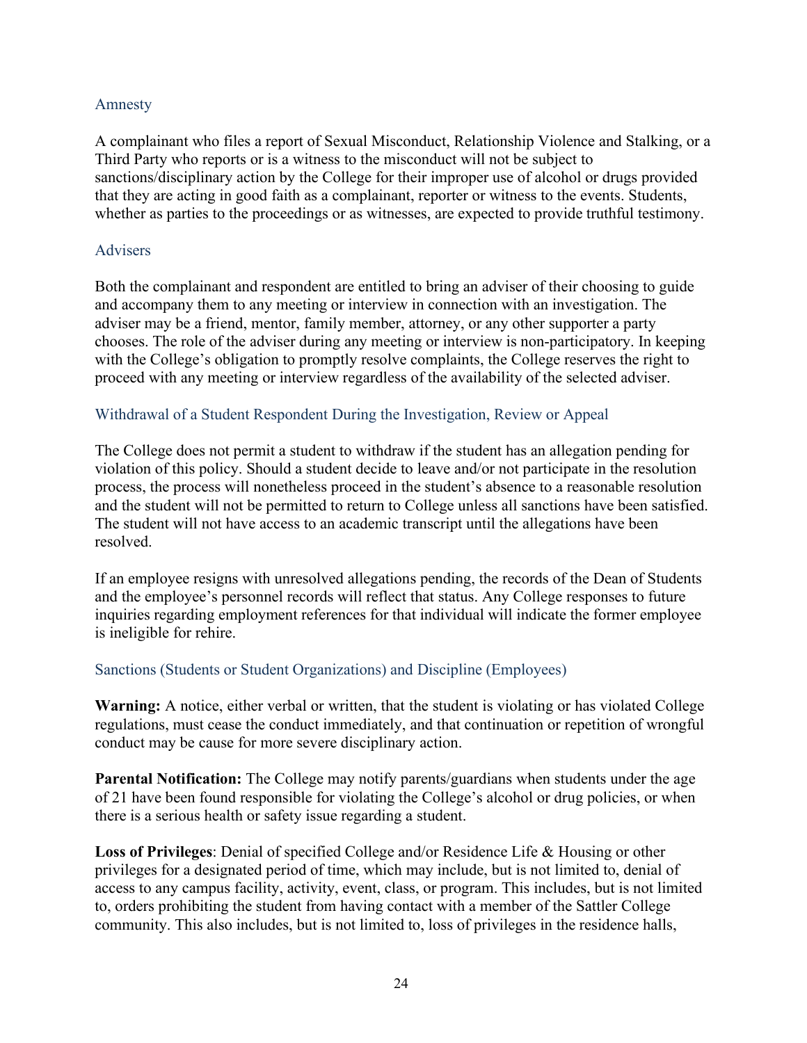### Amnesty

A complainant who files a report of Sexual Misconduct, Relationship Violence and Stalking, or a Third Party who reports or is a witness to the misconduct will not be subject to sanctions/disciplinary action by the College for their improper use of alcohol or drugs provided that they are acting in good faith as a complainant, reporter or witness to the events. Students, whether as parties to the proceedings or as witnesses, are expected to provide truthful testimony.

### Advisers

Both the complainant and respondent are entitled to bring an adviser of their choosing to guide and accompany them to any meeting or interview in connection with an investigation. The adviser may be a friend, mentor, family member, attorney, or any other supporter a party chooses. The role of the adviser during any meeting or interview is non-participatory. In keeping with the College's obligation to promptly resolve complaints, the College reserves the right to proceed with any meeting or interview regardless of the availability of the selected adviser.

### Withdrawal of a Student Respondent During the Investigation, Review or Appeal

The College does not permit a student to withdraw if the student has an allegation pending for violation of this policy. Should a student decide to leave and/or not participate in the resolution process, the process will nonetheless proceed in the student's absence to a reasonable resolution and the student will not be permitted to return to College unless all sanctions have been satisfied. The student will not have access to an academic transcript until the allegations have been resolved.

If an employee resigns with unresolved allegations pending, the records of the Dean of Students and the employee's personnel records will reflect that status. Any College responses to future inquiries regarding employment references for that individual will indicate the former employee is ineligible for rehire.

### Sanctions (Students or Student Organizations) and Discipline (Employees)

**Warning:** A notice, either verbal or written, that the student is violating or has violated College regulations, must cease the conduct immediately, and that continuation or repetition of wrongful conduct may be cause for more severe disciplinary action.

**Parental Notification:** The College may notify parents/guardians when students under the age of 21 have been found responsible for violating the College's alcohol or drug policies, or when there is a serious health or safety issue regarding a student.

**Loss of Privileges**: Denial of specified College and/or Residence Life & Housing or other privileges for a designated period of time, which may include, but is not limited to, denial of access to any campus facility, activity, event, class, or program. This includes, but is not limited to, orders prohibiting the student from having contact with a member of the Sattler College community. This also includes, but is not limited to, loss of privileges in the residence halls,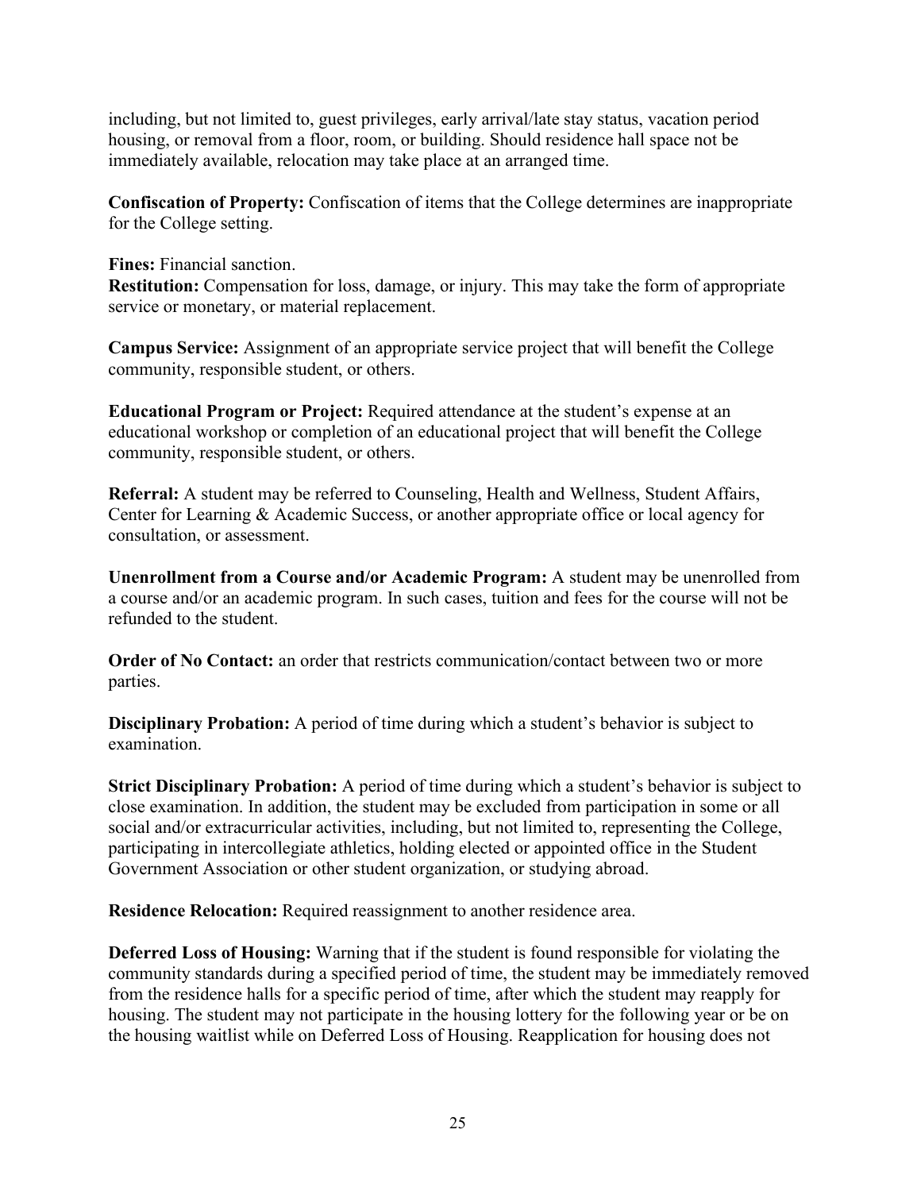including, but not limited to, guest privileges, early arrival/late stay status, vacation period housing, or removal from a floor, room, or building. Should residence hall space not be immediately available, relocation may take place at an arranged time.

**Confiscation of Property:** Confiscation of items that the College determines are inappropriate for the College setting.

**Fines:** Financial sanction.
**Restitution:** Compensation for loss, damage, or injury. This may take the form of appropriate service or monetary, or material replacement.

**Campus Service:** Assignment of an appropriate service project that will benefit the College community, responsible student, or others.

**Educational Program or Project:** Required attendance at the student's expense at an educational workshop or completion of an educational project that will benefit the College community, responsible student, or others.

**Referral:** A student may be referred to Counseling, Health and Wellness, Student Affairs, Center for Learning & Academic Success, or another appropriate office or local agency for consultation, or assessment.

**Unenrollment from a Course and/or Academic Program:** A student may be unenrolled from a course and/or an academic program. In such cases, tuition and fees for the course will not be refunded to the student.

**Order of No Contact:** an order that restricts communication/contact between two or more parties.

**Disciplinary Probation:** A period of time during which a student's behavior is subject to examination.

**Strict Disciplinary Probation:** A period of time during which a student's behavior is subject to close examination. In addition, the student may be excluded from participation in some or all social and/or extracurricular activities, including, but not limited to, representing the College, participating in intercollegiate athletics, holding elected or appointed office in the Student Government Association or other student organization, or studying abroad.

**Residence Relocation:** Required reassignment to another residence area.

**Deferred Loss of Housing:** Warning that if the student is found responsible for violating the community standards during a specified period of time, the student may be immediately removed from the residence halls for a specific period of time, after which the student may reapply for housing. The student may not participate in the housing lottery for the following year or be on the housing waitlist while on Deferred Loss of Housing. Reapplication for housing does not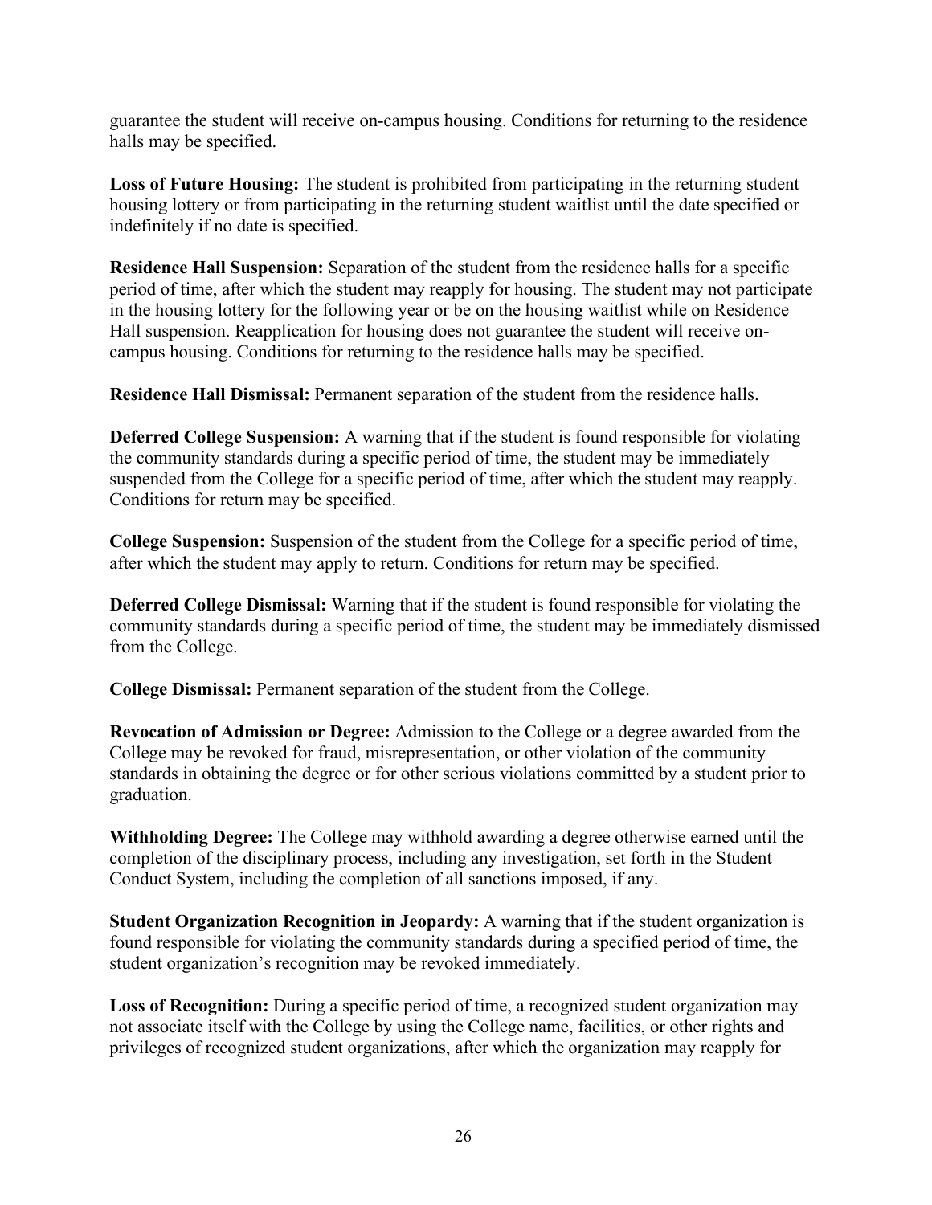guarantee the student will receive on-campus housing. Conditions for returning to the residence halls may be specified.

**Loss of Future Housing:** The student is prohibited from participating in the returning student housing lottery or from participating in the returning student waitlist until the date specified or indefinitely if no date is specified.

**Residence Hall Suspension:** Separation of the student from the residence halls for a specific period of time, after which the student may reapply for housing. The student may not participate in the housing lottery for the following year or be on the housing waitlist while on Residence Hall suspension. Reapplication for housing does not guarantee the student will receive on-campus housing. Conditions for returning to the residence halls may be specified.

**Residence Hall Dismissal:** Permanent separation of the student from the residence halls.

**Deferred College Suspension:** A warning that if the student is found responsible for violating the community standards during a specific period of time, the student may be immediately suspended from the College for a specific period of time, after which the student may reapply. Conditions for return may be specified.

**College Suspension:** Suspension of the student from the College for a specific period of time, after which the student may apply to return. Conditions for return may be specified.

**Deferred College Dismissal:** Warning that if the student is found responsible for violating the community standards during a specific period of time, the student may be immediately dismissed from the College.

**College Dismissal:** Permanent separation of the student from the College.

**Revocation of Admission or Degree:** Admission to the College or a degree awarded from the College may be revoked for fraud, misrepresentation, or other violation of the community standards in obtaining the degree or for other serious violations committed by a student prior to graduation.

**Withholding Degree:** The College may withhold awarding a degree otherwise earned until the completion of the disciplinary process, including any investigation, set forth in the Student Conduct System, including the completion of all sanctions imposed, if any.

**Student Organization Recognition in Jeopardy:** A warning that if the student organization is found responsible for violating the community standards during a specified period of time, the student organization's recognition may be revoked immediately.

**Loss of Recognition:** During a specific period of time, a recognized student organization may not associate itself with the College by using the College name, facilities, or other rights and privileges of recognized student organizations, after which the organization may reapply for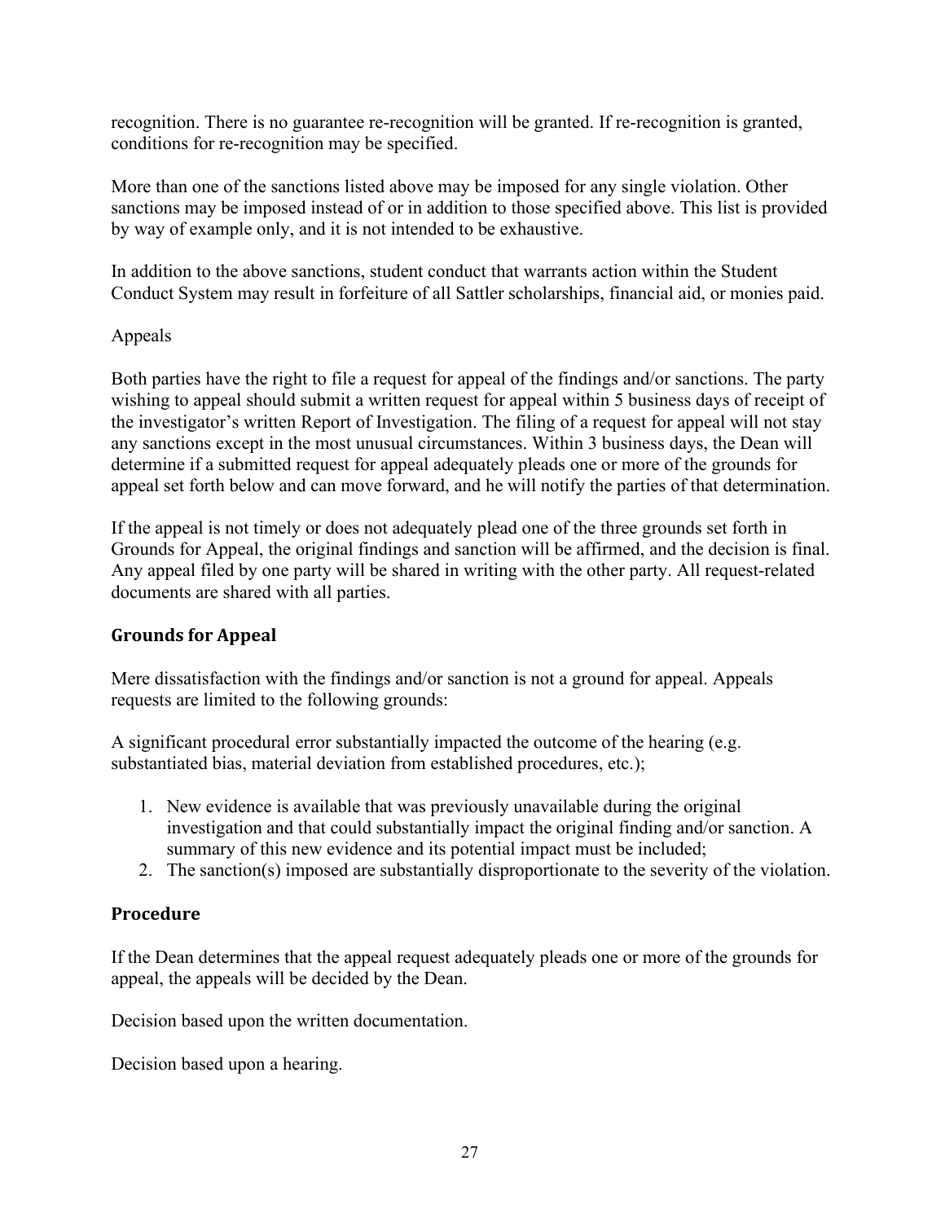recognition. There is no guarantee re-recognition will be granted. If re-recognition is granted, conditions for re-recognition may be specified.

More than one of the sanctions listed above may be imposed for any single violation. Other sanctions may be imposed instead of or in addition to those specified above. This list is provided by way of example only, and it is not intended to be exhaustive.

In addition to the above sanctions, student conduct that warrants action within the Student Conduct System may result in forfeiture of all Sattler scholarships, financial aid, or monies paid.

Appeals

Both parties have the right to file a request for appeal of the findings and/or sanctions. The party wishing to appeal should submit a written request for appeal within 5 business days of receipt of the investigator's written Report of Investigation. The filing of a request for appeal will not stay any sanctions except in the most unusual circumstances. Within 3 business days, the Dean will determine if a submitted request for appeal adequately pleads one or more of the grounds for appeal set forth below and can move forward, and he will notify the parties of that determination.

If the appeal is not timely or does not adequately plead one of the three grounds set forth in Grounds for Appeal, the original findings and sanction will be affirmed, and the decision is final. Any appeal filed by one party will be shared in writing with the other party. All request-related documents are shared with all parties.

## Grounds for Appeal

Mere dissatisfaction with the findings and/or sanction is not a ground for appeal. Appeals requests are limited to the following grounds:

A significant procedural error substantially impacted the outcome of the hearing (e.g. substantiated bias, material deviation from established procedures, etc.);

1. New evidence is available that was previously unavailable during the original investigation and that could substantially impact the original finding and/or sanction. A summary of this new evidence and its potential impact must be included;
2. The sanction(s) imposed are substantially disproportionate to the severity of the violation.

## Procedure

If the Dean determines that the appeal request adequately pleads one or more of the grounds for appeal, the appeals will be decided by the Dean.

Decision based upon the written documentation.

Decision based upon a hearing.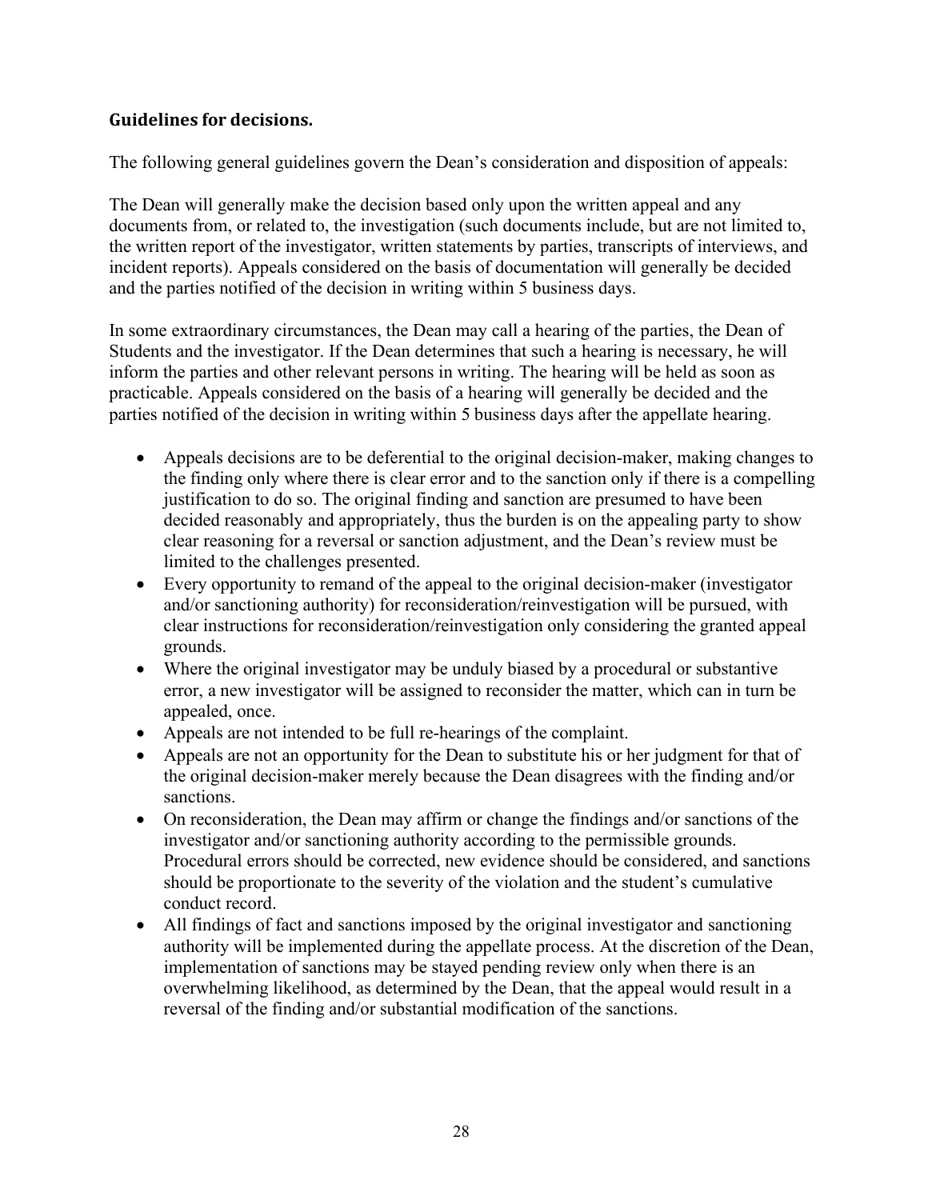### Guidelines for decisions.

The following general guidelines govern the Dean's consideration and disposition of appeals:

The Dean will generally make the decision based only upon the written appeal and any documents from, or related to, the investigation (such documents include, but are not limited to, the written report of the investigator, written statements by parties, transcripts of interviews, and incident reports). Appeals considered on the basis of documentation will generally be decided and the parties notified of the decision in writing within 5 business days.

In some extraordinary circumstances, the Dean may call a hearing of the parties, the Dean of Students and the investigator. If the Dean determines that such a hearing is necessary, he will inform the parties and other relevant persons in writing. The hearing will be held as soon as practicable. Appeals considered on the basis of a hearing will generally be decided and the parties notified of the decision in writing within 5 business days after the appellate hearing.

- Appeals decisions are to be deferential to the original decision-maker, making changes to the finding only where there is clear error and to the sanction only if there is a compelling justification to do so. The original finding and sanction are presumed to have been decided reasonably and appropriately, thus the burden is on the appealing party to show clear reasoning for a reversal or sanction adjustment, and the Dean's review must be limited to the challenges presented.
- Every opportunity to remand of the appeal to the original decision-maker (investigator and/or sanctioning authority) for reconsideration/reinvestigation will be pursued, with clear instructions for reconsideration/reinvestigation only considering the granted appeal grounds.
- Where the original investigator may be unduly biased by a procedural or substantive error, a new investigator will be assigned to reconsider the matter, which can in turn be appealed, once.
- Appeals are not intended to be full re-hearings of the complaint.
- Appeals are not an opportunity for the Dean to substitute his or her judgment for that of the original decision-maker merely because the Dean disagrees with the finding and/or sanctions.
- On reconsideration, the Dean may affirm or change the findings and/or sanctions of the investigator and/or sanctioning authority according to the permissible grounds. Procedural errors should be corrected, new evidence should be considered, and sanctions should be proportionate to the severity of the violation and the student's cumulative conduct record.
- All findings of fact and sanctions imposed by the original investigator and sanctioning authority will be implemented during the appellate process. At the discretion of the Dean, implementation of sanctions may be stayed pending review only when there is an overwhelming likelihood, as determined by the Dean, that the appeal would result in a reversal of the finding and/or substantial modification of the sanctions.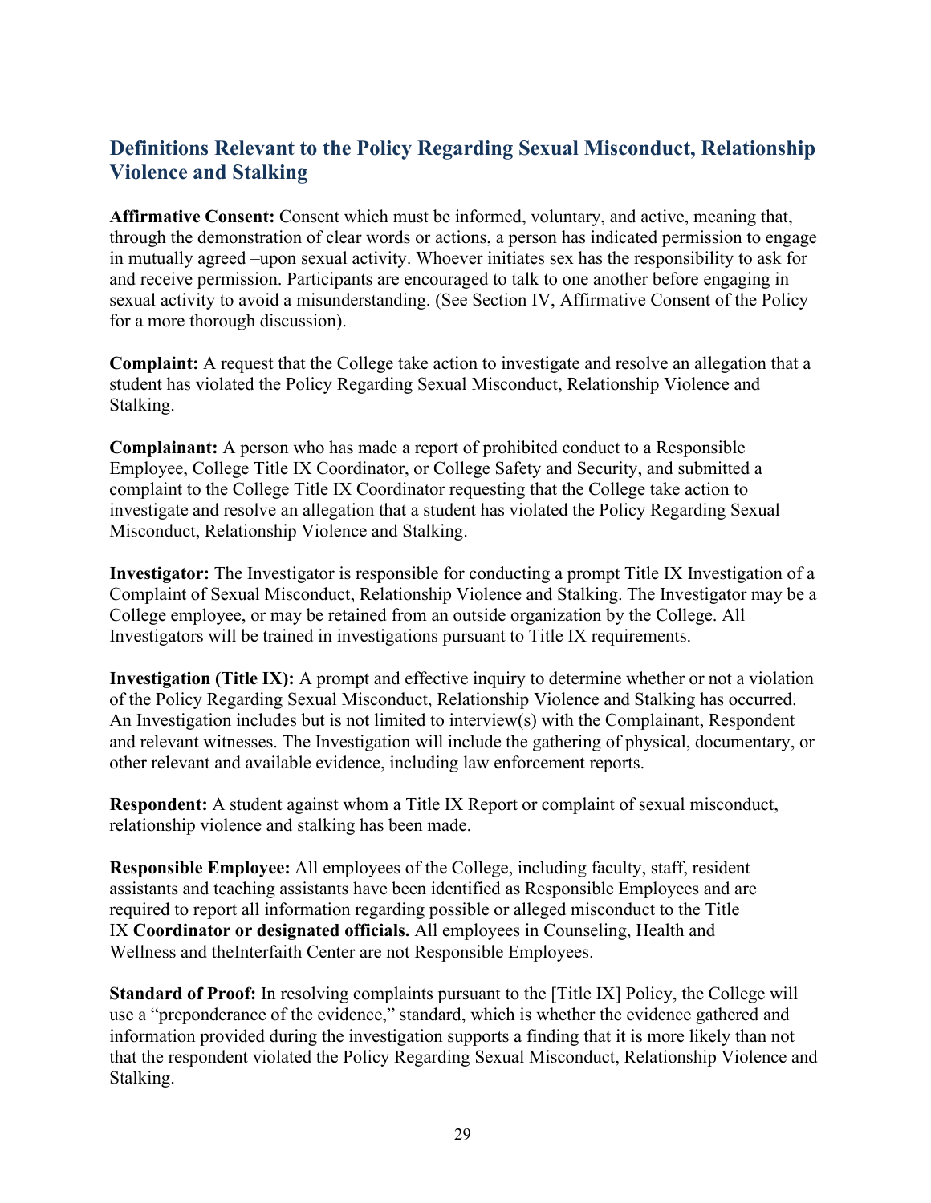## Definitions Relevant to the Policy Regarding Sexual Misconduct, Relationship Violence and Stalking

**Affirmative Consent:** Consent which must be informed, voluntary, and active, meaning that, through the demonstration of clear words or actions, a person has indicated permission to engage in mutually agreed –upon sexual activity. Whoever initiates sex has the responsibility to ask for and receive permission. Participants are encouraged to talk to one another before engaging in sexual activity to avoid a misunderstanding. (See Section IV, Affirmative Consent of the Policy for a more thorough discussion).

**Complaint:** A request that the College take action to investigate and resolve an allegation that a student has violated the Policy Regarding Sexual Misconduct, Relationship Violence and Stalking.

**Complainant:** A person who has made a report of prohibited conduct to a Responsible Employee, College Title IX Coordinator, or College Safety and Security, and submitted a complaint to the College Title IX Coordinator requesting that the College take action to investigate and resolve an allegation that a student has violated the Policy Regarding Sexual Misconduct, Relationship Violence and Stalking.

**Investigator:** The Investigator is responsible for conducting a prompt Title IX Investigation of a Complaint of Sexual Misconduct, Relationship Violence and Stalking. The Investigator may be a College employee, or may be retained from an outside organization by the College. All Investigators will be trained in investigations pursuant to Title IX requirements.

**Investigation (Title IX):** A prompt and effective inquiry to determine whether or not a violation of the Policy Regarding Sexual Misconduct, Relationship Violence and Stalking has occurred. An Investigation includes but is not limited to interview(s) with the Complainant, Respondent and relevant witnesses. The Investigation will include the gathering of physical, documentary, or other relevant and available evidence, including law enforcement reports.

**Respondent:** A student against whom a Title IX Report or complaint of sexual misconduct, relationship violence and stalking has been made.

**Responsible Employee:** All employees of the College, including faculty, staff, resident assistants and teaching assistants have been identified as Responsible Employees and are required to report all information regarding possible or alleged misconduct to the Title IX **Coordinator or designated officials.** All employees in Counseling, Health and Wellness and theInterfaith Center are not Responsible Employees.

**Standard of Proof:** In resolving complaints pursuant to the [Title IX] Policy, the College will use a "preponderance of the evidence," standard, which is whether the evidence gathered and information provided during the investigation supports a finding that it is more likely than not that the respondent violated the Policy Regarding Sexual Misconduct, Relationship Violence and Stalking.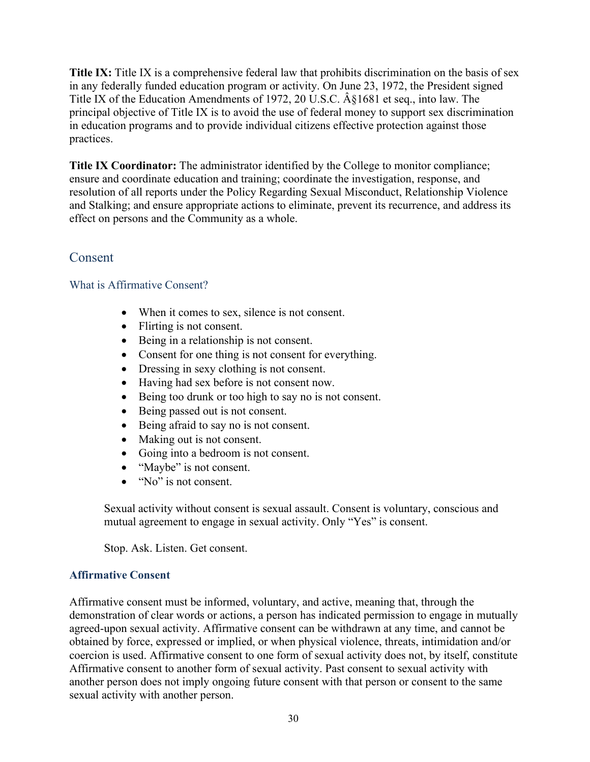**Title IX:** Title IX is a comprehensive federal law that prohibits discrimination on the basis of sex in any federally funded education program or activity. On June 23, 1972, the President signed Title IX of the Education Amendments of 1972, 20 U.S.C. Â§1681 et seq., into law. The principal objective of Title IX is to avoid the use of federal money to support sex discrimination in education programs and to provide individual citizens effective protection against those practices.

**Title IX Coordinator:** The administrator identified by the College to monitor compliance; ensure and coordinate education and training; coordinate the investigation, response, and resolution of all reports under the Policy Regarding Sexual Misconduct, Relationship Violence and Stalking; and ensure appropriate actions to eliminate, prevent its recurrence, and address its effect on persons and the Community as a whole.

## Consent

### What is Affirmative Consent?

- When it comes to sex, silence is not consent.
- Flirting is not consent.
- Being in a relationship is not consent.
- Consent for one thing is not consent for everything.
- Dressing in sexy clothing is not consent.
- Having had sex before is not consent now.
- Being too drunk or too high to say no is not consent.
- Being passed out is not consent.
- Being afraid to say no is not consent.
- Making out is not consent.
- Going into a bedroom is not consent.
- "Maybe" is not consent.
- "No" is not consent.

Sexual activity without consent is sexual assault. Consent is voluntary, conscious and mutual agreement to engage in sexual activity. Only "Yes" is consent.

Stop. Ask. Listen. Get consent.

### Affirmative Consent

Affirmative consent must be informed, voluntary, and active, meaning that, through the demonstration of clear words or actions, a person has indicated permission to engage in mutually agreed-upon sexual activity. Affirmative consent can be withdrawn at any time, and cannot be obtained by force, expressed or implied, or when physical violence, threats, intimidation and/or coercion is used. Affirmative consent to one form of sexual activity does not, by itself, constitute Affirmative consent to another form of sexual activity. Past consent to sexual activity with another person does not imply ongoing future consent with that person or consent to the same sexual activity with another person.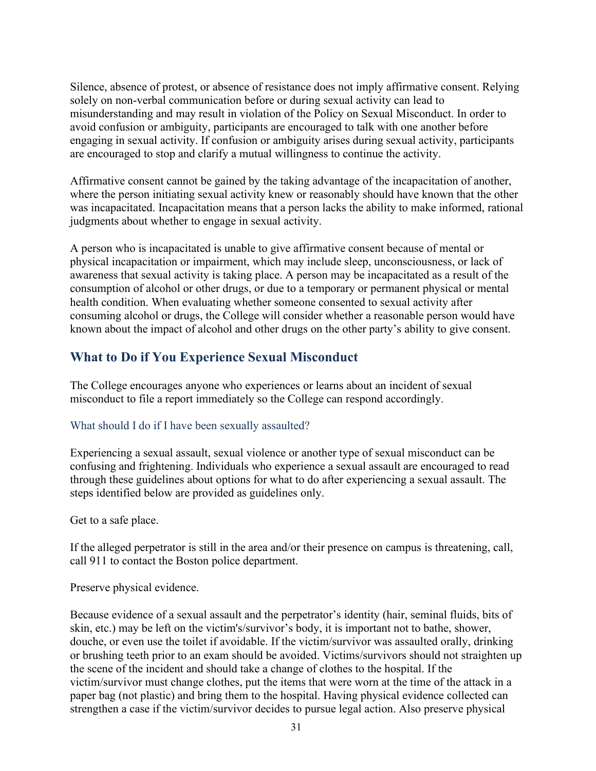Silence, absence of protest, or absence of resistance does not imply affirmative consent. Relying solely on non-verbal communication before or during sexual activity can lead to misunderstanding and may result in violation of the Policy on Sexual Misconduct. In order to avoid confusion or ambiguity, participants are encouraged to talk with one another before engaging in sexual activity. If confusion or ambiguity arises during sexual activity, participants are encouraged to stop and clarify a mutual willingness to continue the activity.

Affirmative consent cannot be gained by the taking advantage of the incapacitation of another, where the person initiating sexual activity knew or reasonably should have known that the other was incapacitated. Incapacitation means that a person lacks the ability to make informed, rational judgments about whether to engage in sexual activity.

A person who is incapacitated is unable to give affirmative consent because of mental or physical incapacitation or impairment, which may include sleep, unconsciousness, or lack of awareness that sexual activity is taking place. A person may be incapacitated as a result of the consumption of alcohol or other drugs, or due to a temporary or permanent physical or mental health condition. When evaluating whether someone consented to sexual activity after consuming alcohol or drugs, the College will consider whether a reasonable person would have known about the impact of alcohol and other drugs on the other party's ability to give consent.

## What to Do if You Experience Sexual Misconduct

The College encourages anyone who experiences or learns about an incident of sexual misconduct to file a report immediately so the College can respond accordingly.

### What should I do if I have been sexually assaulted?

Experiencing a sexual assault, sexual violence or another type of sexual misconduct can be confusing and frightening. Individuals who experience a sexual assault are encouraged to read through these guidelines about options for what to do after experiencing a sexual assault. The steps identified below are provided as guidelines only.

Get to a safe place.

If the alleged perpetrator is still in the area and/or their presence on campus is threatening, call, call 911 to contact the Boston police department.

Preserve physical evidence.

Because evidence of a sexual assault and the perpetrator's identity (hair, seminal fluids, bits of skin, etc.) may be left on the victim's/survivor's body, it is important not to bathe, shower, douche, or even use the toilet if avoidable. If the victim/survivor was assaulted orally, drinking or brushing teeth prior to an exam should be avoided. Victims/survivors should not straighten up the scene of the incident and should take a change of clothes to the hospital. If the victim/survivor must change clothes, put the items that were worn at the time of the attack in a paper bag (not plastic) and bring them to the hospital. Having physical evidence collected can strengthen a case if the victim/survivor decides to pursue legal action. Also preserve physical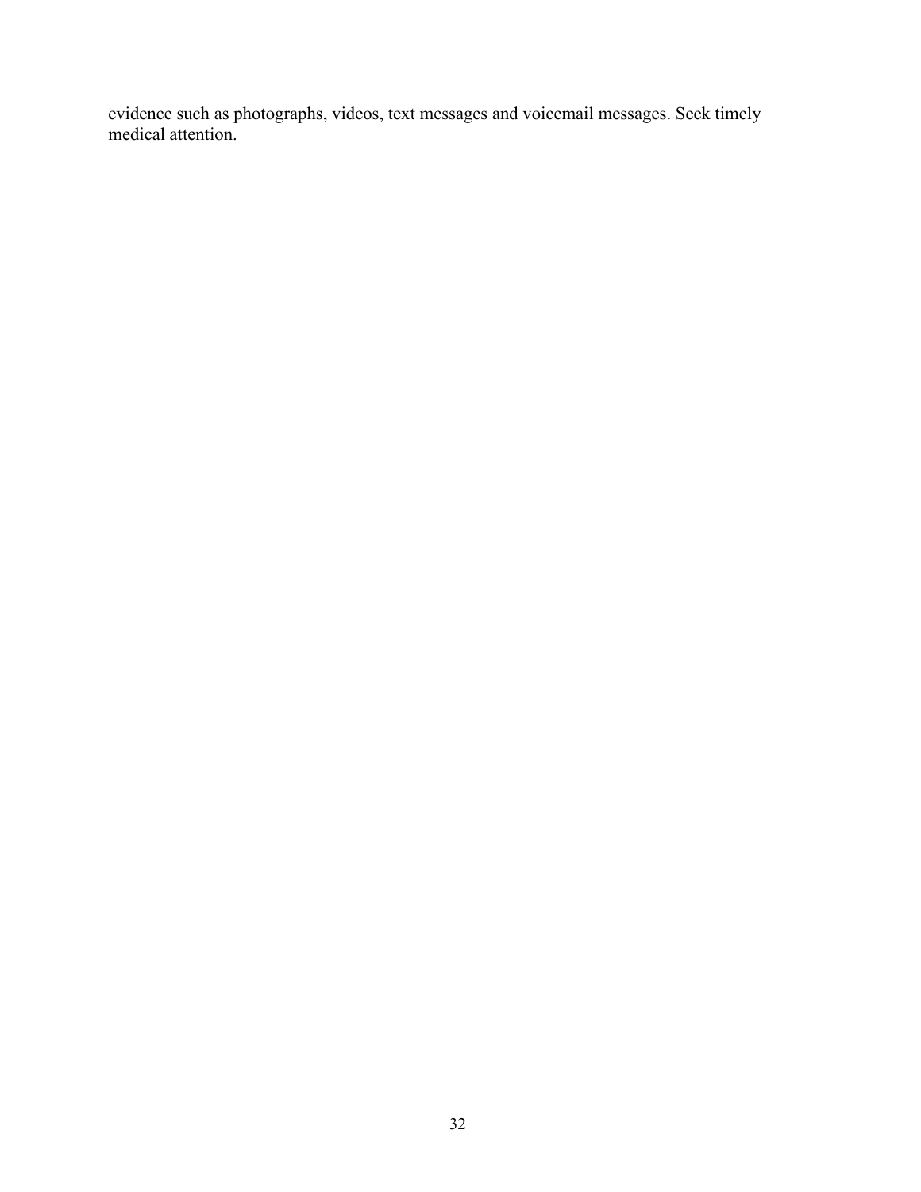evidence such as photographs, videos, text messages and voicemail messages. Seek timely medical attention.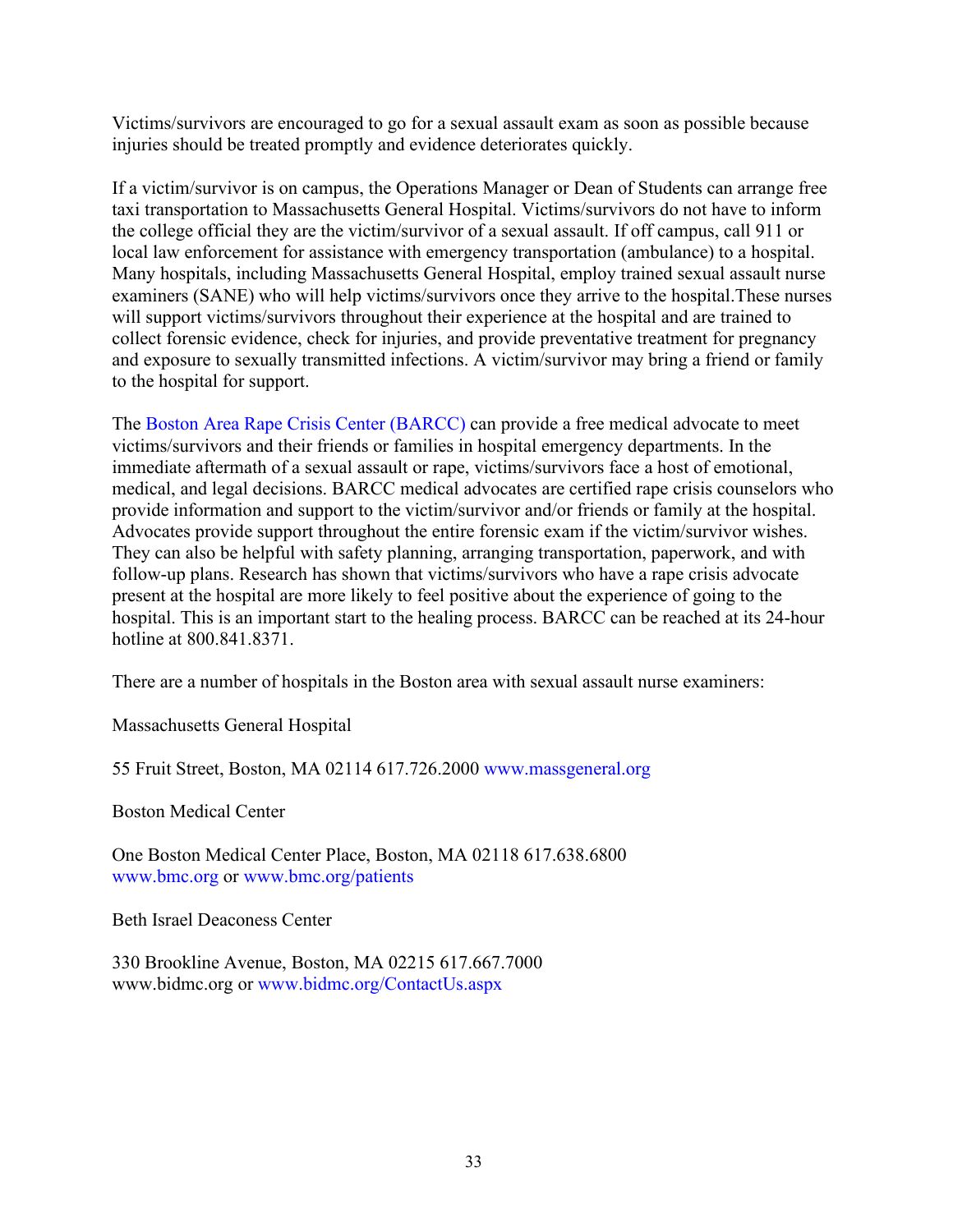Victims/survivors are encouraged to go for a sexual assault exam as soon as possible because injuries should be treated promptly and evidence deteriorates quickly.

If a victim/survivor is on campus, the Operations Manager or Dean of Students can arrange free taxi transportation to Massachusetts General Hospital. Victims/survivors do not have to inform the college official they are the victim/survivor of a sexual assault. If off campus, call 911 or local law enforcement for assistance with emergency transportation (ambulance) to a hospital. Many hospitals, including Massachusetts General Hospital, employ trained sexual assault nurse examiners (SANE) who will help victims/survivors once they arrive to the hospital.These nurses will support victims/survivors throughout their experience at the hospital and are trained to collect forensic evidence, check for injuries, and provide preventative treatment for pregnancy and exposure to sexually transmitted infections. A victim/survivor may bring a friend or family to the hospital for support.

The Boston Area Rape Crisis Center (BARCC) can provide a free medical advocate to meet victims/survivors and their friends or families in hospital emergency departments. In the immediate aftermath of a sexual assault or rape, victims/survivors face a host of emotional, medical, and legal decisions. BARCC medical advocates are certified rape crisis counselors who provide information and support to the victim/survivor and/or friends or family at the hospital. Advocates provide support throughout the entire forensic exam if the victim/survivor wishes. They can also be helpful with safety planning, arranging transportation, paperwork, and with follow-up plans. Research has shown that victims/survivors who have a rape crisis advocate present at the hospital are more likely to feel positive about the experience of going to the hospital. This is an important start to the healing process. BARCC can be reached at its 24-hour hotline at 800.841.8371.

There are a number of hospitals in the Boston area with sexual assault nurse examiners:

Massachusetts General Hospital

55 Fruit Street, Boston, MA 02114 617.726.2000 www.massgeneral.org

Boston Medical Center

One Boston Medical Center Place, Boston, MA 02118 617.638.6800
www.bmc.org or www.bmc.org/patients

Beth Israel Deaconess Center

330 Brookline Avenue, Boston, MA 02215 617.667.7000
www.bidmc.org or www.bidmc.org/ContactUs.aspx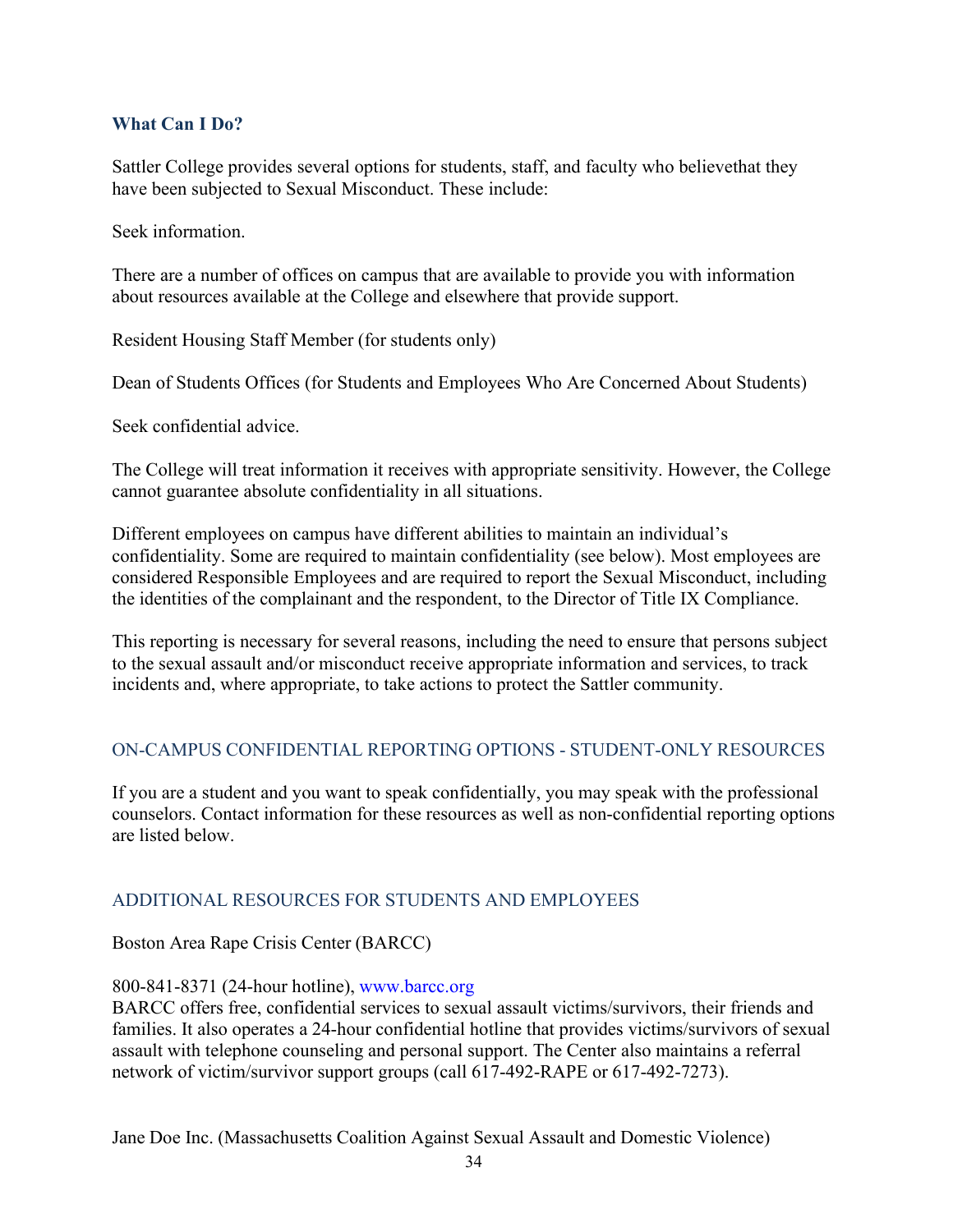### What Can I Do?

Sattler College provides several options for students, staff, and faculty who believethat they have been subjected to Sexual Misconduct. These include:

Seek information.

There are a number of offices on campus that are available to provide you with information about resources available at the College and elsewhere that provide support.

Resident Housing Staff Member (for students only)

Dean of Students Offices (for Students and Employees Who Are Concerned About Students)

Seek confidential advice.

The College will treat information it receives with appropriate sensitivity. However, the College cannot guarantee absolute confidentiality in all situations.

Different employees on campus have different abilities to maintain an individual's confidentiality. Some are required to maintain confidentiality (see below). Most employees are considered Responsible Employees and are required to report the Sexual Misconduct, including the identities of the complainant and the respondent, to the Director of Title IX Compliance.

This reporting is necessary for several reasons, including the need to ensure that persons subject to the sexual assault and/or misconduct receive appropriate information and services, to track incidents and, where appropriate, to take actions to protect the Sattler community.

#### ON-CAMPUS CONFIDENTIAL REPORTING OPTIONS - STUDENT-ONLY RESOURCES

If you are a student and you want to speak confidentially, you may speak with the professional counselors. Contact information for these resources as well as non-confidential reporting options are listed below.

#### ADDITIONAL RESOURCES FOR STUDENTS AND EMPLOYEES

Boston Area Rape Crisis Center (BARCC)

800-841-8371 (24-hour hotline), www.barcc.org
BARCC offers free, confidential services to sexual assault victims/survivors, their friends and families. It also operates a 24-hour confidential hotline that provides victims/survivors of sexual assault with telephone counseling and personal support. The Center also maintains a referral network of victim/survivor support groups (call 617-492-RAPE or 617-492-7273).

Jane Doe Inc. (Massachusetts Coalition Against Sexual Assault and Domestic Violence)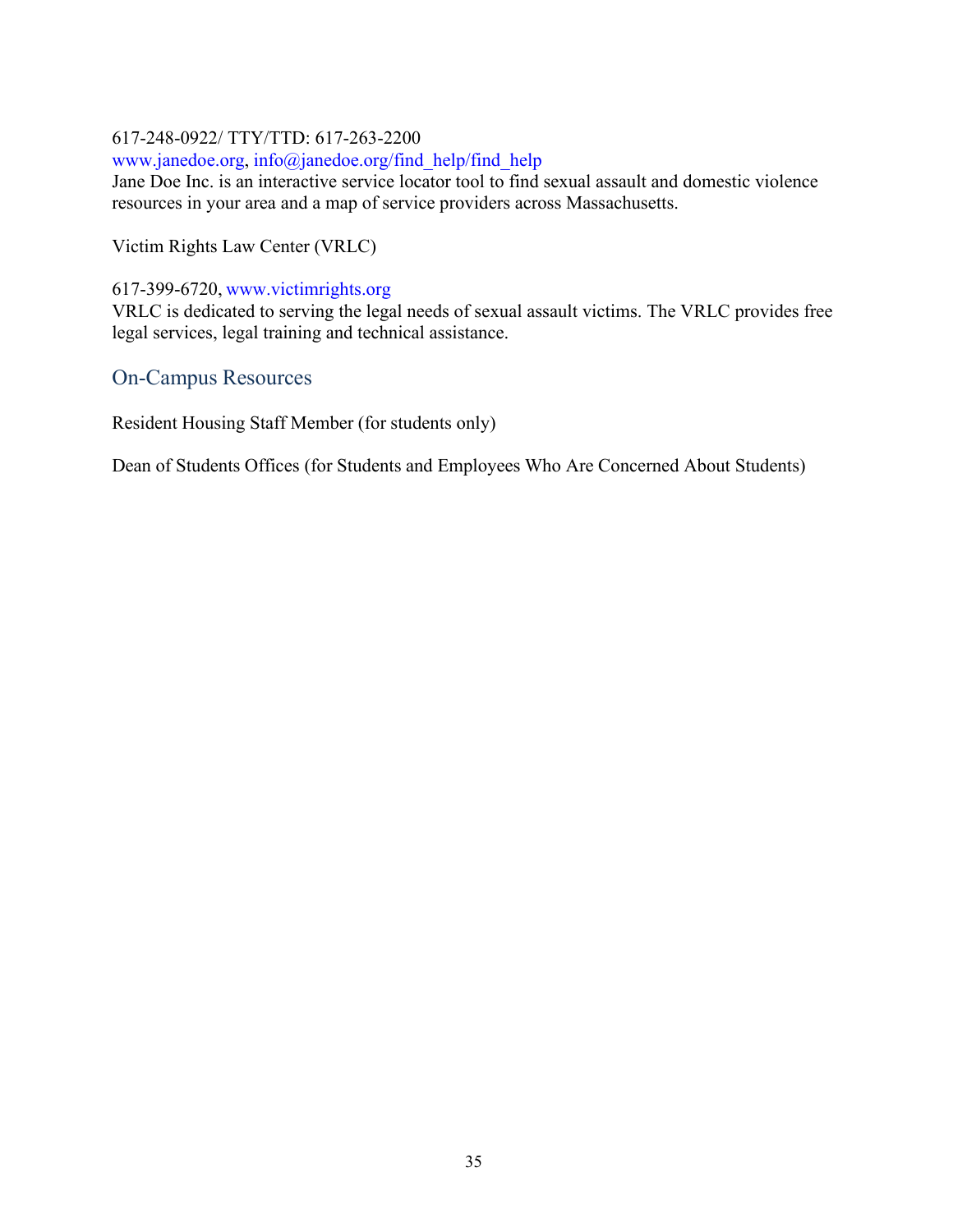617-248-0922/ TTY/TTD: 617-263-2200
www.janedoe.org, info@janedoe.org/find_help/find_help
Jane Doe Inc. is an interactive service locator tool to find sexual assault and domestic violence resources in your area and a map of service providers across Massachusetts.

Victim Rights Law Center (VRLC)

617-399-6720, www.victimrights.org
VRLC is dedicated to serving the legal needs of sexual assault victims. The VRLC provides free legal services, legal training and technical assistance.

## On-Campus Resources

Resident Housing Staff Member (for students only)

Dean of Students Offices (for Students and Employees Who Are Concerned About Students)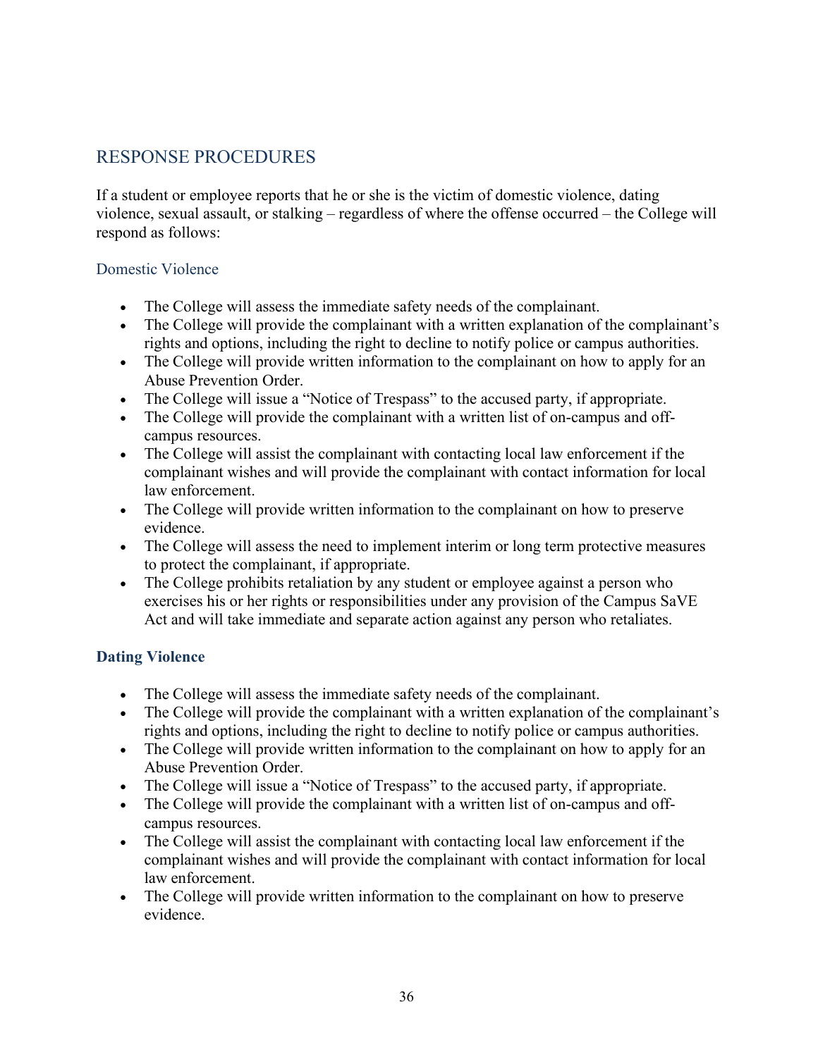## RESPONSE PROCEDURES

If a student or employee reports that he or she is the victim of domestic violence, dating violence, sexual assault, or stalking – regardless of where the offense occurred – the College will respond as follows:

### Domestic Violence

- The College will assess the immediate safety needs of the complainant.
- The College will provide the complainant with a written explanation of the complainant's rights and options, including the right to decline to notify police or campus authorities.
- The College will provide written information to the complainant on how to apply for an Abuse Prevention Order.
- The College will issue a "Notice of Trespass" to the accused party, if appropriate.
- The College will provide the complainant with a written list of on-campus and off-campus resources.
- The College will assist the complainant with contacting local law enforcement if the complainant wishes and will provide the complainant with contact information for local law enforcement.
- The College will provide written information to the complainant on how to preserve evidence.
- The College will assess the need to implement interim or long term protective measures to protect the complainant, if appropriate.
- The College prohibits retaliation by any student or employee against a person who exercises his or her rights or responsibilities under any provision of the Campus SaVE Act and will take immediate and separate action against any person who retaliates.

### **Dating Violence**

- The College will assess the immediate safety needs of the complainant.
- The College will provide the complainant with a written explanation of the complainant's rights and options, including the right to decline to notify police or campus authorities.
- The College will provide written information to the complainant on how to apply for an Abuse Prevention Order.
- The College will issue a "Notice of Trespass" to the accused party, if appropriate.
- The College will provide the complainant with a written list of on-campus and off-campus resources.
- The College will assist the complainant with contacting local law enforcement if the complainant wishes and will provide the complainant with contact information for local law enforcement.
- The College will provide written information to the complainant on how to preserve evidence.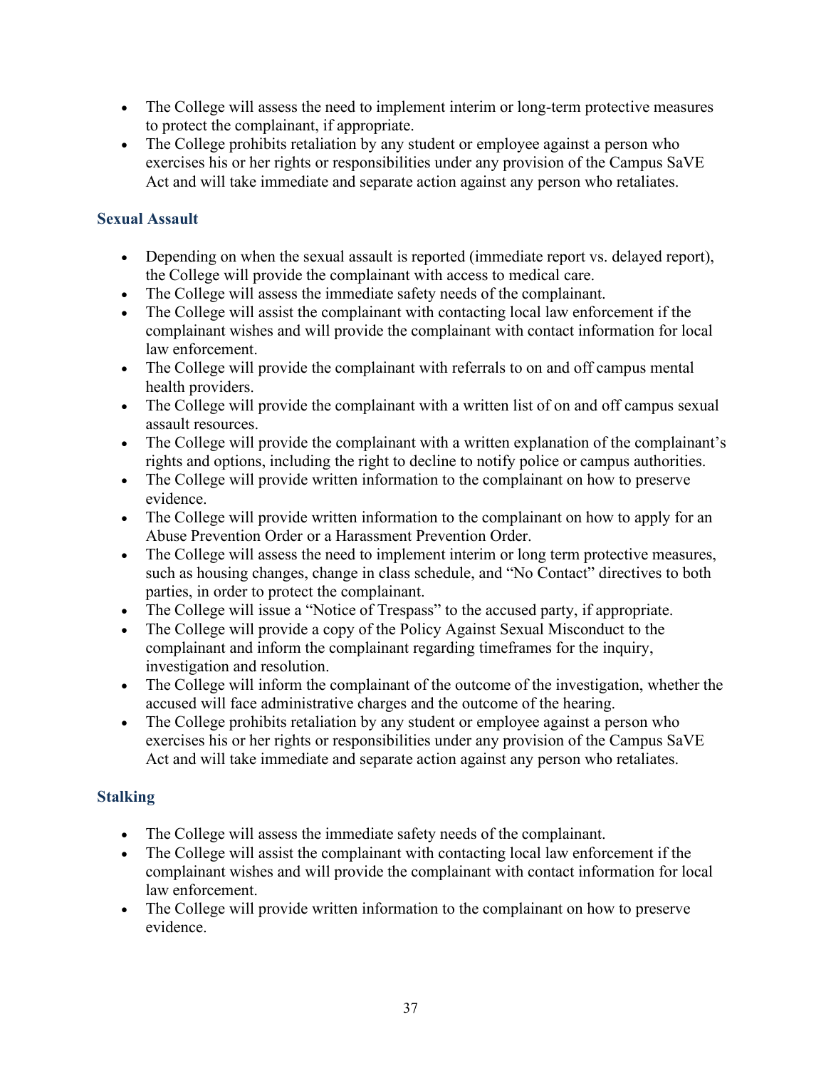- The College will assess the need to implement interim or long-term protective measures to protect the complainant, if appropriate.
- The College prohibits retaliation by any student or employee against a person who exercises his or her rights or responsibilities under any provision of the Campus SaVE Act and will take immediate and separate action against any person who retaliates.

### Sexual Assault

- Depending on when the sexual assault is reported (immediate report vs. delayed report), the College will provide the complainant with access to medical care.
- The College will assess the immediate safety needs of the complainant.
- The College will assist the complainant with contacting local law enforcement if the complainant wishes and will provide the complainant with contact information for local law enforcement.
- The College will provide the complainant with referrals to on and off campus mental health providers.
- The College will provide the complainant with a written list of on and off campus sexual assault resources.
- The College will provide the complainant with a written explanation of the complainant's rights and options, including the right to decline to notify police or campus authorities.
- The College will provide written information to the complainant on how to preserve evidence.
- The College will provide written information to the complainant on how to apply for an Abuse Prevention Order or a Harassment Prevention Order.
- The College will assess the need to implement interim or long term protective measures, such as housing changes, change in class schedule, and "No Contact" directives to both parties, in order to protect the complainant.
- The College will issue a "Notice of Trespass" to the accused party, if appropriate.
- The College will provide a copy of the Policy Against Sexual Misconduct to the complainant and inform the complainant regarding timeframes for the inquiry, investigation and resolution.
- The College will inform the complainant of the outcome of the investigation, whether the accused will face administrative charges and the outcome of the hearing.
- The College prohibits retaliation by any student or employee against a person who exercises his or her rights or responsibilities under any provision of the Campus SaVE Act and will take immediate and separate action against any person who retaliates.

### Stalking

- The College will assess the immediate safety needs of the complainant.
- The College will assist the complainant with contacting local law enforcement if the complainant wishes and will provide the complainant with contact information for local law enforcement.
- The College will provide written information to the complainant on how to preserve evidence.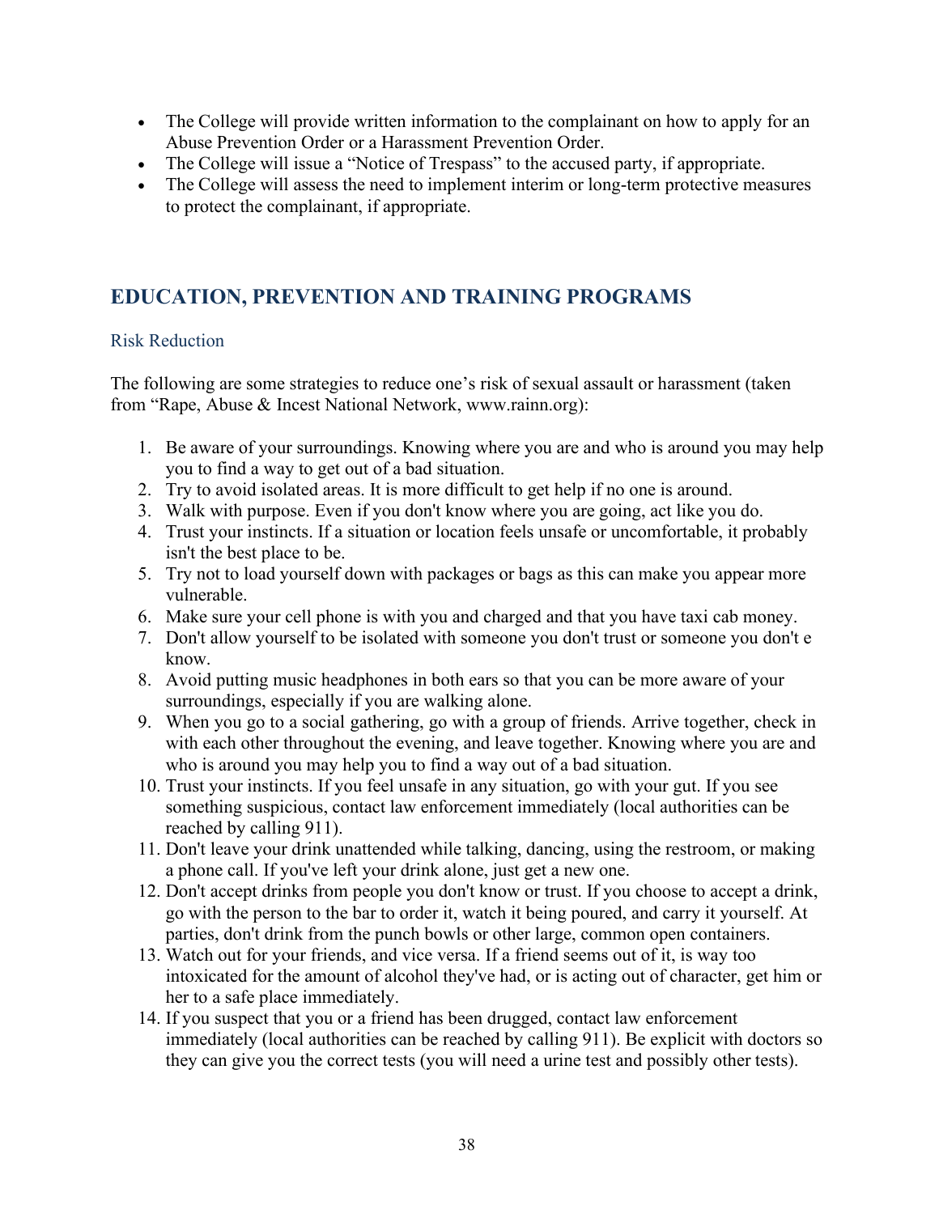- The College will provide written information to the complainant on how to apply for an Abuse Prevention Order or a Harassment Prevention Order.
- The College will issue a "Notice of Trespass" to the accused party, if appropriate.
- The College will assess the need to implement interim or long-term protective measures to protect the complainant, if appropriate.

## EDUCATION, PREVENTION AND TRAINING PROGRAMS

### Risk Reduction

The following are some strategies to reduce one's risk of sexual assault or harassment (taken from "Rape, Abuse & Incest National Network, www.rainn.org):

1. Be aware of your surroundings. Knowing where you are and who is around you may help you to find a way to get out of a bad situation.
2. Try to avoid isolated areas. It is more difficult to get help if no one is around.
3. Walk with purpose. Even if you don't know where you are going, act like you do.
4. Trust your instincts. If a situation or location feels unsafe or uncomfortable, it probably isn't the best place to be.
5. Try not to load yourself down with packages or bags as this can make you appear more vulnerable.
6. Make sure your cell phone is with you and charged and that you have taxi cab money.
7. Don't allow yourself to be isolated with someone you don't trust or someone you don't e know.
8. Avoid putting music headphones in both ears so that you can be more aware of your surroundings, especially if you are walking alone.
9. When you go to a social gathering, go with a group of friends. Arrive together, check in with each other throughout the evening, and leave together. Knowing where you are and who is around you may help you to find a way out of a bad situation.
10. Trust your instincts. If you feel unsafe in any situation, go with your gut. If you see something suspicious, contact law enforcement immediately (local authorities can be reached by calling 911).
11. Don't leave your drink unattended while talking, dancing, using the restroom, or making a phone call. If you've left your drink alone, just get a new one.
12. Don't accept drinks from people you don't know or trust. If you choose to accept a drink, go with the person to the bar to order it, watch it being poured, and carry it yourself. At parties, don't drink from the punch bowls or other large, common open containers.
13. Watch out for your friends, and vice versa. If a friend seems out of it, is way too intoxicated for the amount of alcohol they've had, or is acting out of character, get him or her to a safe place immediately.
14. If you suspect that you or a friend has been drugged, contact law enforcement immediately (local authorities can be reached by calling 911). Be explicit with doctors so they can give you the correct tests (you will need a urine test and possibly other tests).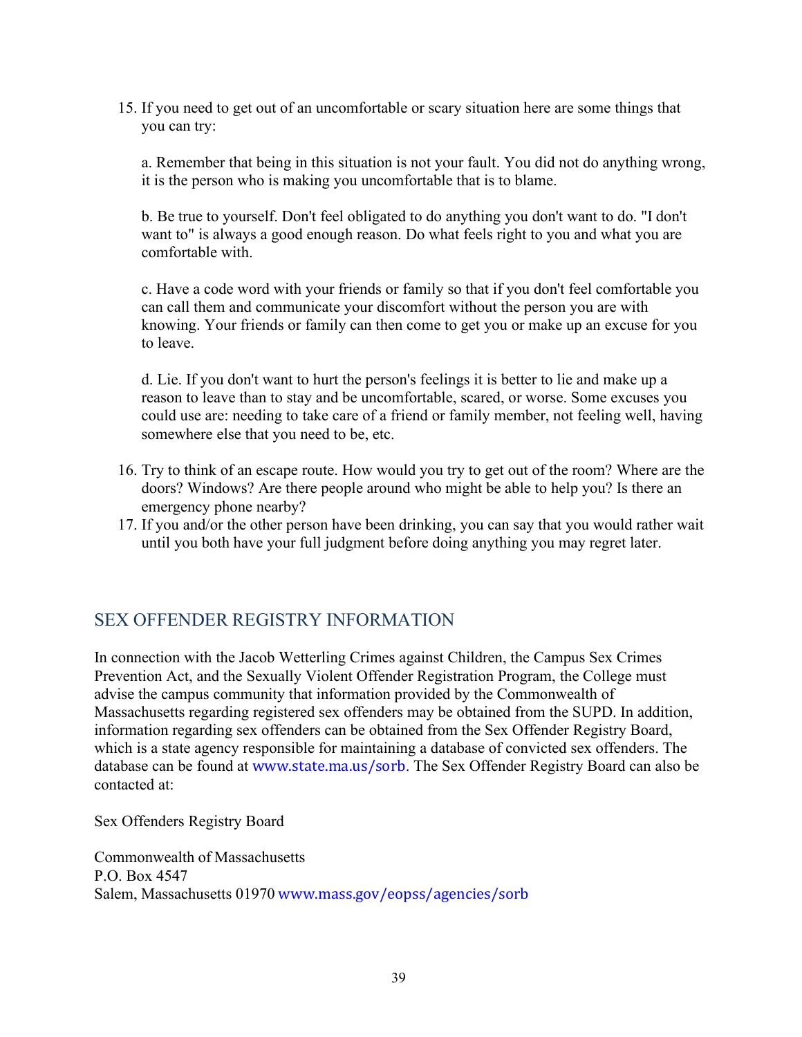15. If you need to get out of an uncomfortable or scary situation here are some things that you can try:

    a. Remember that being in this situation is not your fault. You did not do anything wrong, it is the person who is making you uncomfortable that is to blame.

    b. Be true to yourself. Don't feel obligated to do anything you don't want to do. "I don't want to" is always a good enough reason. Do what feels right to you and what you are comfortable with.

    c. Have a code word with your friends or family so that if you don't feel comfortable you can call them and communicate your discomfort without the person you are with knowing. Your friends or family can then come to get you or make up an excuse for you to leave.

    d. Lie. If you don't want to hurt the person's feelings it is better to lie and make up a reason to leave than to stay and be uncomfortable, scared, or worse. Some excuses you could use are: needing to take care of a friend or family member, not feeling well, having somewhere else that you need to be, etc.

16. Try to think of an escape route. How would you try to get out of the room? Where are the doors? Windows? Are there people around who might be able to help you? Is there an emergency phone nearby?
17. If you and/or the other person have been drinking, you can say that you would rather wait until you both have your full judgment before doing anything you may regret later.

## SEX OFFENDER REGISTRY INFORMATION

In connection with the Jacob Wetterling Crimes against Children, the Campus Sex Crimes Prevention Act, and the Sexually Violent Offender Registration Program, the College must advise the campus community that information provided by the Commonwealth of Massachusetts regarding registered sex offenders may be obtained from the SUPD. In addition, information regarding sex offenders can be obtained from the Sex Offender Registry Board, which is a state agency responsible for maintaining a database of convicted sex offenders. The database can be found at www.state.ma.us/sorb. The Sex Offender Registry Board can also be contacted at:

Sex Offenders Registry Board

Commonwealth of Massachusetts
P.O. Box 4547
Salem, Massachusetts 01970 www.mass.gov/eopss/agencies/sorb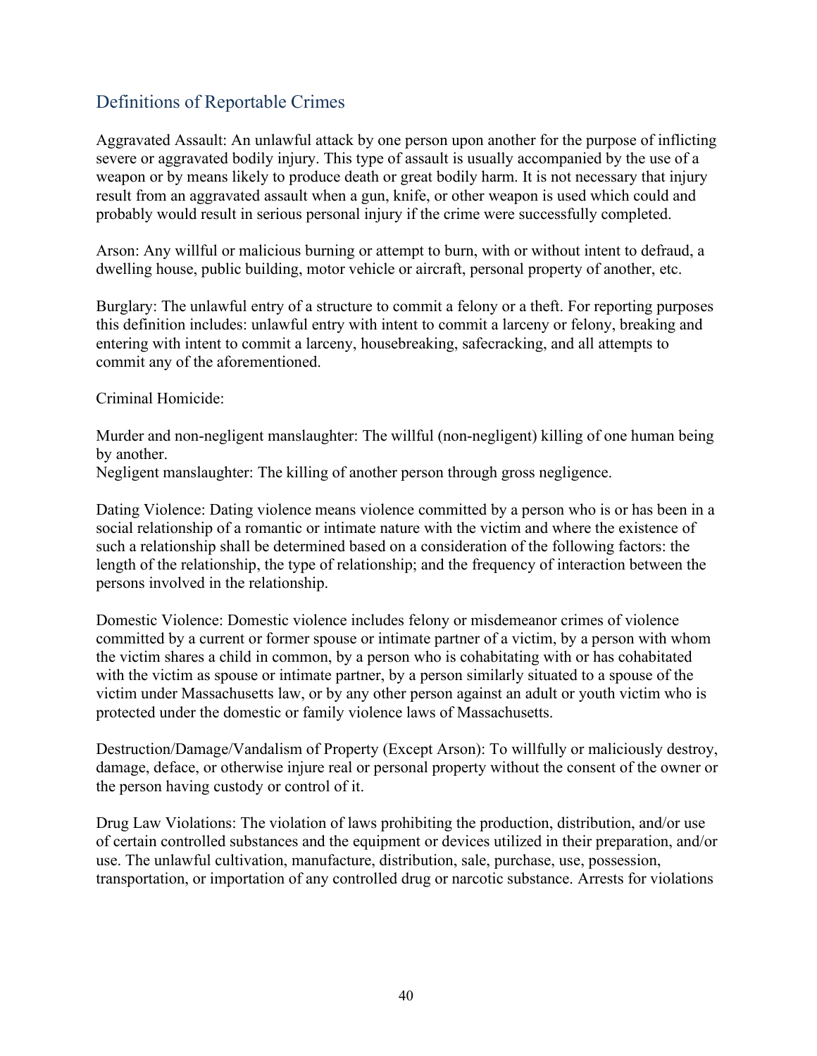## Definitions of Reportable Crimes

Aggravated Assault: An unlawful attack by one person upon another for the purpose of inflicting severe or aggravated bodily injury. This type of assault is usually accompanied by the use of a weapon or by means likely to produce death or great bodily harm. It is not necessary that injury result from an aggravated assault when a gun, knife, or other weapon is used which could and probably would result in serious personal injury if the crime were successfully completed.

Arson: Any willful or malicious burning or attempt to burn, with or without intent to defraud, a dwelling house, public building, motor vehicle or aircraft, personal property of another, etc.

Burglary: The unlawful entry of a structure to commit a felony or a theft. For reporting purposes this definition includes: unlawful entry with intent to commit a larceny or felony, breaking and entering with intent to commit a larceny, housebreaking, safecracking, and all attempts to commit any of the aforementioned.

Criminal Homicide:

Murder and non-negligent manslaughter: The willful (non-negligent) killing of one human being by another.
Negligent manslaughter: The killing of another person through gross negligence.

Dating Violence: Dating violence means violence committed by a person who is or has been in a social relationship of a romantic or intimate nature with the victim and where the existence of such a relationship shall be determined based on a consideration of the following factors: the length of the relationship, the type of relationship; and the frequency of interaction between the persons involved in the relationship.

Domestic Violence: Domestic violence includes felony or misdemeanor crimes of violence committed by a current or former spouse or intimate partner of a victim, by a person with whom the victim shares a child in common, by a person who is cohabitating with or has cohabitated with the victim as spouse or intimate partner, by a person similarly situated to a spouse of the victim under Massachusetts law, or by any other person against an adult or youth victim who is protected under the domestic or family violence laws of Massachusetts.

Destruction/Damage/Vandalism of Property (Except Arson): To willfully or maliciously destroy, damage, deface, or otherwise injure real or personal property without the consent of the owner or the person having custody or control of it.

Drug Law Violations: The violation of laws prohibiting the production, distribution, and/or use of certain controlled substances and the equipment or devices utilized in their preparation, and/or use. The unlawful cultivation, manufacture, distribution, sale, purchase, use, possession, transportation, or importation of any controlled drug or narcotic substance. Arrests for violations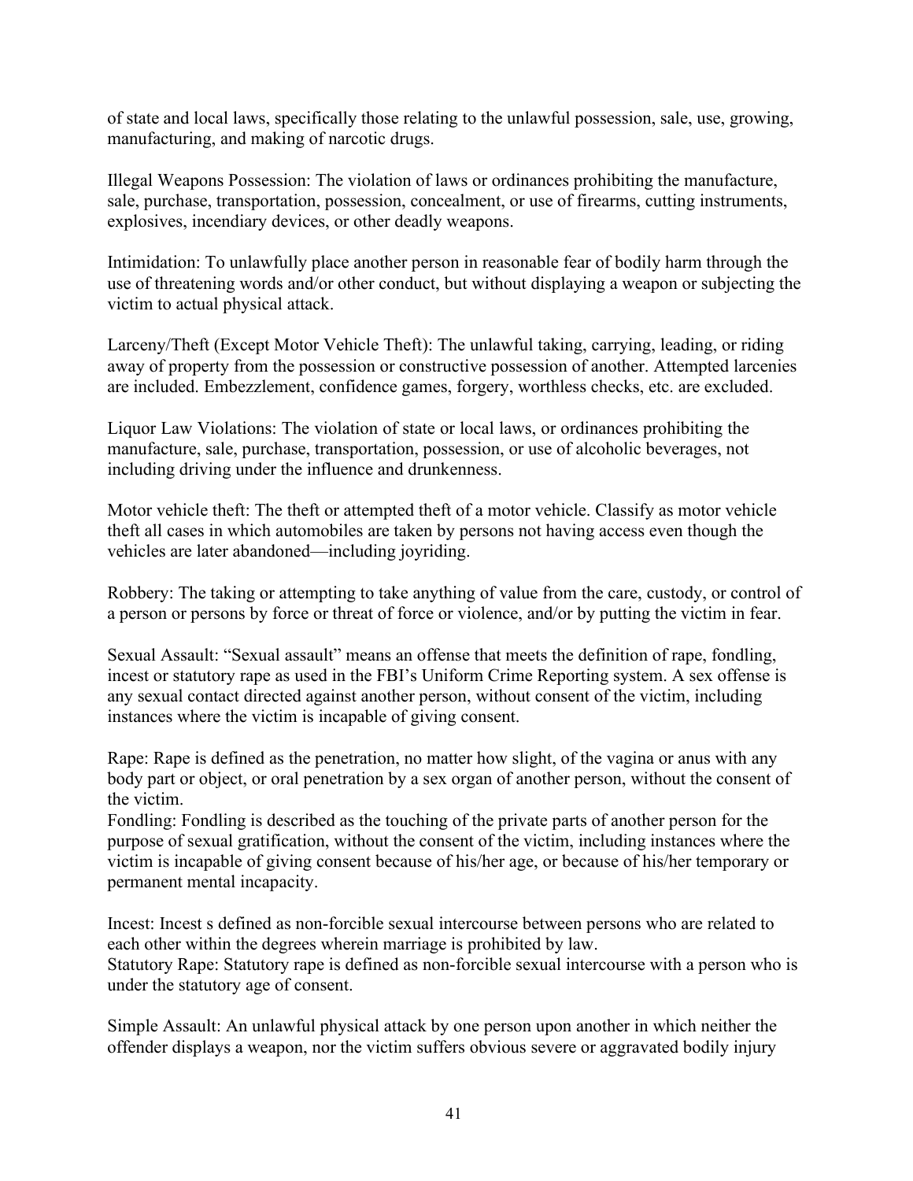of state and local laws, specifically those relating to the unlawful possession, sale, use, growing, manufacturing, and making of narcotic drugs.

Illegal Weapons Possession: The violation of laws or ordinances prohibiting the manufacture, sale, purchase, transportation, possession, concealment, or use of firearms, cutting instruments, explosives, incendiary devices, or other deadly weapons.

Intimidation: To unlawfully place another person in reasonable fear of bodily harm through the use of threatening words and/or other conduct, but without displaying a weapon or subjecting the victim to actual physical attack.

Larceny/Theft (Except Motor Vehicle Theft): The unlawful taking, carrying, leading, or riding away of property from the possession or constructive possession of another. Attempted larcenies are included. Embezzlement, confidence games, forgery, worthless checks, etc. are excluded.

Liquor Law Violations: The violation of state or local laws, or ordinances prohibiting the manufacture, sale, purchase, transportation, possession, or use of alcoholic beverages, not including driving under the influence and drunkenness.

Motor vehicle theft: The theft or attempted theft of a motor vehicle. Classify as motor vehicle theft all cases in which automobiles are taken by persons not having access even though the vehicles are later abandoned—including joyriding.

Robbery: The taking or attempting to take anything of value from the care, custody, or control of a person or persons by force or threat of force or violence, and/or by putting the victim in fear.

Sexual Assault: "Sexual assault" means an offense that meets the definition of rape, fondling, incest or statutory rape as used in the FBI's Uniform Crime Reporting system. A sex offense is any sexual contact directed against another person, without consent of the victim, including instances where the victim is incapable of giving consent.

Rape: Rape is defined as the penetration, no matter how slight, of the vagina or anus with any body part or object, or oral penetration by a sex organ of another person, without the consent of the victim.
Fondling: Fondling is described as the touching of the private parts of another person for the purpose of sexual gratification, without the consent of the victim, including instances where the victim is incapable of giving consent because of his/her age, or because of his/her temporary or permanent mental incapacity.

Incest: Incest s defined as non-forcible sexual intercourse between persons who are related to each other within the degrees wherein marriage is prohibited by law.
Statutory Rape: Statutory rape is defined as non-forcible sexual intercourse with a person who is under the statutory age of consent.

Simple Assault: An unlawful physical attack by one person upon another in which neither the offender displays a weapon, nor the victim suffers obvious severe or aggravated bodily injury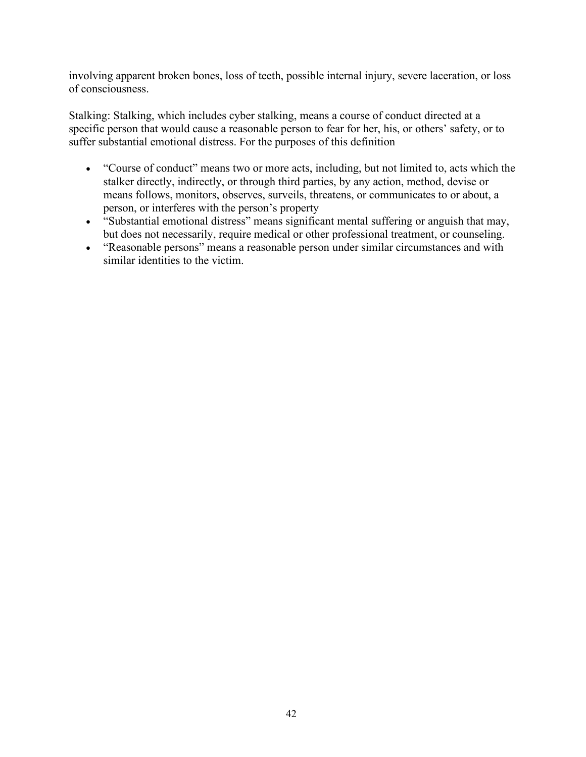involving apparent broken bones, loss of teeth, possible internal injury, severe laceration, or loss of consciousness.

Stalking: Stalking, which includes cyber stalking, means a course of conduct directed at a specific person that would cause a reasonable person to fear for her, his, or others' safety, or to suffer substantial emotional distress. For the purposes of this definition

- "Course of conduct" means two or more acts, including, but not limited to, acts which the stalker directly, indirectly, or through third parties, by any action, method, devise or means follows, monitors, observes, surveils, threatens, or communicates to or about, a person, or interferes with the person's property
- "Substantial emotional distress" means significant mental suffering or anguish that may, but does not necessarily, require medical or other professional treatment, or counseling.
- "Reasonable persons" means a reasonable person under similar circumstances and with similar identities to the victim.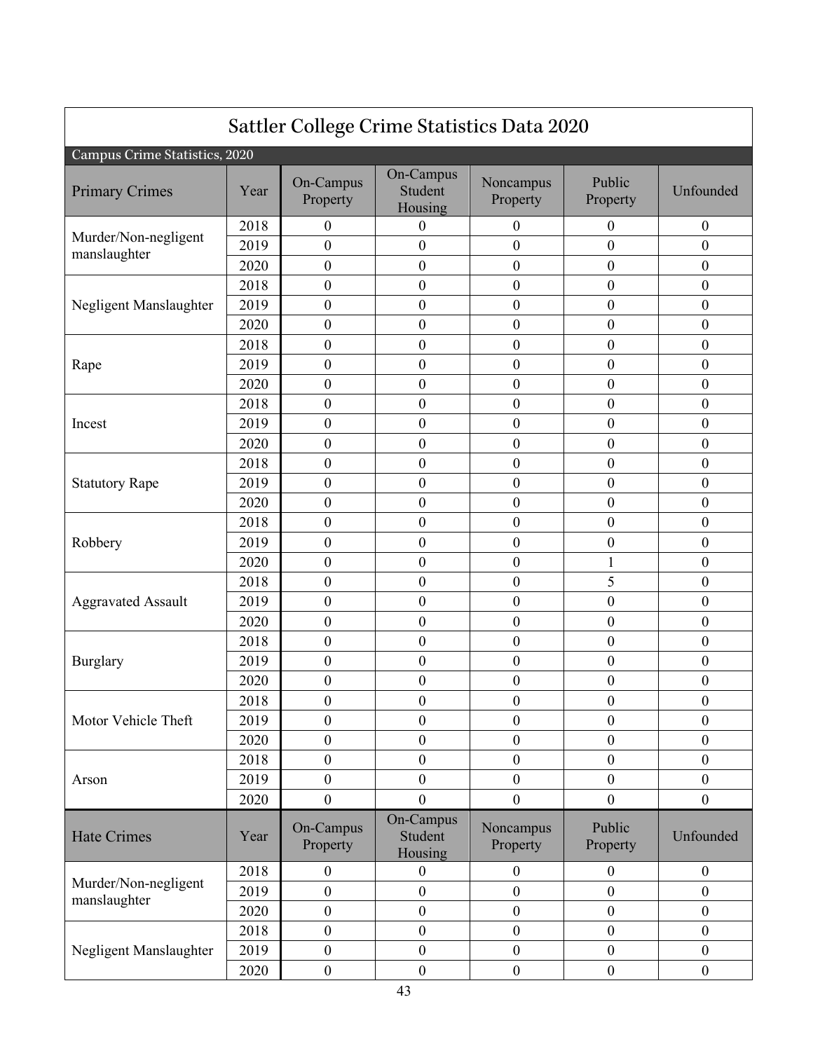# Sattler College Crime Statistics Data 2020

Campus Crime Statistics, 2020

| Primary Crimes | Year | On-Campus Property | On-Campus Student Housing | Noncampus Property | Public Property | Unfounded |
|---|---|---|---|---|---|---|
| Murder/Non-negligent manslaughter | 2018 | 0 | 0 | 0 | 0 | 0 |
| | 2019 | 0 | 0 | 0 | 0 | 0 |
| | 2020 | 0 | 0 | 0 | 0 | 0 |
| Negligent Manslaughter | 2018 | 0 | 0 | 0 | 0 | 0 |
| | 2019 | 0 | 0 | 0 | 0 | 0 |
| | 2020 | 0 | 0 | 0 | 0 | 0 |
| Rape | 2018 | 0 | 0 | 0 | 0 | 0 |
| | 2019 | 0 | 0 | 0 | 0 | 0 |
| | 2020 | 0 | 0 | 0 | 0 | 0 |
| Incest | 2018 | 0 | 0 | 0 | 0 | 0 |
| | 2019 | 0 | 0 | 0 | 0 | 0 |
| | 2020 | 0 | 0 | 0 | 0 | 0 |
| Statutory Rape | 2018 | 0 | 0 | 0 | 0 | 0 |
| | 2019 | 0 | 0 | 0 | 0 | 0 |
| | 2020 | 0 | 0 | 0 | 0 | 0 |
| Robbery | 2018 | 0 | 0 | 0 | 0 | 0 |
| | 2019 | 0 | 0 | 0 | 0 | 0 |
| | 2020 | 0 | 0 | 0 | 1 | 0 |
| Aggravated Assault | 2018 | 0 | 0 | 0 | 5 | 0 |
| | 2019 | 0 | 0 | 0 | 0 | 0 |
| | 2020 | 0 | 0 | 0 | 0 | 0 |
| Burglary | 2018 | 0 | 0 | 0 | 0 | 0 |
| | 2019 | 0 | 0 | 0 | 0 | 0 |
| | 2020 | 0 | 0 | 0 | 0 | 0 |
| Motor Vehicle Theft | 2018 | 0 | 0 | 0 | 0 | 0 |
| | 2019 | 0 | 0 | 0 | 0 | 0 |
| | 2020 | 0 | 0 | 0 | 0 | 0 |
| Arson | 2018 | 0 | 0 | 0 | 0 | 0 |
| | 2019 | 0 | 0 | 0 | 0 | 0 |
| | 2020 | 0 | 0 | 0 | 0 | 0 |
| **Hate Crimes** | **Year** | **On-Campus Property** | **On-Campus Student Housing** | **Noncampus Property** | **Public Property** | **Unfounded** |
| Murder/Non-negligent manslaughter | 2018 | 0 | 0 | 0 | 0 | 0 |
| | 2019 | 0 | 0 | 0 | 0 | 0 |
| | 2020 | 0 | 0 | 0 | 0 | 0 |
| Negligent Manslaughter | 2018 | 0 | 0 | 0 | 0 | 0 |
| | 2019 | 0 | 0 | 0 | 0 | 0 |
| | 2020 | 0 | 0 | 0 | 0 | 0 |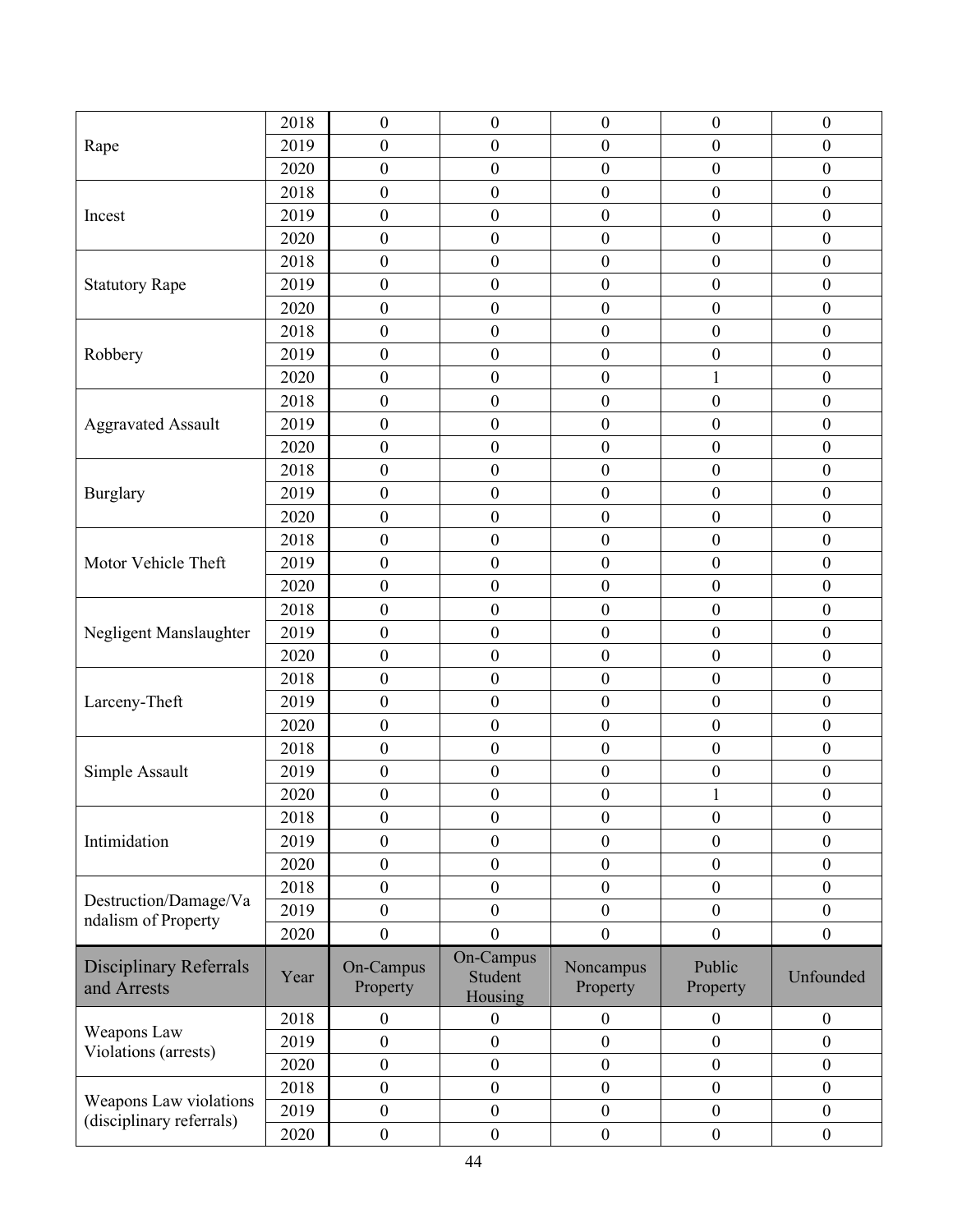| | | | | | | |
|---|---|---|---|---|---|---|
| Rape | 2018 | 0 | 0 | 0 | 0 | 0 |
| | 2019 | 0 | 0 | 0 | 0 | 0 |
| | 2020 | 0 | 0 | 0 | 0 | 0 |
| Incest | 2018 | 0 | 0 | 0 | 0 | 0 |
| | 2019 | 0 | 0 | 0 | 0 | 0 |
| | 2020 | 0 | 0 | 0 | 0 | 0 |
| Statutory Rape | 2018 | 0 | 0 | 0 | 0 | 0 |
| | 2019 | 0 | 0 | 0 | 0 | 0 |
| | 2020 | 0 | 0 | 0 | 0 | 0 |
| Robbery | 2018 | 0 | 0 | 0 | 0 | 0 |
| | 2019 | 0 | 0 | 0 | 0 | 0 |
| | 2020 | 0 | 0 | 0 | 1 | 0 |
| Aggravated Assault | 2018 | 0 | 0 | 0 | 0 | 0 |
| | 2019 | 0 | 0 | 0 | 0 | 0 |
| | 2020 | 0 | 0 | 0 | 0 | 0 |
| Burglary | 2018 | 0 | 0 | 0 | 0 | 0 |
| | 2019 | 0 | 0 | 0 | 0 | 0 |
| | 2020 | 0 | 0 | 0 | 0 | 0 |
| Motor Vehicle Theft | 2018 | 0 | 0 | 0 | 0 | 0 |
| | 2019 | 0 | 0 | 0 | 0 | 0 |
| | 2020 | 0 | 0 | 0 | 0 | 0 |
| Negligent Manslaughter | 2018 | 0 | 0 | 0 | 0 | 0 |
| | 2019 | 0 | 0 | 0 | 0 | 0 |
| | 2020 | 0 | 0 | 0 | 0 | 0 |
| Larceny-Theft | 2018 | 0 | 0 | 0 | 0 | 0 |
| | 2019 | 0 | 0 | 0 | 0 | 0 |
| | 2020 | 0 | 0 | 0 | 0 | 0 |
| Simple Assault | 2018 | 0 | 0 | 0 | 0 | 0 |
| | 2019 | 0 | 0 | 0 | 0 | 0 |
| | 2020 | 0 | 0 | 0 | 1 | 0 |
| Intimidation | 2018 | 0 | 0 | 0 | 0 | 0 |
| | 2019 | 0 | 0 | 0 | 0 | 0 |
| | 2020 | 0 | 0 | 0 | 0 | 0 |
| Destruction/Damage/Vandalism of Property | 2018 | 0 | 0 | 0 | 0 | 0 |
| | 2019 | 0 | 0 | 0 | 0 | 0 |
| | 2020 | 0 | 0 | 0 | 0 | 0 |

| Disciplinary Referrals and Arrests | Year | On-Campus Property | On-Campus Student Housing | Noncampus Property | Public Property | Unfounded |
|---|---|---|---|---|---|---|
| Weapons Law Violations (arrests) | 2018 | 0 | 0 | 0 | 0 | 0 |
| | 2019 | 0 | 0 | 0 | 0 | 0 |
| | 2020 | 0 | 0 | 0 | 0 | 0 |
| Weapons Law violations (disciplinary referrals) | 2018 | 0 | 0 | 0 | 0 | 0 |
| | 2019 | 0 | 0 | 0 | 0 | 0 |
| | 2020 | 0 | 0 | 0 | 0 | 0 |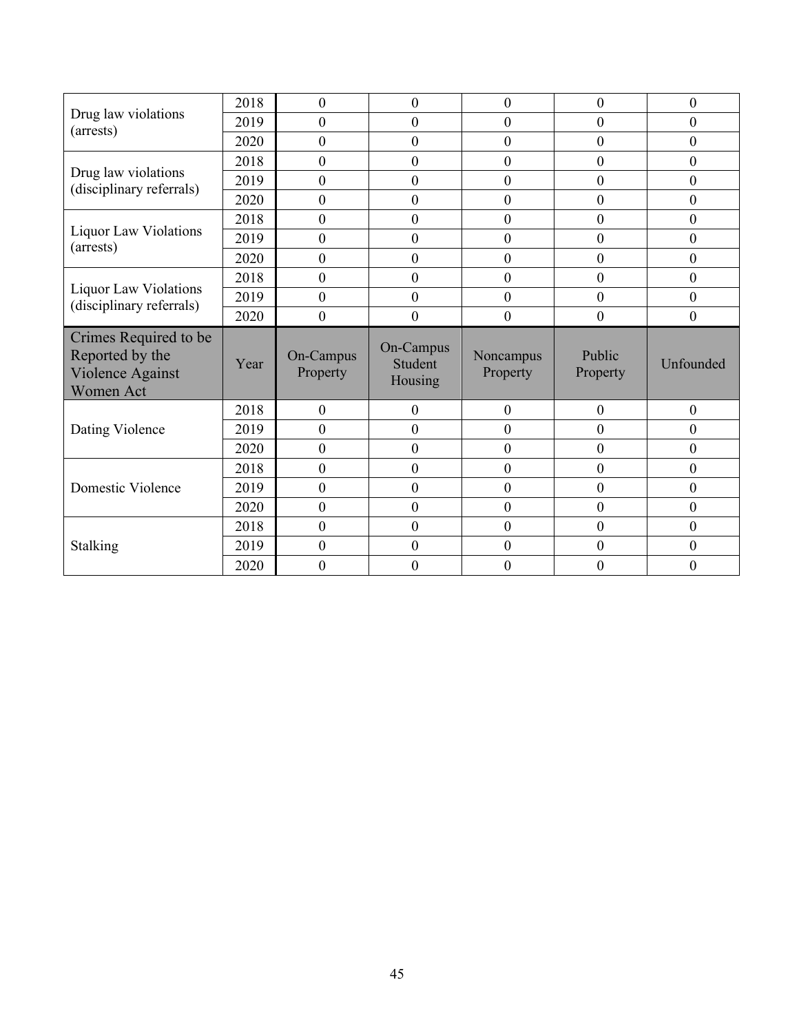| | | | | | | |
|---|---|---|---|---|---|---|
| Drug law violations (arrests) | 2018 | 0 | 0 | 0 | 0 | 0 |
| | 2019 | 0 | 0 | 0 | 0 | 0 |
| | 2020 | 0 | 0 | 0 | 0 | 0 |
| Drug law violations (disciplinary referrals) | 2018 | 0 | 0 | 0 | 0 | 0 |
| | 2019 | 0 | 0 | 0 | 0 | 0 |
| | 2020 | 0 | 0 | 0 | 0 | 0 |
| Liquor Law Violations (arrests) | 2018 | 0 | 0 | 0 | 0 | 0 |
| | 2019 | 0 | 0 | 0 | 0 | 0 |
| | 2020 | 0 | 0 | 0 | 0 | 0 |
| Liquor Law Violations (disciplinary referrals) | 2018 | 0 | 0 | 0 | 0 | 0 |
| | 2019 | 0 | 0 | 0 | 0 | 0 |
| | 2020 | 0 | 0 | 0 | 0 | 0 |
| Crimes Required to be Reported by the Violence Against Women Act | Year | On-Campus Property | On-Campus Student Housing | Noncampus Property | Public Property | Unfounded |
| Dating Violence | 2018 | 0 | 0 | 0 | 0 | 0 |
| | 2019 | 0 | 0 | 0 | 0 | 0 |
| | 2020 | 0 | 0 | 0 | 0 | 0 |
| Domestic Violence | 2018 | 0 | 0 | 0 | 0 | 0 |
| | 2019 | 0 | 0 | 0 | 0 | 0 |
| | 2020 | 0 | 0 | 0 | 0 | 0 |
| Stalking | 2018 | 0 | 0 | 0 | 0 | 0 |
| | 2019 | 0 | 0 | 0 | 0 | 0 |
| | 2020 | 0 | 0 | 0 | 0 | 0 |